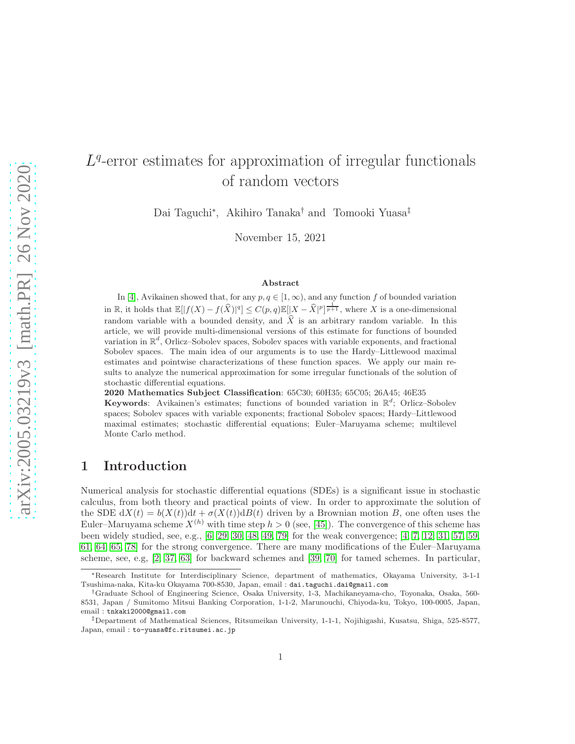# $L^q$-error estimates for approximation of irregular functionals of random vectors

Dai Taguchi[*], Akihiro Tanaka[†] and Tomooki Yuasa[‡]

November 15, 2021

### Abstract

In [4], Avikainen showed that, for any $p, q \in [1, \infty)$, and any function $f$ of bounded variation in $\mathbb{R}$, it holds that $\mathbb{E}[|f(X) - f(\widehat{X})|^q] \leq C(p, q)\mathbb{E}[|X - \widehat{X}|^p]^{\frac{1}{p+1}}$, where $X$ is a one-dimensional random variable with a bounded density, and $\widehat{X}$ is an arbitrary random variable. In this article, we will provide multi-dimensional versions of this estimate for functions of bounded variation in $\mathbb{R}^d$, Orlicz–Sobolev spaces, Sobolev spaces with variable exponents, and fractional Sobolev spaces. The main idea of our arguments is to use the Hardy–Littlewood maximal estimates and pointwise characterizations of these function spaces. We apply our main results to analyze the numerical approximation for some irregular functionals of the solution of stochastic differential equations.

**2020 Mathematics Subject Classification**: 65C30; 60H35; 65C05; 26A45; 46E35

**Keywords**: Avikainen's estimates; functions of bounded variation in $\mathbb{R}^d$; Orlicz–Sobolev spaces; Sobolev spaces with variable exponents; fractional Sobolev spaces; Hardy–Littlewood maximal estimates; stochastic differential equations; Euler–Maruyama scheme; multilevel Monte Carlo method.

## 1 Introduction

Numerical analysis for stochastic differential equations (SDEs) is a significant issue in stochastic calculus, from both theory and practical points of view. In order to approximate the solution of the SDE $\mathrm{d}X(t) = b(X(t))\mathrm{d}t + \sigma(X(t))\mathrm{d}B(t)$ driven by a Brownian motion $B$, one often uses the Euler–Maruyama scheme $X^{(h)}$ with time step $h > 0$ (see, [45]). The convergence of this scheme has been widely studied, see, e.g., [6, 29, 30, 48, 49, 79] for the weak convergence; [4, 7, 12, 31, 57, 59, 61, 64, 65, 78] for the strong convergence. There are many modifications of the Euler–Maruyama scheme, see, e.g, [2, 37, 63] for backward schemes and [39, 70] for tamed schemes. In particular,

---

[*] Research Institute for Interdisciplinary Science, department of mathematics, Okayama University, 3-1-1 Tsushima-naka, Kita-ku Okayama 700-8530, Japan, email : dai.taguchi.dai@gmail.com

[†] Graduate School of Engineering Science, Osaka University, 1-3, Machikaneyama-cho, Toyonaka, Osaka, 560-8531, Japan / Sumitomo Mitsui Banking Corporation, 1-1-2, Marunouchi, Chiyoda-ku, Tokyo, 100-0005, Japan, email : tnkaki2000@gmail.com

[‡] Department of Mathematical Sciences, Ritsumeikan University, 1-1-1, Nojihigashi, Kusatsu, Shiga, 525-8577, Japan, email : to-yuasa@fc.ritsumei.ac.jp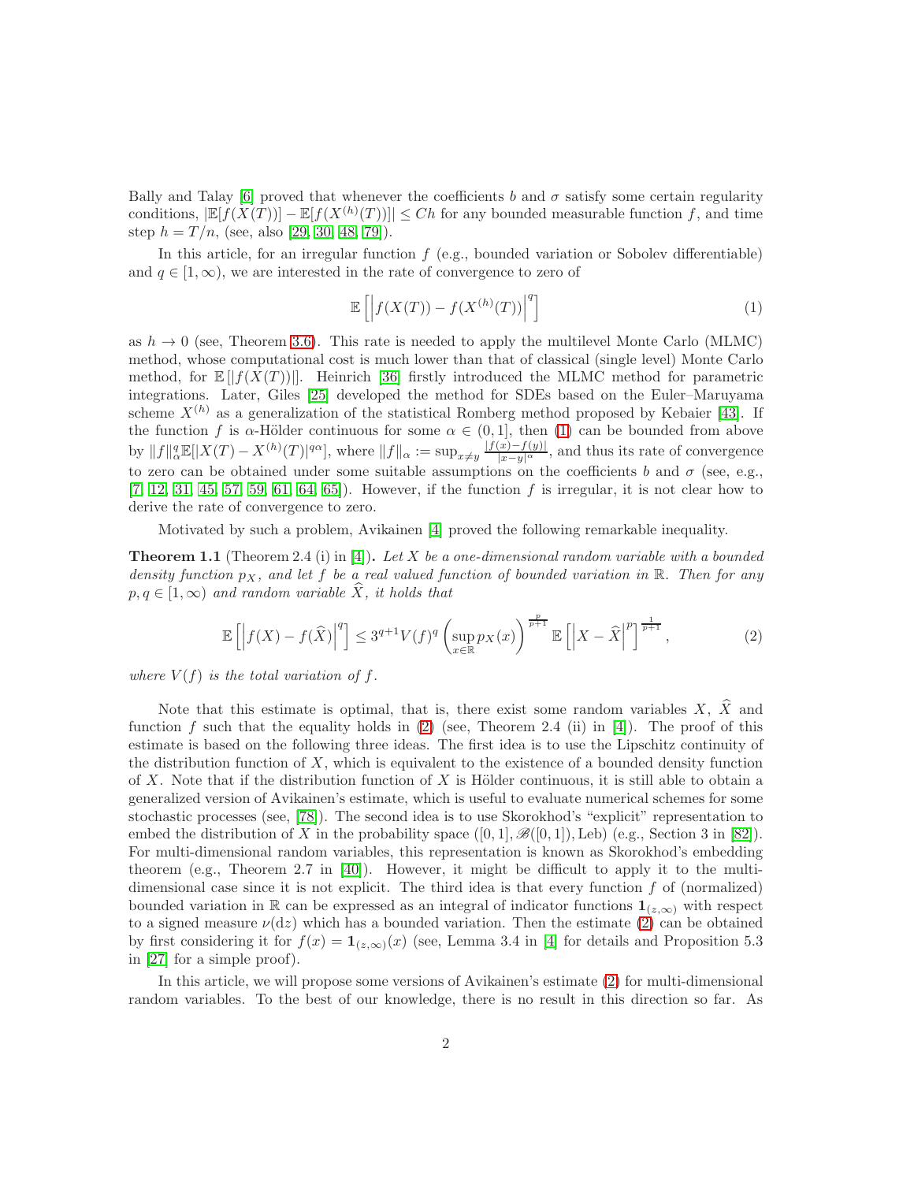Bally and Talay [6] proved that whenever the coefficients $b$ and $\sigma$ satisfy some certain regularity conditions, $|\mathbb{E}[f(X(T))] - \mathbb{E}[f(X^{(h)}(T))]| \leq Ch$ for any bounded measurable function $f$, and time step $h = T/n$, (see, also [29, 30, 48, 79]).

In this article, for an irregular function $f$ (e.g., bounded variation or Sobolev differentiable) and $q \in [1, \infty)$, we are interested in the rate of convergence to zero of

$$\mathbb{E}\left[\left|f(X(T)) - f(X^{(h)}(T))\right|^q\right] \tag{1}$$

as $h \to 0$ (see, Theorem 3.6). This rate is needed to apply the multilevel Monte Carlo (MLMC) method, whose computational cost is much lower than that of classical (single level) Monte Carlo method, for $\mathbb{E}[|f(X(T))|]$. Heinrich [36] firstly introduced the MLMC method for parametric integrations. Later, Giles [25] developed the method for SDEs based on the Euler–Maruyama scheme $X^{(h)}$ as a generalization of the statistical Romberg method proposed by Kebaier [43]. If the function $f$ is $\alpha$-Hölder continuous for some $\alpha \in (0, 1]$, then (1) can be bounded from above by $\|f\|_\alpha^q \mathbb{E}[|X(T) - X^{(h)}(T)|^{q\alpha}]$, where $\|f\|_\alpha := \sup_{x \neq y} \frac{|f(x) - f(y)|}{|x-y|^\alpha}$, and thus its rate of convergence to zero can be obtained under some suitable assumptions on the coefficients $b$ and $\sigma$ (see, e.g., [7, 12, 31, 45, 57, 59, 61, 64, 65]). However, if the function $f$ is irregular, it is not clear how to derive the rate of convergence to zero.

Motivated by such a problem, Avikainen [4] proved the following remarkable inequality.

**Theorem 1.1** (Theorem 2.4 (i) in [4]). *Let $X$ be a one-dimensional random variable with a bounded density function $p_X$, and let $f$ be a real valued function of bounded variation in $\mathbb{R}$. Then for any $p, q \in [1, \infty)$ and random variable $\widehat{X}$, it holds that*

$$\mathbb{E}\left[\left|f(X) - f(\widehat{X})\right|^q\right] \leq 3^{q+1} V(f)^q \left(\sup_{x \in \mathbb{R}} p_X(x)\right)^{\frac{p}{p+1}} \mathbb{E}\left[\left|X - \widehat{X}\right|^p\right]^{\frac{1}{p+1}}, \tag{2}$$

*where $V(f)$ is the total variation of $f$.*

Note that this estimate is optimal, that is, there exist some random variables $X$, $\widehat{X}$ and function $f$ such that the equality holds in (2) (see, Theorem 2.4 (ii) in [4]). The proof of this estimate is based on the following three ideas. The first idea is to use the Lipschitz continuity of the distribution function of $X$, which is equivalent to the existence of a bounded density function of $X$. Note that if the distribution function of $X$ is Hölder continuous, it is still able to obtain a generalized version of Avikainen's estimate, which is useful to evaluate numerical schemes for some stochastic processes (see, [78]). The second idea is to use Skorokhod's "explicit" representation to embed the distribution of $X$ in the probability space $([0, 1], \mathscr{B}([0, 1]), \mathrm{Leb})$ (e.g., Section 3 in [82]). For multi-dimensional random variables, this representation is known as Skorokhod's embedding theorem (e.g., Theorem 2.7 in [40]). However, it might be difficult to apply it to the multi-dimensional case since it is not explicit. The third idea is that every function $f$ of (normalized) bounded variation in $\mathbb{R}$ can be expressed as an integral of indicator functions $\mathbf{1}_{(z,\infty)}$ with respect to a signed measure $\nu(\mathrm{d}z)$ which has a bounded variation. Then the estimate (2) can be obtained by first considering it for $f(x) = \mathbf{1}_{(z,\infty)}(x)$ (see, Lemma 3.4 in [4] for details and Proposition 5.3 in [27] for a simple proof).

In this article, we will propose some versions of Avikainen's estimate (2) for multi-dimensional random variables. To the best of our knowledge, there is no result in this direction so far. As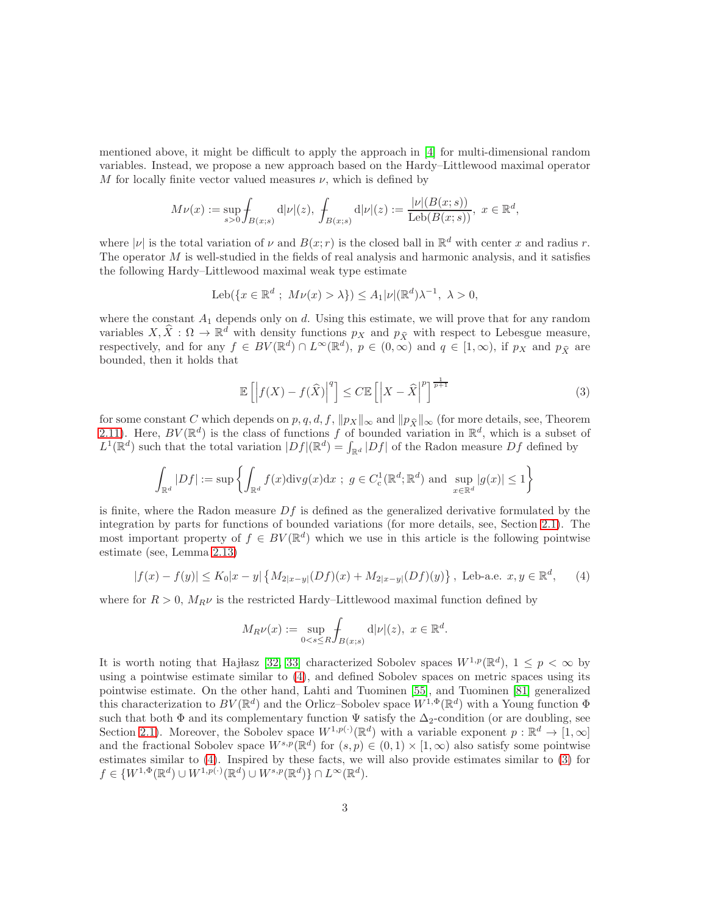mentioned above, it might be difficult to apply the approach in [4] for multi-dimensional random variables. Instead, we propose a new approach based on the Hardy–Littlewood maximal operator $M$ for locally finite vector valued measures $\nu$, which is defined by

$$M\nu(x) := \sup_{s>0} \fint_{B(x;s)} \mathrm{d}|\nu|(z),\ \fint_{B(x;s)} \mathrm{d}|\nu|(z) := \frac{|\nu|(B(x;s))}{\mathrm{Leb}(B(x;s))},\ x \in \mathbb{R}^d,$$

where $|\nu|$ is the total variation of $\nu$ and $B(x;r)$ is the closed ball in $\mathbb{R}^d$ with center $x$ and radius $r$. The operator $M$ is well-studied in the fields of real analysis and harmonic analysis, and it satisfies the following Hardy–Littlewood maximal weak type estimate

$$\mathrm{Leb}(\{x \in \mathbb{R}^d \ ;\ M\nu(x) > \lambda\}) \leq A_1 |\nu|(\mathbb{R}^d)\lambda^{-1},\ \lambda > 0,$$

where the constant $A_1$ depends only on $d$. Using this estimate, we will prove that for any random variables $X, \widehat{X} : \Omega \to \mathbb{R}^d$ with density functions $p_X$ and $p_{\widehat{X}}$ with respect to Lebesgue measure, respectively, and for any $f \in BV(\mathbb{R}^d) \cap L^\infty(\mathbb{R}^d)$, $p \in (0, \infty)$ and $q \in [1, \infty)$, if $p_X$ and $p_{\widehat{X}}$ are bounded, then it holds that

$$\mathbb{E}\left[\left|f(X) - f(\widehat{X})\right|^q\right] \leq C\mathbb{E}\left[\left|X - \widehat{X}\right|^p\right]^{\frac{1}{p+1}} \tag{3}$$

for some constant $C$ which depends on $p, q, d, f$, $\|p_X\|_\infty$ and $\|p_{\widehat{X}}\|_\infty$ (for more details, see, Theorem 2.11). Here, $BV(\mathbb{R}^d)$ is the class of functions $f$ of bounded variation in $\mathbb{R}^d$, which is a subset of $L^1(\mathbb{R}^d)$ such that the total variation $|Df|(\mathbb{R}^d) = \int_{\mathbb{R}^d} |Df|$ of the Radon measure $Df$ defined by

$$\int_{\mathbb{R}^d} |Df| := \sup\left\{ \int_{\mathbb{R}^d} f(x)\mathrm{div}g(x)\mathrm{d}x \ ;\ g \in C_c^1(\mathbb{R}^d;\mathbb{R}^d) \text{ and } \sup_{x\in\mathbb{R}^d} |g(x)| \leq 1 \right\}$$

is finite, where the Radon measure $Df$ is defined as the generalized derivative formulated by the integration by parts for functions of bounded variations (for more details, see, Section 2.1). The most important property of $f \in BV(\mathbb{R}^d)$ which we use in this article is the following pointwise estimate (see, Lemma 2.13)

$$|f(x) - f(y)| \leq K_0|x - y| \left\{ M_{2|x-y|}(Df)(x) + M_{2|x-y|}(Df)(y) \right\},\ \text{Leb-a.e. } x, y \in \mathbb{R}^d, \tag{4}$$

where for $R > 0$, $M_R\nu$ is the restricted Hardy–Littlewood maximal function defined by

$$M_R\nu(x) := \sup_{0<s\leq R} \fint_{B(x;s)} \mathrm{d}|\nu|(z),\ x \in \mathbb{R}^d.$$

It is worth noting that Hajłasz [32, 33] characterized Sobolev spaces $W^{1,p}(\mathbb{R}^d)$, $1 \leq p < \infty$ by using a pointwise estimate similar to (4), and defined Sobolev spaces on metric spaces using its pointwise estimate. On the other hand, Lahti and Tuominen [55], and Tuominen [81] generalized this characterization to $BV(\mathbb{R}^d)$ and the Orlicz–Sobolev space $W^{1,\Phi}(\mathbb{R}^d)$ with a Young function $\Phi$ such that both $\Phi$ and its complementary function $\Psi$ satisfy the $\Delta_2$-condition (or are doubling, see Section 2.1). Moreover, the Sobolev space $W^{1,p(\cdot)}(\mathbb{R}^d)$ with a variable exponent $p : \mathbb{R}^d \to [1, \infty]$ and the fractional Sobolev space $W^{s,p}(\mathbb{R}^d)$ for $(s, p) \in (0, 1) \times [1, \infty)$ also satisfy some pointwise estimates similar to (4). Inspired by these facts, we will also provide estimates similar to (3) for $f \in \{W^{1,\Phi}(\mathbb{R}^d) \cup W^{1,p(\cdot)}(\mathbb{R}^d) \cup W^{s,p}(\mathbb{R}^d)\} \cap L^\infty(\mathbb{R}^d)$.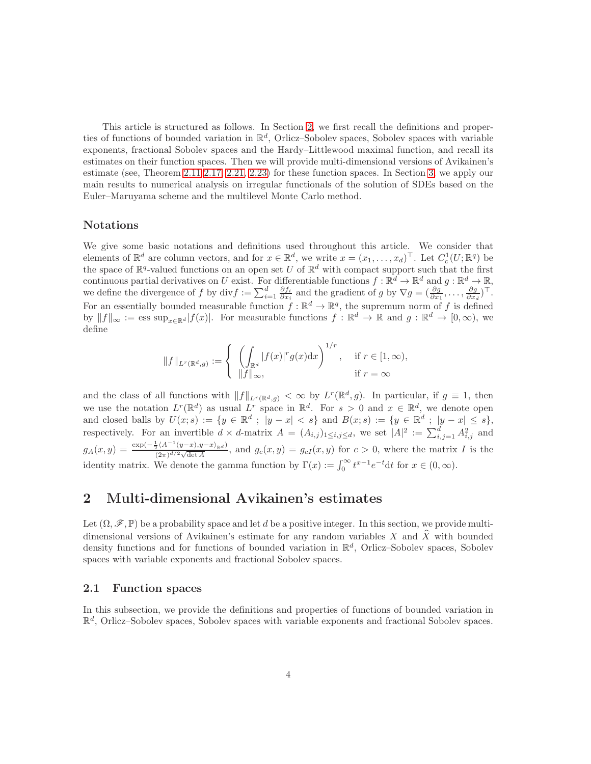This article is structured as follows. In Section 2, we first recall the definitions and properties of functions of bounded variation in $\mathbb{R}^d$, Orlicz–Sobolev spaces, Sobolev spaces with variable exponents, fractional Sobolev spaces and the Hardy–Littlewood maximal function, and recall its estimates on their function spaces. Then we will provide multi-dimensional versions of Avikainen's estimate (see, Theorem 2.11 2.17, 2.21, 2.23) for these function spaces. In Section 3, we apply our main results to numerical analysis on irregular functionals of the solution of SDEs based on the Euler–Maruyama scheme and the multilevel Monte Carlo method.

### Notations

We give some basic notations and definitions used throughout this article. We consider that elements of $\mathbb{R}^d$ are column vectors, and for $x \in \mathbb{R}^d$, we write $x = (x_1, \ldots, x_d)^\top$. Let $C_c^1(U; \mathbb{R}^q)$ be the space of $\mathbb{R}^q$-valued functions on an open set $U$ of $\mathbb{R}^d$ with compact support such that the first continuous partial derivatives on $U$ exist. For differentiable functions $f : \mathbb{R}^d \to \mathbb{R}^d$ and $g : \mathbb{R}^d \to \mathbb{R}$, we define the divergence of $f$ by $\mathrm{div} f := \sum_{i=1}^d \frac{\partial f_i}{\partial x_i}$ and the gradient of $g$ by $\nabla g = (\frac{\partial g}{\partial x_1}, \ldots, \frac{\partial g}{\partial x_d})^\top$. For an essentially bounded measurable function $f : \mathbb{R}^d \to \mathbb{R}^q$, the supremum norm of $f$ is defined by $\|f\|_\infty := \mathrm{ess\ sup}_{x \in \mathbb{R}^d} |f(x)|$. For measurable functions $f : \mathbb{R}^d \to \mathbb{R}$ and $g : \mathbb{R}^d \to [0, \infty)$, we define

$$\|f\|_{L^r(\mathbb{R}^d, g)} := \begin{cases} \left( \int_{\mathbb{R}^d} |f(x)|^r g(x) \mathrm{d}x \right)^{1/r}, & \text{if } r \in [1, \infty), \\ \|f\|_\infty, & \text{if } r = \infty \end{cases}$$

and the class of all functions with $\|f\|_{L^r(\mathbb{R}^d, g)} < \infty$ by $L^r(\mathbb{R}^d, g)$. In particular, if $g \equiv 1$, then we use the notation $L^r(\mathbb{R}^d)$ as usual $L^r$ space in $\mathbb{R}^d$. For $s > 0$ and $x \in \mathbb{R}^d$, we denote open and closed balls by $U(x; s) := \{y \in \mathbb{R}^d \ ; \ |y - x| < s\}$ and $B(x; s) := \{y \in \mathbb{R}^d \ ; \ |y - x| \leq s\}$, respectively. For an invertible $d \times d$-matrix $A = (A_{i,j})_{1 \leq i,j \leq d}$, we set $|A|^2 := \sum_{i,j=1}^d A_{i,j}^2$ and $g_A(x, y) = \frac{\exp(-\frac{1}{2} \langle A^{-1}(y-x), y-x \rangle_{\mathbb{R}^d})}{(2\pi)^{d/2} \sqrt{\det A}}$, and $g_c(x, y) = g_{cI}(x, y)$ for $c > 0$, where the matrix $I$ is the identity matrix. We denote the gamma function by $\Gamma(x) := \int_0^\infty t^{x-1} e^{-t} \mathrm{d}t$ for $x \in (0, \infty)$.

## 2 Multi-dimensional Avikainen's estimates

Let $(\Omega, \mathscr{F}, \mathbb{P})$ be a probability space and let $d$ be a positive integer. In this section, we provide multi-dimensional versions of Avikainen's estimate for any random variables $X$ and $\widehat{X}$ with bounded density functions and for functions of bounded variation in $\mathbb{R}^d$, Orlicz–Sobolev spaces, Sobolev spaces with variable exponents and fractional Sobolev spaces.

### 2.1 Function spaces

In this subsection, we provide the definitions and properties of functions of bounded variation in $\mathbb{R}^d$, Orlicz–Sobolev spaces, Sobolev spaces with variable exponents and fractional Sobolev spaces.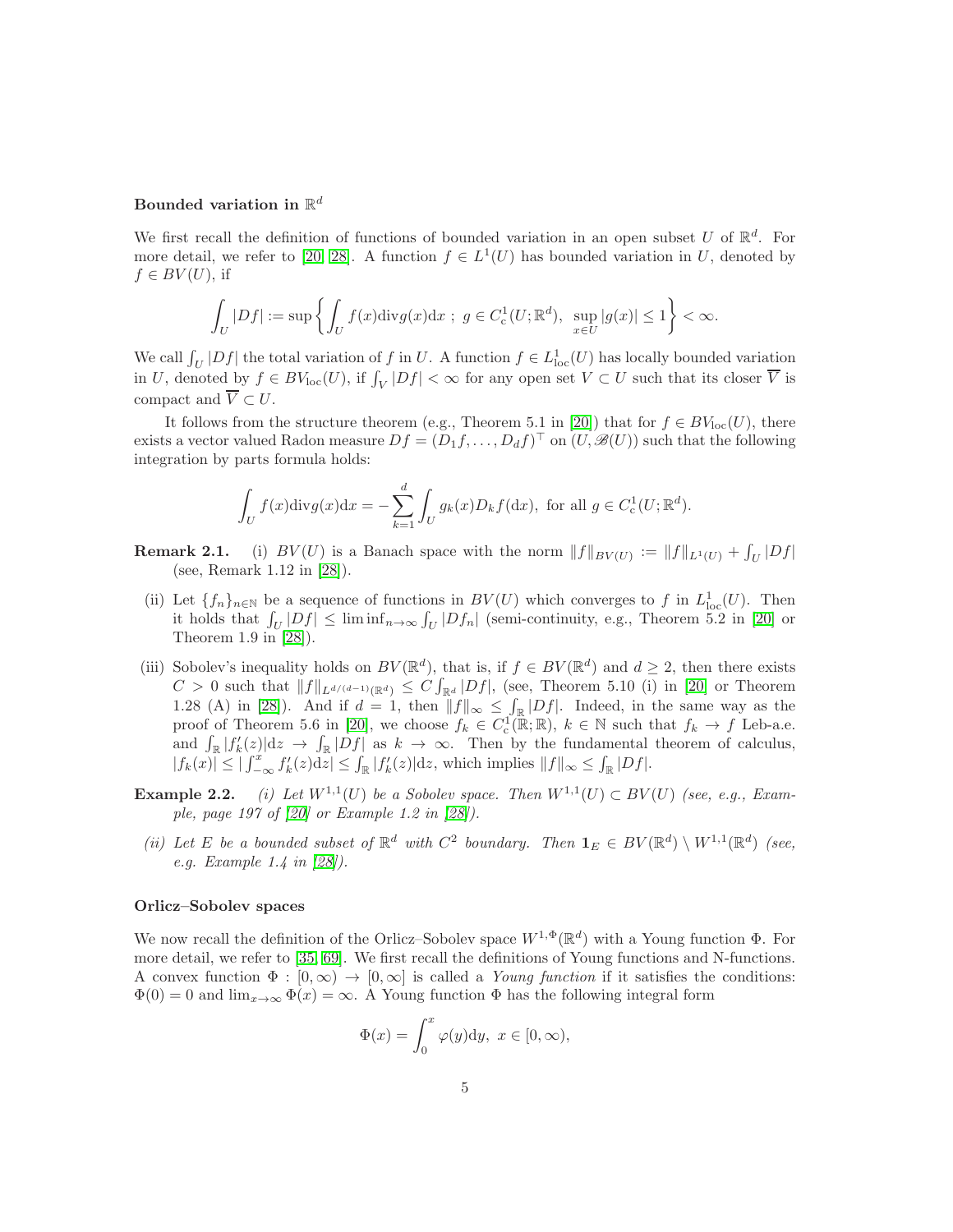**Bounded variation in $\mathbb{R}^d$**

We first recall the definition of functions of bounded variation in an open subset $U$ of $\mathbb{R}^d$. For more detail, we refer to [20, 28]. A function $f \in L^1(U)$ has bounded variation in $U$, denoted by $f \in BV(U)$, if

$$\int_U |Df| := \sup\left\{\int_U f(x)\mathrm{div}g(x)\mathrm{d}x \; ; \; g \in C^1_{\mathrm{c}}(U;\mathbb{R}^d), \; \sup_{x\in U}|g(x)| \le 1\right\} < \infty.$$

We call $\int_U |Df|$ the total variation of $f$ in $U$. A function $f \in L^1_{\mathrm{loc}}(U)$ has locally bounded variation in $U$, denoted by $f \in BV_{\mathrm{loc}}(U)$, if $\int_V |Df| < \infty$ for any open set $V \subset U$ such that its closer $\overline{V}$ is compact and $\overline{V} \subset U$.

It follows from the structure theorem (e.g., Theorem 5.1 in [20]) that for $f \in BV_{\mathrm{loc}}(U)$, there exists a vector valued Radon measure $Df = (D_1 f, \ldots, D_d f)^\top$ on $(U, \mathscr{B}(U))$ such that the following integration by parts formula holds:

$$\int_U f(x)\mathrm{div}g(x)\mathrm{d}x = -\sum_{k=1}^d \int_U g_k(x) D_k f(\mathrm{d}x), \text{ for all } g \in C^1_{\mathrm{c}}(U;\mathbb{R}^d).$$

**Remark 2.1.** (i) $BV(U)$ is a Banach space with the norm $\|f\|_{BV(U)} := \|f\|_{L^1(U)} + \int_U |Df|$ (see, Remark 1.12 in [28]).

(ii) Let $\{f_n\}_{n\in\mathbb{N}}$ be a sequence of functions in $BV(U)$ which converges to $f$ in $L^1_{\mathrm{loc}}(U)$. Then it holds that $\int_U |Df| \le \liminf_{n\to\infty} \int_U |Df_n|$ (semi-continuity, e.g., Theorem 5.2 in [20] or Theorem 1.9 in [28]).

(iii) Sobolev's inequality holds on $BV(\mathbb{R}^d)$, that is, if $f \in BV(\mathbb{R}^d)$ and $d \ge 2$, then there exists $C > 0$ such that $\|f\|_{L^{d/(d-1)}(\mathbb{R}^d)} \le C \int_{\mathbb{R}^d} |Df|$, (see, Theorem 5.10 (i) in [20] or Theorem 1.28 (A) in [28]). And if $d = 1$, then $\|f\|_\infty \le \int_{\mathbb{R}} |Df|$. Indeed, in the same way as the proof of Theorem 5.6 in [20], we choose $f_k \in C^1_{\mathrm{c}}(\mathbb{R};\mathbb{R})$, $k \in \mathbb{N}$ such that $f_k \to f$ Leb-a.e. and $\int_{\mathbb{R}} |f'_k(z)|\mathrm{d}z \to \int_{\mathbb{R}} |Df|$ as $k \to \infty$. Then by the fundamental theorem of calculus, $|f_k(x)| \le |\int_{-\infty}^x f'_k(z)\mathrm{d}z| \le \int_{\mathbb{R}} |f'_k(z)|\mathrm{d}z$, which implies $\|f\|_\infty \le \int_{\mathbb{R}} |Df|$.

**Example 2.2.** *(i) Let $W^{1,1}(U)$ be a Sobolev space. Then $W^{1,1}(U) \subset BV(U)$ (see, e.g., Example, page 197 of [20] or Example 1.2 in [28]).*

*(ii) Let $E$ be a bounded subset of $\mathbb{R}^d$ with $C^2$ boundary. Then $\mathbf{1}_E \in BV(\mathbb{R}^d) \setminus W^{1,1}(\mathbb{R}^d)$ (see, e.g. Example 1.4 in [28]).*

**Orlicz–Sobolev spaces**

We now recall the definition of the Orlicz–Sobolev space $W^{1,\Phi}(\mathbb{R}^d)$ with a Young function $\Phi$. For more detail, we refer to [35, 69]. We first recall the definitions of Young functions and N-functions. A convex function $\Phi : [0,\infty) \to [0,\infty]$ is called a *Young function* if it satisfies the conditions: $\Phi(0) = 0$ and $\lim_{x\to\infty} \Phi(x) = \infty$. A Young function $\Phi$ has the following integral form

$$\Phi(x) = \int_0^x \varphi(y)\mathrm{d}y, \; x \in [0,\infty),$$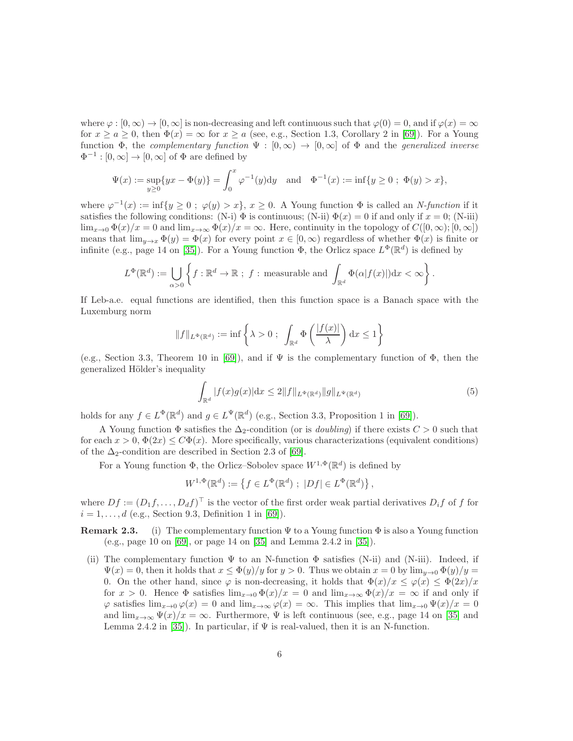where $\varphi : [0,\infty) \to [0,\infty]$ is non-decreasing and left continuous such that $\varphi(0) = 0$, and if $\varphi(x) = \infty$ for $x \geq a \geq 0$, then $\Phi(x) = \infty$ for $x \geq a$ (see, e.g., Section 1.3, Corollary 2 in [69]). For a Young function $\Phi$, the *complementary function* $\Psi : [0,\infty) \to [0,\infty]$ of $\Phi$ and the *generalized inverse* $\Phi^{-1} : [0,\infty] \to [0,\infty]$ of $\Phi$ are defined by

$$\Psi(x) := \sup_{y \geq 0}\{yx - \Phi(y)\} = \int_0^x \varphi^{-1}(y)\mathrm{d}y \quad \text{and} \quad \Phi^{-1}(x) := \inf\{y \geq 0 \ ; \ \Phi(y) > x\},$$

where $\varphi^{-1}(x) := \inf\{y \geq 0 \ ; \ \varphi(y) > x\}$, $x \geq 0$. A Young function $\Phi$ is called an *N-function* if it satisfies the following conditions: (N-i) $\Phi$ is continuous; (N-ii) $\Phi(x) = 0$ if and only if $x = 0$; (N-iii) $\lim_{x\to 0}\Phi(x)/x = 0$ and $\lim_{x\to\infty}\Phi(x)/x = \infty$. Here, continuity in the topology of $C([0,\infty);[0,\infty])$ means that $\lim_{y\to x}\Phi(y) = \Phi(x)$ for every point $x \in [0,\infty)$ regardless of whether $\Phi(x)$ is finite or infinite (e.g., page 14 on [35]). For a Young function $\Phi$, the Orlicz space $L^\Phi(\mathbb{R}^d)$ is defined by

$$L^\Phi(\mathbb{R}^d) := \bigcup_{\alpha>0}\left\{f : \mathbb{R}^d \to \mathbb{R} \ ; \ f : \text{measurable and } \int_{\mathbb{R}^d}\Phi(\alpha|f(x)|)\mathrm{d}x < \infty\right\}.$$

If Leb-a.e. equal functions are identified, then this function space is a Banach space with the Luxemburg norm

$$\|f\|_{L^\Phi(\mathbb{R}^d)} := \inf\left\{\lambda > 0 \ ; \ \int_{\mathbb{R}^d}\Phi\left(\frac{|f(x)|}{\lambda}\right)\mathrm{d}x \leq 1\right\}$$

(e.g., Section 3.3, Theorem 10 in [69]), and if $\Psi$ is the complementary function of $\Phi$, then the generalized Hölder's inequality

$$\int_{\mathbb{R}^d}|f(x)g(x)|\mathrm{d}x \leq 2\|f\|_{L^\Phi(\mathbb{R}^d)}\|g\|_{L^\Psi(\mathbb{R}^d)} \tag{5}$$

holds for any $f \in L^\Phi(\mathbb{R}^d)$ and $g \in L^\Psi(\mathbb{R}^d)$ (e.g., Section 3.3, Proposition 1 in [69]).

A Young function $\Phi$ satisfies the $\Delta_2$-condition (or is *doubling*) if there exists $C > 0$ such that for each $x > 0$, $\Phi(2x) \leq C\Phi(x)$. More specifically, various characterizations (equivalent conditions) of the $\Delta_2$-condition are described in Section 2.3 of [69].

For a Young function $\Phi$, the Orlicz–Sobolev space $W^{1,\Phi}(\mathbb{R}^d)$ is defined by

$$W^{1,\Phi}(\mathbb{R}^d) := \left\{f \in L^\Phi(\mathbb{R}^d) \ ; \ |Df| \in L^\Phi(\mathbb{R}^d)\right\},$$

where $Df := (D_1 f, \ldots, D_d f)^\top$ is the vector of the first order weak partial derivatives $D_i f$ of $f$ for $i = 1, \ldots, d$ (e.g., Section 9.3, Definition 1 in [69]).

**Remark 2.3.**

(i) The complementary function $\Psi$ to a Young function $\Phi$ is also a Young function (e.g., page 10 on [69], or page 14 on [35] and Lemma 2.4.2 in [35]).

(ii) The complementary function $\Psi$ to an N-function $\Phi$ satisfies (N-ii) and (N-iii). Indeed, if $\Psi(x) = 0$, then it holds that $x \leq \Phi(y)/y$ for $y > 0$. Thus we obtain $x = 0$ by $\lim_{y\to 0}\Phi(y)/y = 0$. On the other hand, since $\varphi$ is non-decreasing, it holds that $\Phi(x)/x \leq \varphi(x) \leq \Phi(2x)/x$ for $x > 0$. Hence $\Phi$ satisfies $\lim_{x\to 0}\Phi(x)/x = 0$ and $\lim_{x\to\infty}\Phi(x)/x = \infty$ if and only if $\varphi$ satisfies $\lim_{x\to 0}\varphi(x) = 0$ and $\lim_{x\to\infty}\varphi(x) = \infty$. This implies that $\lim_{x\to 0}\Psi(x)/x = 0$ and $\lim_{x\to\infty}\Psi(x)/x = \infty$. Furthermore, $\Psi$ is left continuous (see, e.g., page 14 on [35] and Lemma 2.4.2 in [35]). In particular, if $\Psi$ is real-valued, then it is an N-function.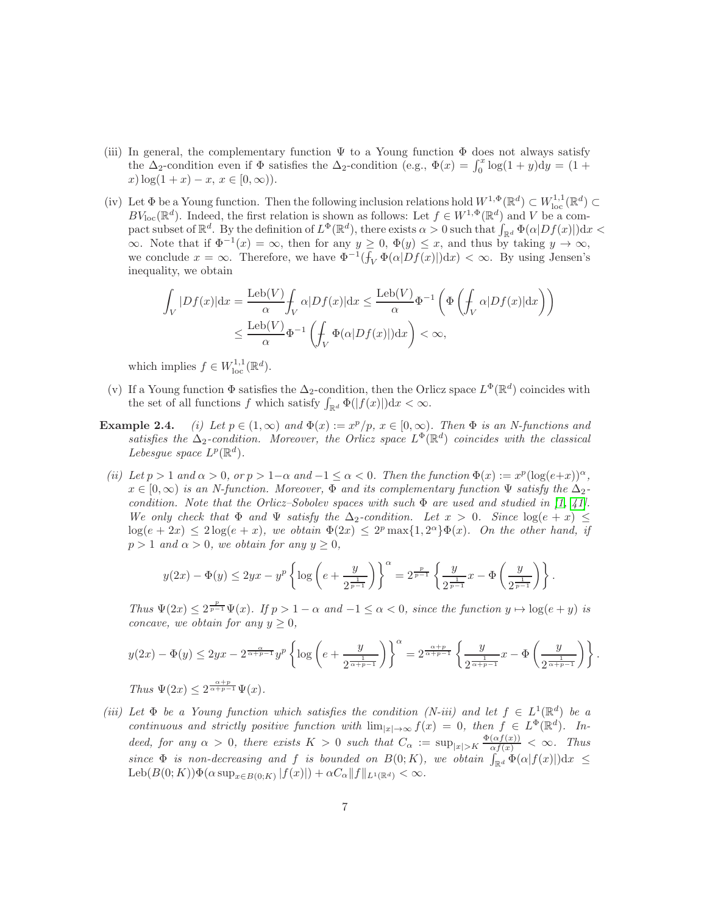(iii) In general, the complementary function $\Psi$ to a Young function $\Phi$ does not always satisfy the $\Delta_2$-condition even if $\Phi$ satisfies the $\Delta_2$-condition (e.g., $\Phi(x) = \int_0^x \log(1+y)\mathrm{d}y = (1+x)\log(1+x) - x$, $x \in [0,\infty)$).

(iv) Let $\Phi$ be a Young function. Then the following inclusion relations hold $W^{1,\Phi}(\mathbb{R}^d) \subset W^{1,1}_{\mathrm{loc}}(\mathbb{R}^d) \subset BV_{\mathrm{loc}}(\mathbb{R}^d)$. Indeed, the first relation is shown as follows: Let $f \in W^{1,\Phi}(\mathbb{R}^d)$ and $V$ be a compact subset of $\mathbb{R}^d$. By the definition of $L^\Phi(\mathbb{R}^d)$, there exists $\alpha > 0$ such that $\int_{\mathbb{R}^d} \Phi(\alpha|Df(x)|)\mathrm{d}x < \infty$. Note that if $\Phi^{-1}(x) = \infty$, then for any $y \geq 0$, $\Phi(y) \leq x$, and thus by taking $y \to \infty$, we conclude $x = \infty$. Therefore, we have $\Phi^{-1}(\fint_V \Phi(\alpha|Df(x)|)\mathrm{d}x) < \infty$. By using Jensen's inequality, we obtain

$$\int_V |Df(x)|\mathrm{d}x = \frac{\mathrm{Leb}(V)}{\alpha}\fint_V \alpha|Df(x)|\mathrm{d}x \leq \frac{\mathrm{Leb}(V)}{\alpha}\Phi^{-1}\left(\Phi\left(\fint_V \alpha|Df(x)|\mathrm{d}x\right)\right)$$
$$\leq \frac{\mathrm{Leb}(V)}{\alpha}\Phi^{-1}\left(\fint_V \Phi(\alpha|Df(x)|)\mathrm{d}x\right) < \infty,$$

which implies $f \in W^{1,1}_{\mathrm{loc}}(\mathbb{R}^d)$.

(v) If a Young function $\Phi$ satisfies the $\Delta_2$-condition, then the Orlicz space $L^\Phi(\mathbb{R}^d)$ coincides with the set of all functions $f$ which satisfy $\int_{\mathbb{R}^d} \Phi(|f(x)|)\mathrm{d}x < \infty$.

**Example 2.4.** *(i) Let $p \in (1,\infty)$ and $\Phi(x) := x^p/p$, $x \in [0,\infty)$. Then $\Phi$ is an N-functions and satisfies the $\Delta_2$-condition. Moreover, the Orlicz space $L^\Phi(\mathbb{R}^d)$ coincides with the classical Lebesgue space $L^p(\mathbb{R}^d)$.*

*(ii) Let $p > 1$ and $\alpha > 0$, or $p > 1-\alpha$ and $-1 \leq \alpha < 0$. Then the function $\Phi(x) := x^p(\log(e+x))^\alpha$, $x \in [0,\infty)$ is an N-function. Moreover, $\Phi$ and its complementary function $\Psi$ satisfy the $\Delta_2$-condition. Note that the Orlicz–Sobolev spaces with such $\Phi$ are used and studied in [1, 41]. We only check that $\Phi$ and $\Psi$ satisfy the $\Delta_2$-condition. Let $x > 0$. Since $\log(e+x) \leq \log(e+2x) \leq 2\log(e+x)$, we obtain $\Phi(2x) \leq 2^p \max\{1, 2^\alpha\}\Phi(x)$. On the other hand, if $p > 1$ and $\alpha > 0$, we obtain for any $y \geq 0$,*

$$y(2x) - \Phi(y) \leq 2yx - y^p\left\{\log\left(e + \frac{y}{2^{\frac{1}{p-1}}}\right)\right\}^\alpha = 2^{\frac{p}{p-1}}\left\{\frac{y}{2^{\frac{1}{p-1}}}x - \Phi\left(\frac{y}{2^{\frac{1}{p-1}}}\right)\right\}.$$

*Thus $\Psi(2x) \leq 2^{\frac{p}{p-1}}\Psi(x)$. If $p > 1-\alpha$ and $-1 \leq \alpha < 0$, since the function $y \mapsto \log(e+y)$ is concave, we obtain for any $y \geq 0$,*

$$y(2x) - \Phi(y) \leq 2yx - 2^{\frac{\alpha}{\alpha+p-1}}y^p\left\{\log\left(e + \frac{y}{2^{\frac{1}{\alpha+p-1}}}\right)\right\}^\alpha = 2^{\frac{\alpha+p}{\alpha+p-1}}\left\{\frac{y}{2^{\frac{1}{\alpha+p-1}}}x - \Phi\left(\frac{y}{2^{\frac{1}{\alpha+p-1}}}\right)\right\}.$$

*Thus $\Psi(2x) \leq 2^{\frac{\alpha+p}{\alpha+p-1}}\Psi(x)$.*

*(iii) Let $\Phi$ be a Young function which satisfies the condition (N-iii) and let $f \in L^1(\mathbb{R}^d)$ be a continuous and strictly positive function with $\lim_{|x|\to\infty} f(x) = 0$, then $f \in L^\Phi(\mathbb{R}^d)$. Indeed, for any $\alpha > 0$, there exists $K > 0$ such that $C_\alpha := \sup_{|x|>K} \frac{\Phi(\alpha f(x))}{\alpha f(x)} < \infty$. Thus since $\Phi$ is non-decreasing and $f$ is bounded on $B(0;K)$, we obtain $\int_{\mathbb{R}^d} \Phi(\alpha|f(x)|)\mathrm{d}x \leq \mathrm{Leb}(B(0;K))\Phi(\alpha \sup_{x\in B(0;K)} |f(x)|) + \alpha C_\alpha \|f\|_{L^1(\mathbb{R}^d)} < \infty$.*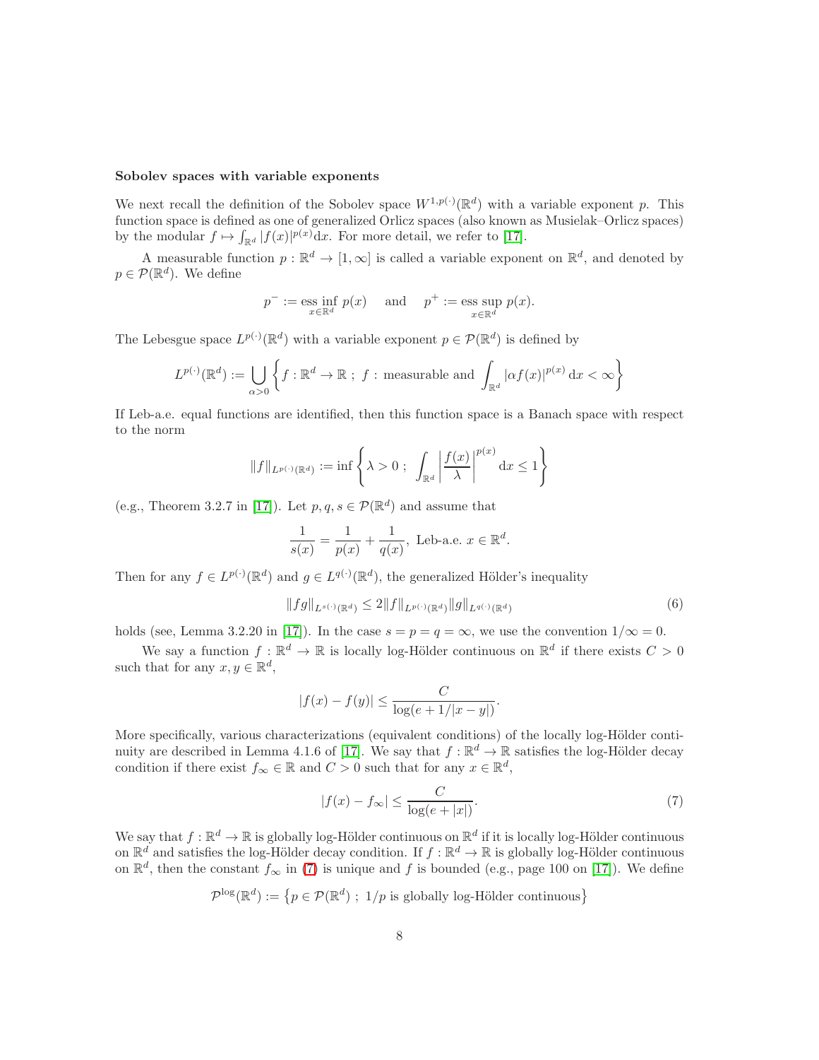**Sobolev spaces with variable exponents**

We next recall the definition of the Sobolev space $W^{1,p(\cdot)}(\mathbb{R}^d)$ with a variable exponent $p$. This function space is defined as one of generalized Orlicz spaces (also known as Musielak–Orlicz spaces) by the modular $f \mapsto \int_{\mathbb{R}^d} |f(x)|^{p(x)} \mathrm{d}x$. For more detail, we refer to [17].

A measurable function $p : \mathbb{R}^d \to [1, \infty]$ is called a variable exponent on $\mathbb{R}^d$, and denoted by $p \in \mathcal{P}(\mathbb{R}^d)$. We define

$$p^- := \operatorname*{ess\,inf}_{x \in \mathbb{R}^d} p(x) \quad \text{ and } \quad p^+ := \operatorname*{ess\,sup}_{x \in \mathbb{R}^d} p(x).$$

The Lebesgue space $L^{p(\cdot)}(\mathbb{R}^d)$ with a variable exponent $p \in \mathcal{P}(\mathbb{R}^d)$ is defined by

$$L^{p(\cdot)}(\mathbb{R}^d) := \bigcup_{\alpha > 0} \left\{ f : \mathbb{R}^d \to \mathbb{R} \ ; \ f : \text{measurable and } \int_{\mathbb{R}^d} |\alpha f(x)|^{p(x)} \, \mathrm{d}x < \infty \right\}$$

If Leb-a.e. equal functions are identified, then this function space is a Banach space with respect to the norm

$$\|f\|_{L^{p(\cdot)}(\mathbb{R}^d)} := \inf \left\{ \lambda > 0 \ ; \ \int_{\mathbb{R}^d} \left| \frac{f(x)}{\lambda} \right|^{p(x)} \mathrm{d}x \leq 1 \right\}$$

(e.g., Theorem 3.2.7 in [17]). Let $p, q, s \in \mathcal{P}(\mathbb{R}^d)$ and assume that

$$\frac{1}{s(x)} = \frac{1}{p(x)} + \frac{1}{q(x)}, \text{ Leb-a.e. } x \in \mathbb{R}^d.$$

Then for any $f \in L^{p(\cdot)}(\mathbb{R}^d)$ and $g \in L^{q(\cdot)}(\mathbb{R}^d)$, the generalized Hölder's inequality

$$\|fg\|_{L^{s(\cdot)}(\mathbb{R}^d)} \leq 2 \|f\|_{L^{p(\cdot)}(\mathbb{R}^d)} \|g\|_{L^{q(\cdot)}(\mathbb{R}^d)} \tag{6}$$

holds (see, Lemma 3.2.20 in [17]). In the case $s = p = q = \infty$, we use the convention $1/\infty = 0$.

We say a function $f : \mathbb{R}^d \to \mathbb{R}$ is locally log-Hölder continuous on $\mathbb{R}^d$ if there exists $C > 0$ such that for any $x, y \in \mathbb{R}^d$,

$$|f(x) - f(y)| \leq \frac{C}{\log(e + 1/|x - y|)}.$$

More specifically, various characterizations (equivalent conditions) of the locally log-Hölder continuity are described in Lemma 4.1.6 of [17]. We say that $f : \mathbb{R}^d \to \mathbb{R}$ satisfies the log-Hölder decay condition if there exist $f_\infty \in \mathbb{R}$ and $C > 0$ such that for any $x \in \mathbb{R}^d$,

$$|f(x) - f_\infty| \leq \frac{C}{\log(e + |x|)}. \tag{7}$$

We say that $f : \mathbb{R}^d \to \mathbb{R}$ is globally log-Hölder continuous on $\mathbb{R}^d$ if it is locally log-Hölder continuous on $\mathbb{R}^d$ and satisfies the log-Hölder decay condition. If $f : \mathbb{R}^d \to \mathbb{R}$ is globally log-Hölder continuous on $\mathbb{R}^d$, then the constant $f_\infty$ in (7) is unique and $f$ is bounded (e.g., page 100 on [17]). We define

$$\mathcal{P}^{\log}(\mathbb{R}^d) := \left\{ p \in \mathcal{P}(\mathbb{R}^d) \ ; \ 1/p \text{ is globally log-Hölder continuous} \right\}$$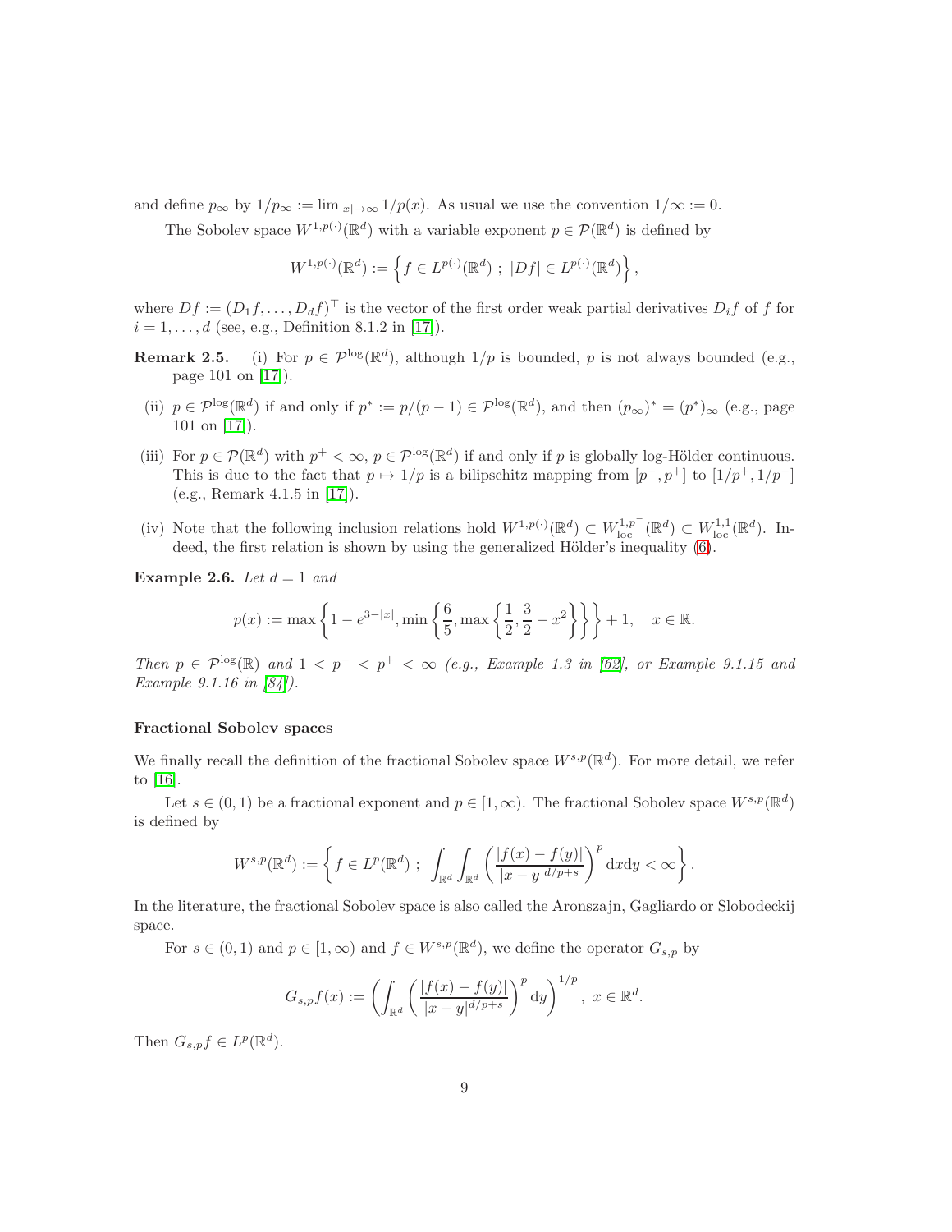and define $p_\infty$ by $1/p_\infty := \lim_{|x|\to\infty} 1/p(x)$. As usual we use the convention $1/\infty := 0$.

The Sobolev space $W^{1,p(\cdot)}(\mathbb{R}^d)$ with a variable exponent $p \in \mathcal{P}(\mathbb{R}^d)$ is defined by

$$W^{1,p(\cdot)}(\mathbb{R}^d) := \left\{ f \in L^{p(\cdot)}(\mathbb{R}^d) \; ; \; |Df| \in L^{p(\cdot)}(\mathbb{R}^d) \right\},$$

where $Df := (D_1 f, \ldots, D_d f)^\top$ is the vector of the first order weak partial derivatives $D_i f$ of $f$ for $i = 1, \ldots, d$ (see, e.g., Definition 8.1.2 in [17]).

**Remark 2.5.**

(i) For $p \in \mathcal{P}^{\log}(\mathbb{R}^d)$, although $1/p$ is bounded, $p$ is not always bounded (e.g., page 101 on [17]).

(ii) $p \in \mathcal{P}^{\log}(\mathbb{R}^d)$ if and only if $p^* := p/(p-1) \in \mathcal{P}^{\log}(\mathbb{R}^d)$, and then $(p_\infty)^* = (p^*)_\infty$ (e.g., page 101 on [17]).

(iii) For $p \in \mathcal{P}(\mathbb{R}^d)$ with $p^+ < \infty$, $p \in \mathcal{P}^{\log}(\mathbb{R}^d)$ if and only if $p$ is globally log-Hölder continuous. This is due to the fact that $p \mapsto 1/p$ is a bilipschitz mapping from $[p^-, p^+]$ to $[1/p^+, 1/p^-]$ (e.g., Remark 4.1.5 in [17]).

(iv) Note that the following inclusion relations hold $W^{1,p(\cdot)}(\mathbb{R}^d) \subset W^{1,p^-}_{\mathrm{loc}}(\mathbb{R}^d) \subset W^{1,1}_{\mathrm{loc}}(\mathbb{R}^d)$. Indeed, the first relation is shown by using the generalized Hölder's inequality (6).

**Example 2.6.** *Let $d = 1$ and*

$$p(x) := \max\left\{ 1 - e^{3-|x|}, \min\left\{ \frac{6}{5}, \max\left\{ \frac{1}{2}, \frac{3}{2} - x^2 \right\} \right\} \right\} + 1, \quad x \in \mathbb{R}.$$

*Then $p \in \mathcal{P}^{\log}(\mathbb{R})$ and $1 < p^- < p^+ < \infty$ (e.g., Example 1.3 in [62], or Example 9.1.15 and Example 9.1.16 in [84]).*

#### Fractional Sobolev spaces

We finally recall the definition of the fractional Sobolev space $W^{s,p}(\mathbb{R}^d)$. For more detail, we refer to [16].

Let $s \in (0, 1)$ be a fractional exponent and $p \in [1, \infty)$. The fractional Sobolev space $W^{s,p}(\mathbb{R}^d)$ is defined by

$$W^{s,p}(\mathbb{R}^d) := \left\{ f \in L^p(\mathbb{R}^d) \; ; \; \int_{\mathbb{R}^d}\int_{\mathbb{R}^d} \left( \frac{|f(x) - f(y)|}{|x-y|^{d/p+s}} \right)^p \mathrm{d}x\mathrm{d}y < \infty \right\}.$$

In the literature, the fractional Sobolev space is also called the Aronszajn, Gagliardo or Slobodeckij space.

For $s \in (0, 1)$ and $p \in [1, \infty)$ and $f \in W^{s,p}(\mathbb{R}^d)$, we define the operator $G_{s,p}$ by

$$G_{s,p} f(x) := \left( \int_{\mathbb{R}^d} \left( \frac{|f(x) - f(y)|}{|x-y|^{d/p+s}} \right)^p \mathrm{d}y \right)^{1/p}, \; x \in \mathbb{R}^d.$$

Then $G_{s,p} f \in L^p(\mathbb{R}^d)$.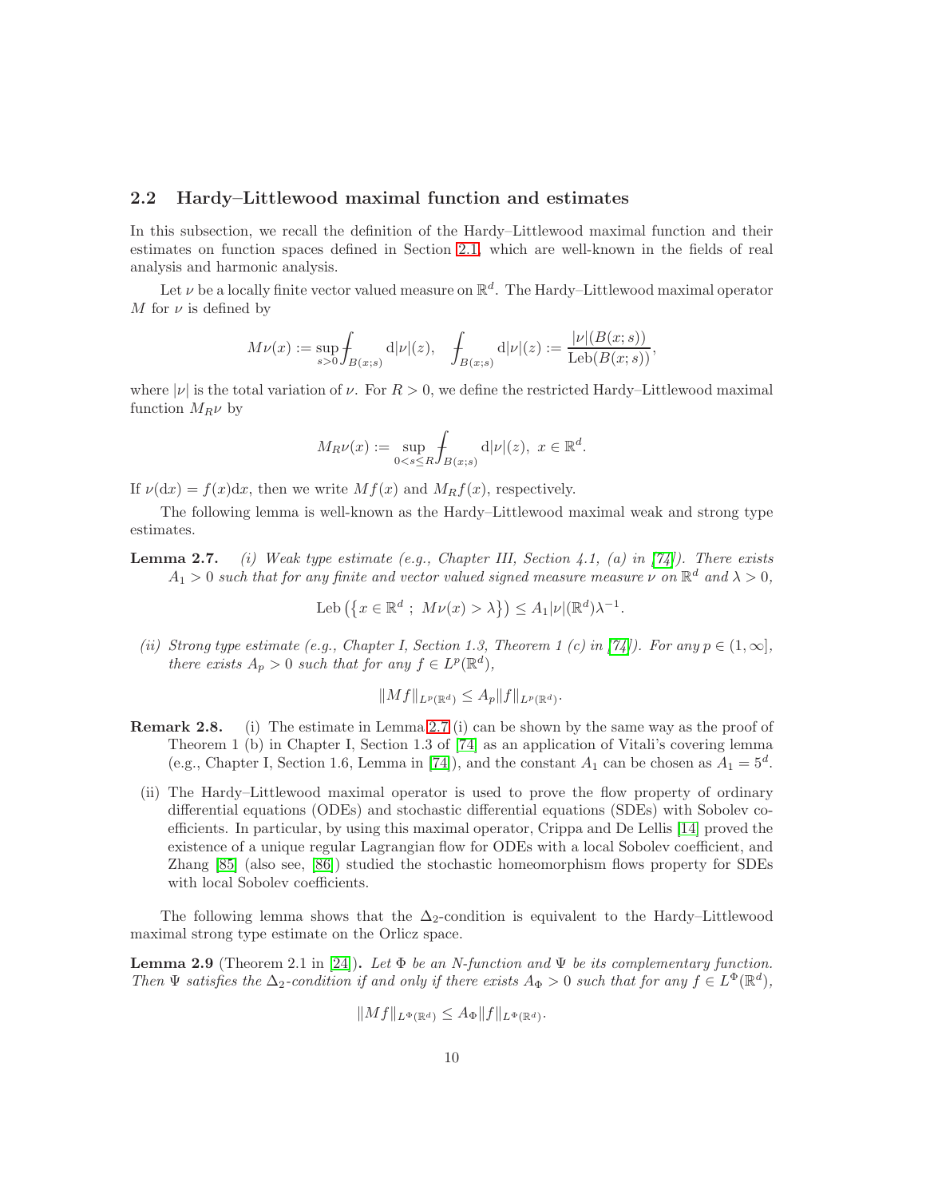## 2.2 Hardy–Littlewood maximal function and estimates

In this subsection, we recall the definition of the Hardy–Littlewood maximal function and their estimates on function spaces defined in Section 2.1, which are well-known in the fields of real analysis and harmonic analysis.

Let $\nu$ be a locally finite vector valued measure on $\mathbb{R}^d$. The Hardy–Littlewood maximal operator $M$ for $\nu$ is defined by

$$M\nu(x) := \sup_{s>0} \fint_{B(x;s)} \mathrm{d}|\nu|(z), \quad \fint_{B(x;s)} \mathrm{d}|\nu|(z) := \frac{|\nu|(B(x;s))}{\mathrm{Leb}(B(x;s))},$$

where $|\nu|$ is the total variation of $\nu$. For $R > 0$, we define the restricted Hardy–Littlewood maximal function $M_R\nu$ by

$$M_R\nu(x) := \sup_{0<s\leq R} \fint_{B(x;s)} \mathrm{d}|\nu|(z), \ x \in \mathbb{R}^d.$$

If $\nu(\mathrm{d}x) = f(x)\mathrm{d}x$, then we write $Mf(x)$ and $M_Rf(x)$, respectively.

The following lemma is well-known as the Hardy–Littlewood maximal weak and strong type estimates.

**Lemma 2.7.** *(i) Weak type estimate (e.g., Chapter III, Section 4.1, (a) in [74]). There exists $A_1 > 0$ such that for any finite and vector valued signed measure measure $\nu$ on $\mathbb{R}^d$ and $\lambda > 0$,*

$$\mathrm{Leb}\left(\left\{x \in \mathbb{R}^d \ ; \ M\nu(x) > \lambda\right\}\right) \leq A_1|\nu|(\mathbb{R}^d)\lambda^{-1}.$$

*(ii) Strong type estimate (e.g., Chapter I, Section 1.3, Theorem 1 (c) in [74]). For any $p \in (1, \infty]$, there exists $A_p > 0$ such that for any $f \in L^p(\mathbb{R}^d)$,*

$$\|Mf\|_{L^p(\mathbb{R}^d)} \leq A_p\|f\|_{L^p(\mathbb{R}^d)}.$$

**Remark 2.8.** (i) The estimate in Lemma 2.7 (i) can be shown by the same way as the proof of Theorem 1 (b) in Chapter I, Section 1.3 of [74] as an application of Vitali's covering lemma (e.g., Chapter I, Section 1.6, Lemma in [74]), and the constant $A_1$ can be chosen as $A_1 = 5^d$.

(ii) The Hardy–Littlewood maximal operator is used to prove the flow property of ordinary differential equations (ODEs) and stochastic differential equations (SDEs) with Sobolev coefficients. In particular, by using this maximal operator, Crippa and De Lellis [14] proved the existence of a unique regular Lagrangian flow for ODEs with a local Sobolev coefficient, and Zhang [85] (also see, [86]) studied the stochastic homeomorphism flows property for SDEs with local Sobolev coefficients.

The following lemma shows that the $\Delta_2$-condition is equivalent to the Hardy–Littlewood maximal strong type estimate on the Orlicz space.

**Lemma 2.9** (Theorem 2.1 in [24])**.** *Let $\Phi$ be an N-function and $\Psi$ be its complementary function. Then $\Psi$ satisfies the $\Delta_2$-condition if and only if there exists $A_\Phi > 0$ such that for any $f \in L^\Phi(\mathbb{R}^d)$,*

$$\|Mf\|_{L^\Phi(\mathbb{R}^d)} \leq A_\Phi\|f\|_{L^\Phi(\mathbb{R}^d)}.$$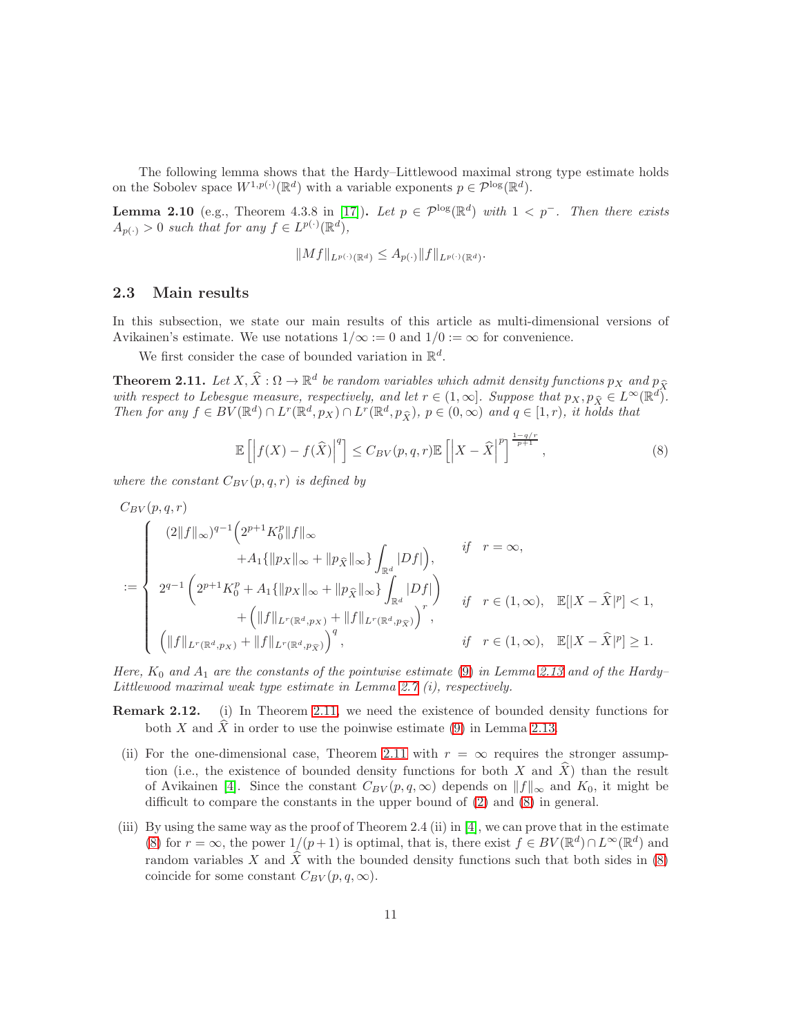The following lemma shows that the Hardy–Littlewood maximal strong type estimate holds on the Sobolev space $W^{1,p(\cdot)}(\mathbb{R}^d)$ with a variable exponents $p \in \mathcal{P}^{\log}(\mathbb{R}^d)$.

**Lemma 2.10** (e.g., Theorem 4.3.8 in [17]). *Let $p \in \mathcal{P}^{\log}(\mathbb{R}^d)$ with $1 < p^-$. Then there exists $A_{p(\cdot)} > 0$ such that for any $f \in L^{p(\cdot)}(\mathbb{R}^d)$,*

$$\|Mf\|_{L^{p(\cdot)}(\mathbb{R}^d)} \leq A_{p(\cdot)} \|f\|_{L^{p(\cdot)}(\mathbb{R}^d)}.$$

## 2.3 Main results

In this subsection, we state our main results of this article as multi-dimensional versions of Avikainen's estimate. We use notations $1/\infty := 0$ and $1/0 := \infty$ for convenience.

We first consider the case of bounded variation in $\mathbb{R}^d$.

**Theorem 2.11.** *Let $X, \widehat{X} : \Omega \to \mathbb{R}^d$ be random variables which admit density functions $p_X$ and $p_{\widehat{X}}$ with respect to Lebesgue measure, respectively, and let $r \in (1, \infty]$. Suppose that $p_X, p_{\widehat{X}} \in L^\infty(\mathbb{R}^d)$. Then for any $f \in BV(\mathbb{R}^d) \cap L^r(\mathbb{R}^d, p_X) \cap L^r(\mathbb{R}^d, p_{\widehat{X}})$, $p \in (0, \infty)$ and $q \in [1, r)$, it holds that*

$$\mathbb{E}\left[\left|f(X) - f(\widehat{X})\right|^q\right] \leq C_{BV}(p, q, r) \mathbb{E}\left[\left|X - \widehat{X}\right|^p\right]^{\frac{1-q/r}{p+1}}, \tag{8}$$

*where the constant $C_{BV}(p, q, r)$ is defined by*

$$C_{BV}(p,q,r) := \begin{cases} (2\|f\|_\infty)^{q-1}\Big(2^{p+1}K_0^p\|f\|_\infty \\ \qquad + A_1\{\|p_X\|_\infty + \|p_{\widehat{X}}\|_\infty\}\displaystyle\int_{\mathbb{R}^d}|Df|\Big), & \text{if} \quad r = \infty, \\ 2^{q-1}\left(2^{p+1}K_0^p + A_1\{\|p_X\|_\infty + \|p_{\widehat{X}}\|_\infty\}\displaystyle\int_{\mathbb{R}^d}|Df|\right) \\ \qquad + \left(\|f\|_{L^r(\mathbb{R}^d, p_X)} + \|f\|_{L^r(\mathbb{R}^d, p_{\widehat{X}})}\right)^r, & \text{if} \quad r \in (1,\infty), \quad \mathbb{E}[|X - \widehat{X}|^p] < 1, \\ \left(\|f\|_{L^r(\mathbb{R}^d, p_X)} + \|f\|_{L^r(\mathbb{R}^d, p_{\widehat{X}})}\right)^q, & \text{if} \quad r \in (1,\infty), \quad \mathbb{E}[|X - \widehat{X}|^p] \geq 1. \end{cases}$$

*Here, $K_0$ and $A_1$ are the constants of the pointwise estimate (9) in Lemma 2.13 and of the Hardy–Littlewood maximal weak type estimate in Lemma 2.7 (i), respectively.*

**Remark 2.12.**

(i) In Theorem 2.11, we need the existence of bounded density functions for both $X$ and $\widehat{X}$ in order to use the poinwise estimate (9) in Lemma 2.13.

(ii) For the one-dimensional case, Theorem 2.11 with $r = \infty$ requires the stronger assumption (i.e., the existence of bounded density functions for both $X$ and $\widehat{X}$) than the result of Avikainen [4]. Since the constant $C_{BV}(p, q, \infty)$ depends on $\|f\|_\infty$ and $K_0$, it might be difficult to compare the constants in the upper bound of (2) and (8) in general.

(iii) By using the same way as the proof of Theorem 2.4 (ii) in [4], we can prove that in the estimate (8) for $r = \infty$, the power $1/(p+1)$ is optimal, that is, there exist $f \in BV(\mathbb{R}^d) \cap L^\infty(\mathbb{R}^d)$ and random variables $X$ and $\widehat{X}$ with the bounded density functions such that both sides in (8) coincide for some constant $C_{BV}(p, q, \infty)$.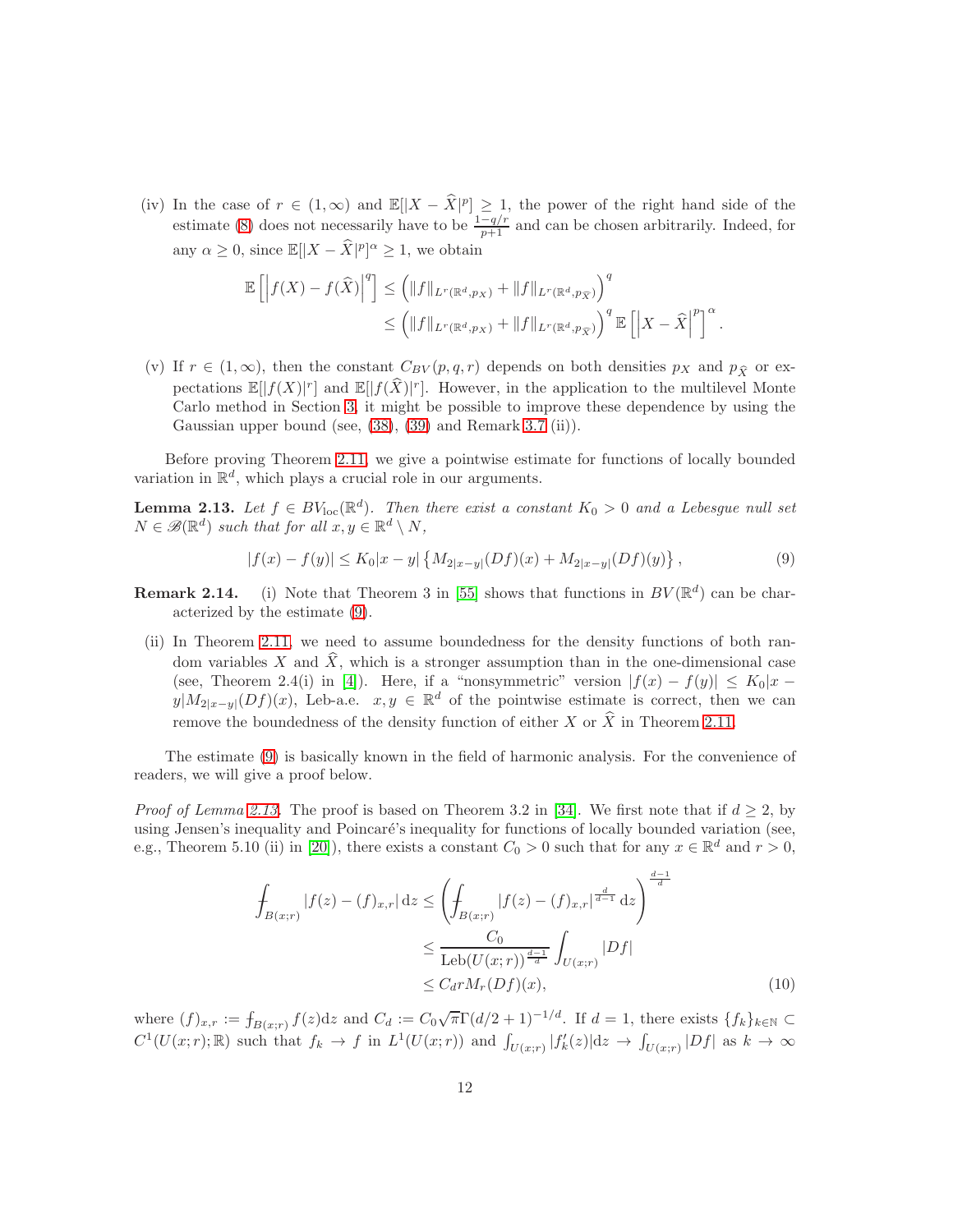(iv) In the case of $r \in (1,\infty)$ and $\mathbb{E}[|X-\widehat{X}|^p] \geq 1$, the power of the right hand side of the estimate (8) does not necessarily have to be $\frac{1-q/r}{p+1}$ and can be chosen arbitrarily. Indeed, for any $\alpha \geq 0$, since $\mathbb{E}[|X-\widehat{X}|^p]^\alpha \geq 1$, we obtain

$$
\begin{aligned}
\mathbb{E}\left[\left|f(X)-f(\widehat{X})\right|^q\right] &\leq \left(\|f\|_{L^r(\mathbb{R}^d,p_X)} + \|f\|_{L^r(\mathbb{R}^d,p_{\widehat{X}})}\right)^q \\
&\leq \left(\|f\|_{L^r(\mathbb{R}^d,p_X)} + \|f\|_{L^r(\mathbb{R}^d,p_{\widehat{X}})}\right)^q \mathbb{E}\left[\left|X-\widehat{X}\right|^p\right]^\alpha.
\end{aligned}
$$

(v) If $r \in (1,\infty)$, then the constant $C_{BV}(p,q,r)$ depends on both densities $p_X$ and $p_{\widehat{X}}$ or expectations $\mathbb{E}[|f(X)|^r]$ and $\mathbb{E}[|f(\widehat{X})|^r]$. However, in the application to the multilevel Monte Carlo method in Section 3, it might be possible to improve these dependence by using the Gaussian upper bound (see, (38), (39) and Remark 3.7 (ii)).

Before proving Theorem 2.11, we give a pointwise estimate for functions of locally bounded variation in $\mathbb{R}^d$, which plays a crucial role in our arguments.

**Lemma 2.13.** *Let $f \in BV_{\mathrm{loc}}(\mathbb{R}^d)$. Then there exist a constant $K_0 > 0$ and a Lebesgue null set $N \in \mathscr{B}(\mathbb{R}^d)$ such that for all $x, y \in \mathbb{R}^d \setminus N$,*

$$
|f(x)-f(y)| \leq K_0|x-y|\left\{M_{2|x-y|}(Df)(x) + M_{2|x-y|}(Df)(y)\right\}, \tag{9}
$$

**Remark 2.14.** (i) Note that Theorem 3 in [55] shows that functions in $BV(\mathbb{R}^d)$ can be characterized by the estimate (9).

(ii) In Theorem 2.11, we need to assume boundedness for the density functions of both random variables $X$ and $\widehat{X}$, which is a stronger assumption than in the one-dimensional case (see, Theorem 2.4(i) in [4]). Here, if a "nonsymmetric" version $|f(x)-f(y)| \leq K_0|x-y|M_{2|x-y|}(Df)(x)$, Leb-a.e. $x, y \in \mathbb{R}^d$ of the pointwise estimate is correct, then we can remove the boundedness of the density function of either $X$ or $\widehat{X}$ in Theorem 2.11.

The estimate (9) is basically known in the field of harmonic analysis. For the convenience of readers, we will give a proof below.

*Proof of Lemma 2.13.* The proof is based on Theorem 3.2 in [34]. We first note that if $d \geq 2$, by using Jensen's inequality and Poincaré's inequality for functions of locally bounded variation (see, e.g., Theorem 5.10 (ii) in [20]), there exists a constant $C_0 > 0$ such that for any $x \in \mathbb{R}^d$ and $r > 0$,

$$
\begin{aligned}
⨍_{B(x;r)} |f(z)-(f)_{x,r}|\,\mathrm{d}z &\leq \left(⨍_{B(x;r)} |f(z)-(f)_{x,r}|^{\frac{d}{d-1}}\,\mathrm{d}z\right)^{\frac{d-1}{d}} \\
&\leq \frac{C_0}{\mathrm{Leb}(U(x;r))^{\frac{d-1}{d}}} \int_{U(x;r)} |Df| \\
&\leq C_d r M_r(Df)(x),
\end{aligned} \tag{10}
$$

where $(f)_{x,r} := ⨍_{B(x;r)} f(z)\mathrm{d}z$ and $C_d := C_0\sqrt{\pi}\,\Gamma(d/2+1)^{-1/d}$. If $d=1$, there exists $\{f_k\}_{k\in\mathbb{N}} \subset C^1(U(x;r);\mathbb{R})$ such that $f_k \to f$ in $L^1(U(x;r))$ and $\int_{U(x;r)} |f_k'(z)|\mathrm{d}z \to \int_{U(x;r)} |Df|$ as $k \to \infty$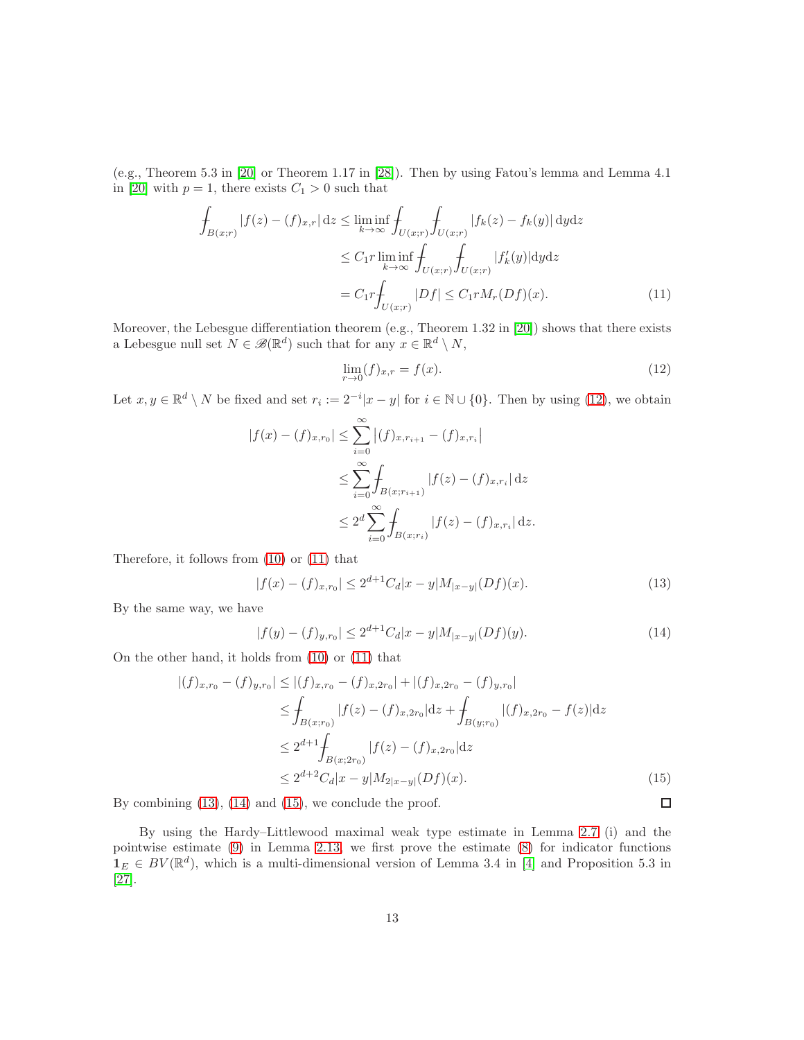(e.g., Theorem 5.3 in [20] or Theorem 1.17 in [28]). Then by using Fatou's lemma and Lemma 4.1 in [20] with $p=1$, there exists $C_1>0$ such that

$$
\begin{aligned}
\fint_{B(x;r)} |f(z)-(f)_{x,r}|\,\mathrm{d}z &\leq \liminf_{k\to\infty} \fint_{U(x;r)} \fint_{U(x;r)} |f_k(z)-f_k(y)|\,\mathrm{d}y\mathrm{d}z \\
&\leq C_1 r \liminf_{k\to\infty} \fint_{U(x;r)} \fint_{U(x;r)} |f_k'(y)|\mathrm{d}y\mathrm{d}z \\
&= C_1 r \fint_{U(x;r)} |Df| \leq C_1 r M_r(Df)(x). \qquad (11)
\end{aligned}
$$

Moreover, the Lebesgue differentiation theorem (e.g., Theorem 1.32 in [20]) shows that there exists a Lebesgue null set $N \in \mathscr{B}(\mathbb{R}^d)$ such that for any $x \in \mathbb{R}^d \setminus N$,

$$
\lim_{r\to 0} (f)_{x,r} = f(x). \qquad (12)
$$

Let $x,y \in \mathbb{R}^d \setminus N$ be fixed and set $r_i := 2^{-i}|x-y|$ for $i \in \mathbb{N}\cup\{0\}$. Then by using (12), we obtain

$$
\begin{aligned}
|f(x)-(f)_{x,r_0}| &\leq \sum_{i=0}^{\infty} \left|(f)_{x,r_{i+1}}-(f)_{x,r_i}\right| \\
&\leq \sum_{i=0}^{\infty} \fint_{B(x;r_{i+1})} |f(z)-(f)_{x,r_i}|\,\mathrm{d}z \\
&\leq 2^d \sum_{i=0}^{\infty} \fint_{B(x;r_i)} |f(z)-(f)_{x,r_i}|\,\mathrm{d}z.
\end{aligned}
$$

Therefore, it follows from (10) or (11) that

$$
|f(x)-(f)_{x,r_0}| \leq 2^{d+1} C_d |x-y| M_{|x-y|}(Df)(x). \qquad (13)
$$

By the same way, we have

$$
|f(y)-(f)_{y,r_0}| \leq 2^{d+1} C_d |x-y| M_{|x-y|}(Df)(y). \qquad (14)
$$

On the other hand, it holds from (10) or (11) that

$$
\begin{aligned}
|(f)_{x,r_0}-(f)_{y,r_0}| &\leq |(f)_{x,r_0}-(f)_{x,2r_0}| + |(f)_{x,2r_0}-(f)_{y,r_0}| \\
&\leq \fint_{B(x;r_0)} |f(z)-(f)_{x,2r_0}|\mathrm{d}z + \fint_{B(y;r_0)} |(f)_{x,2r_0}-f(z)|\mathrm{d}z \\
&\leq 2^{d+1} \fint_{B(x;2r_0)} |f(z)-(f)_{x,2r_0}|\mathrm{d}z \\
&\leq 2^{d+2} C_d |x-y| M_{2|x-y|}(Df)(x). \qquad (15)
\end{aligned}
$$

By combining (13), (14) and (15), we conclude the proof. ◻

By using the Hardy–Littlewood maximal weak type estimate in Lemma 2.7 (i) and the pointwise estimate (9) in Lemma 2.13, we first prove the estimate (8) for indicator functions $\mathbf{1}_E \in BV(\mathbb{R}^d)$, which is a multi-dimensional version of Lemma 3.4 in [4] and Proposition 5.3 in [27].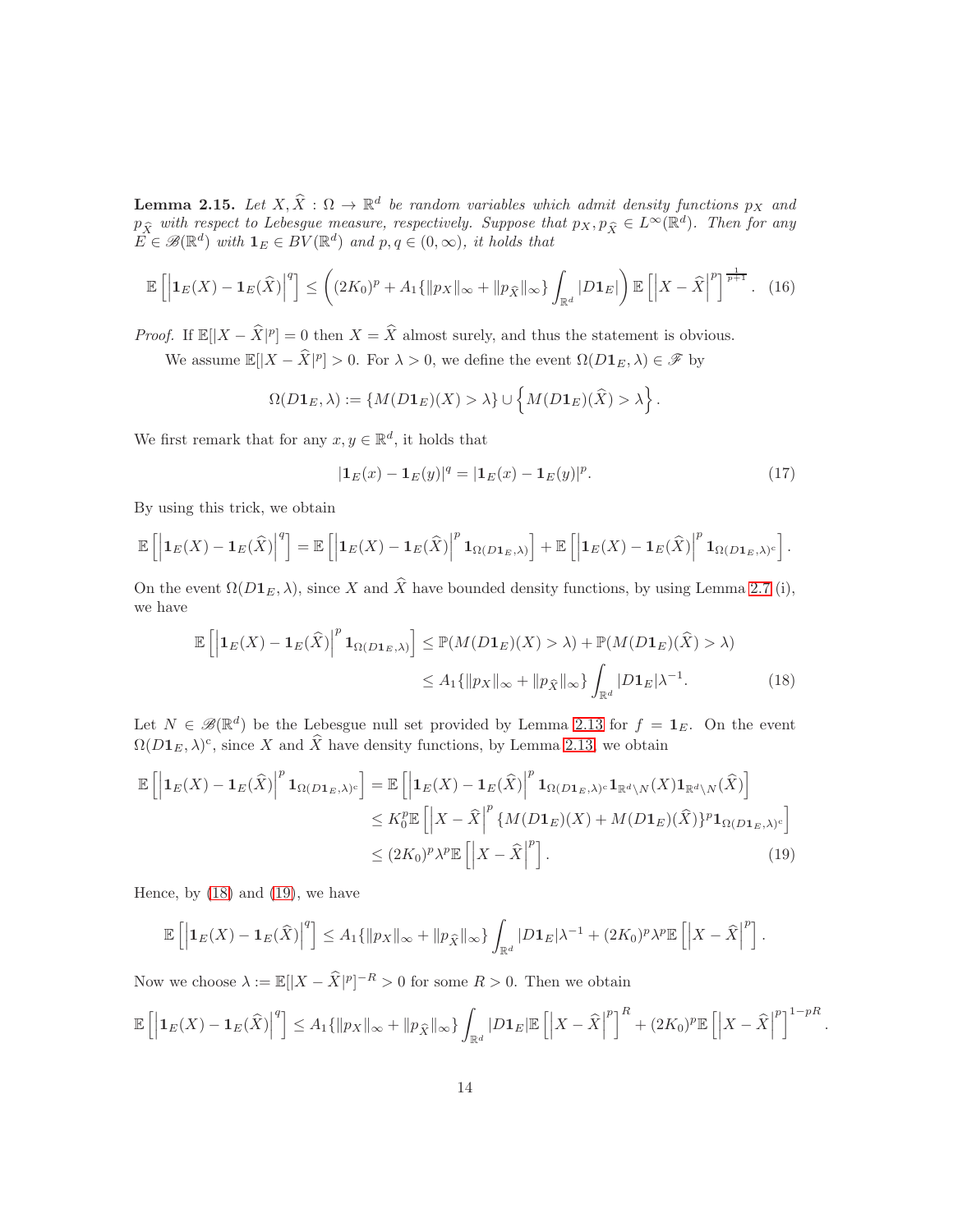**Lemma 2.15.** *Let $X, \widehat{X} : \Omega \to \mathbb{R}^d$ be random variables which admit density functions $p_X$ and $p_{\widehat{X}}$ with respect to Lebesgue measure, respectively. Suppose that $p_X, p_{\widehat{X}} \in L^\infty(\mathbb{R}^d)$. Then for any $E \in \mathscr{B}(\mathbb{R}^d)$ with $\mathbf{1}_E \in BV(\mathbb{R}^d)$ and $p, q \in (0, \infty)$, it holds that*

$$\mathbb{E}\left[\left|\mathbf{1}_E(X) - \mathbf{1}_E(\widehat{X})\right|^q\right] \leq \left((2K_0)^p + A_1\{\|p_X\|_\infty + \|p_{\widehat{X}}\|_\infty\} \int_{\mathbb{R}^d} |D\mathbf{1}_E|\right) \mathbb{E}\left[\left|X - \widehat{X}\right|^p\right]^{\frac{1}{p+1}}. \quad (16)$$

*Proof.* If $\mathbb{E}[|X - \widehat{X}|^p] = 0$ then $X = \widehat{X}$ almost surely, and thus the statement is obvious.

We assume $\mathbb{E}[|X - \widehat{X}|^p] > 0$. For $\lambda > 0$, we define the event $\Omega(D\mathbf{1}_E, \lambda) \in \mathscr{F}$ by

$$\Omega(D\mathbf{1}_E, \lambda) := \{M(D\mathbf{1}_E)(X) > \lambda\} \cup \left\{M(D\mathbf{1}_E)(\widehat{X}) > \lambda\right\}.$$

We first remark that for any $x, y \in \mathbb{R}^d$, it holds that

$$|\mathbf{1}_E(x) - \mathbf{1}_E(y)|^q = |\mathbf{1}_E(x) - \mathbf{1}_E(y)|^p. \quad (17)$$

By using this trick, we obtain

$$\mathbb{E}\left[\left|\mathbf{1}_E(X) - \mathbf{1}_E(\widehat{X})\right|^q\right] = \mathbb{E}\left[\left|\mathbf{1}_E(X) - \mathbf{1}_E(\widehat{X})\right|^p \mathbf{1}_{\Omega(D\mathbf{1}_E, \lambda)}\right] + \mathbb{E}\left[\left|\mathbf{1}_E(X) - \mathbf{1}_E(\widehat{X})\right|^p \mathbf{1}_{\Omega(D\mathbf{1}_E, \lambda)^c}\right].$$

On the event $\Omega(D\mathbf{1}_E, \lambda)$, since $X$ and $\widehat{X}$ have bounded density functions, by using Lemma 2.7 (i), we have

$$\begin{aligned}
\mathbb{E}\left[\left|\mathbf{1}_E(X) - \mathbf{1}_E(\widehat{X})\right|^p \mathbf{1}_{\Omega(D\mathbf{1}_E, \lambda)}\right] &\leq \mathbb{P}(M(D\mathbf{1}_E)(X) > \lambda) + \mathbb{P}(M(D\mathbf{1}_E)(\widehat{X}) > \lambda) \\
&\leq A_1\{\|p_X\|_\infty + \|p_{\widehat{X}}\|_\infty\} \int_{\mathbb{R}^d} |D\mathbf{1}_E| \lambda^{-1}. \quad (18)
\end{aligned}$$

Let $N \in \mathscr{B}(\mathbb{R}^d)$ be the Lebesgue null set provided by Lemma 2.13 for $f = \mathbf{1}_E$. On the event $\Omega(D\mathbf{1}_E, \lambda)^c$, since $X$ and $\widehat{X}$ have density functions, by Lemma 2.13, we obtain

$$\begin{aligned}
\mathbb{E}\left[\left|\mathbf{1}_E(X) - \mathbf{1}_E(\widehat{X})\right|^p \mathbf{1}_{\Omega(D\mathbf{1}_E, \lambda)^c}\right] &= \mathbb{E}\left[\left|\mathbf{1}_E(X) - \mathbf{1}_E(\widehat{X})\right|^p \mathbf{1}_{\Omega(D\mathbf{1}_E, \lambda)^c} \mathbf{1}_{\mathbb{R}^d \setminus N}(X) \mathbf{1}_{\mathbb{R}^d \setminus N}(\widehat{X})\right] \\
&\leq K_0^p \mathbb{E}\left[\left|X - \widehat{X}\right|^p \{M(D\mathbf{1}_E)(X) + M(D\mathbf{1}_E)(\widehat{X})\}^p \mathbf{1}_{\Omega(D\mathbf{1}_E, \lambda)^c}\right] \\
&\leq (2K_0)^p \lambda^p \mathbb{E}\left[\left|X - \widehat{X}\right|^p\right]. \quad (19)
\end{aligned}$$

Hence, by (18) and (19), we have

$$\mathbb{E}\left[\left|\mathbf{1}_E(X) - \mathbf{1}_E(\widehat{X})\right|^q\right] \leq A_1\{\|p_X\|_\infty + \|p_{\widehat{X}}\|_\infty\} \int_{\mathbb{R}^d} |D\mathbf{1}_E| \lambda^{-1} + (2K_0)^p \lambda^p \mathbb{E}\left[\left|X - \widehat{X}\right|^p\right].$$

Now we choose $\lambda := \mathbb{E}[|X - \widehat{X}|^p]^{-R} > 0$ for some $R > 0$. Then we obtain

$$\mathbb{E}\left[\left|\mathbf{1}_E(X) - \mathbf{1}_E(\widehat{X})\right|^q\right] \leq A_1\{\|p_X\|_\infty + \|p_{\widehat{X}}\|_\infty\} \int_{\mathbb{R}^d} |D\mathbf{1}_E| \mathbb{E}\left[\left|X - \widehat{X}\right|^p\right]^R + (2K_0)^p \mathbb{E}\left[\left|X - \widehat{X}\right|^p\right]^{1-pR}.$$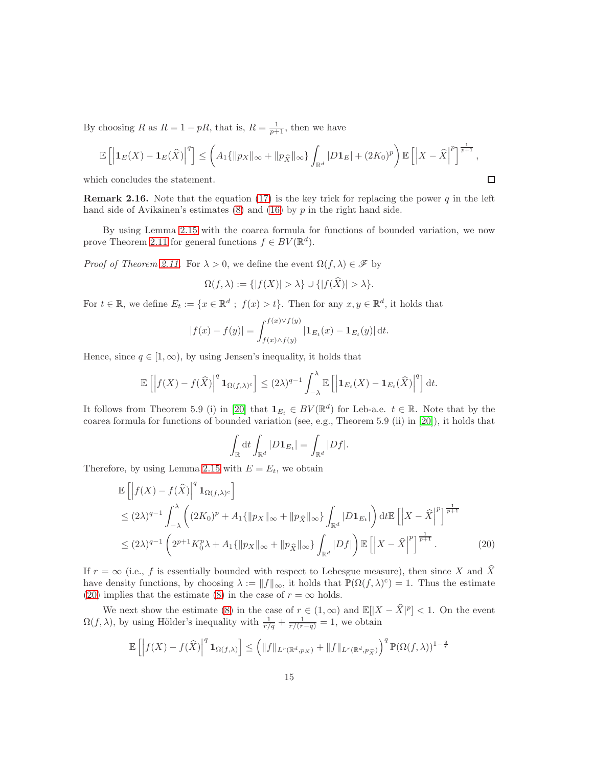By choosing $R$ as $R = 1 - pR$, that is, $R = \frac{1}{p+1}$, then we have

$$\mathbb{E}\left[\left|\mathbf{1}_E(X) - \mathbf{1}_E(\widehat{X})\right|^q\right] \leq \left(A_1\{\|p_X\|_\infty + \|p_{\widehat{X}}\|_\infty\}\int_{\mathbb{R}^d} |D\mathbf{1}_E| + (2K_0)^p\right)\mathbb{E}\left[\left|X - \widehat{X}\right|^p\right]^{\frac{1}{p+1}},$$

which concludes the statement. □

**Remark 2.16.** Note that the equation (17) is the key trick for replacing the power $q$ in the left hand side of Avikainen's estimates (8) and (16) by $p$ in the right hand side.

By using Lemma 2.15 with the coarea formula for functions of bounded variation, we now prove Theorem 2.11 for general functions $f \in BV(\mathbb{R}^d)$.

*Proof of Theorem 2.11.* For $\lambda > 0$, we define the event $\Omega(f, \lambda) \in \mathscr{F}$ by

$$\Omega(f, \lambda) := \{|f(X)| > \lambda\} \cup \{|f(\widehat{X})| > \lambda\}.$$

For $t \in \mathbb{R}$, we define $E_t := \{x \in \mathbb{R}^d \ ; \ f(x) > t\}$. Then for any $x, y \in \mathbb{R}^d$, it holds that

$$|f(x) - f(y)| = \int_{f(x)\wedge f(y)}^{f(x)\vee f(y)} |\mathbf{1}_{E_t}(x) - \mathbf{1}_{E_t}(y)|\,\mathrm{d}t.$$

Hence, since $q \in [1, \infty)$, by using Jensen's inequality, it holds that

$$\mathbb{E}\left[\left|f(X) - f(\widehat{X})\right|^q \mathbf{1}_{\Omega(f,\lambda)^c}\right] \leq (2\lambda)^{q-1}\int_{-\lambda}^{\lambda} \mathbb{E}\left[\left|\mathbf{1}_{E_t}(X) - \mathbf{1}_{E_t}(\widehat{X})\right|^q\right]\mathrm{d}t.$$

It follows from Theorem 5.9 (i) in [20] that $\mathbf{1}_{E_t} \in BV(\mathbb{R}^d)$ for Leb-a.e. $t \in \mathbb{R}$. Note that by the coarea formula for functions of bounded variation (see, e.g., Theorem 5.9 (ii) in [20]), it holds that

$$\int_{\mathbb{R}} \mathrm{d}t \int_{\mathbb{R}^d} |D\mathbf{1}_{E_t}| = \int_{\mathbb{R}^d} |Df|.$$

Therefore, by using Lemma 2.15 with $E = E_t$, we obtain

$$\begin{aligned}
&\mathbb{E}\left[\left|f(X) - f(\widehat{X})\right|^q \mathbf{1}_{\Omega(f,\lambda)^c}\right] \\
&\leq (2\lambda)^{q-1}\int_{-\lambda}^{\lambda}\left((2K_0)^p + A_1\{\|p_X\|_\infty + \|p_{\widehat{X}}\|_\infty\}\int_{\mathbb{R}^d}|D\mathbf{1}_{E_t}|\right)\mathrm{d}t\,\mathbb{E}\left[\left|X - \widehat{X}\right|^p\right]^{\frac{1}{p+1}} \\
&\leq (2\lambda)^{q-1}\left(2^{p+1}K_0^p\lambda + A_1\{\|p_X\|_\infty + \|p_{\widehat{X}}\|_\infty\}\int_{\mathbb{R}^d}|Df|\right)\mathbb{E}\left[\left|X - \widehat{X}\right|^p\right]^{\frac{1}{p+1}}. \qquad (20)
\end{aligned}$$

If $r = \infty$ (i.e., $f$ is essentially bounded with respect to Lebesgue measure), then since $X$ and $\widehat{X}$ have density functions, by choosing $\lambda := \|f\|_\infty$, it holds that $\mathbb{P}(\Omega(f, \lambda)^c) = 1$. Thus the estimate (20) implies that the estimate (8) in the case of $r = \infty$ holds.

We next show the estimate (8) in the case of $r \in (1, \infty)$ and $\mathbb{E}[|X - \widehat{X}|^p] < 1$. On the event $\Omega(f, \lambda)$, by using Hölder's inequality with $\frac{1}{r/q} + \frac{1}{r/(r-q)} = 1$, we obtain

$$\mathbb{E}\left[\left|f(X) - f(\widehat{X})\right|^q \mathbf{1}_{\Omega(f,\lambda)}\right] \leq \left(\|f\|_{L^r(\mathbb{R}^d, p_X)} + \|f\|_{L^r(\mathbb{R}^d, p_{\widehat{X}})}\right)^q \mathbb{P}(\Omega(f, \lambda))^{1-\frac{q}{r}}$$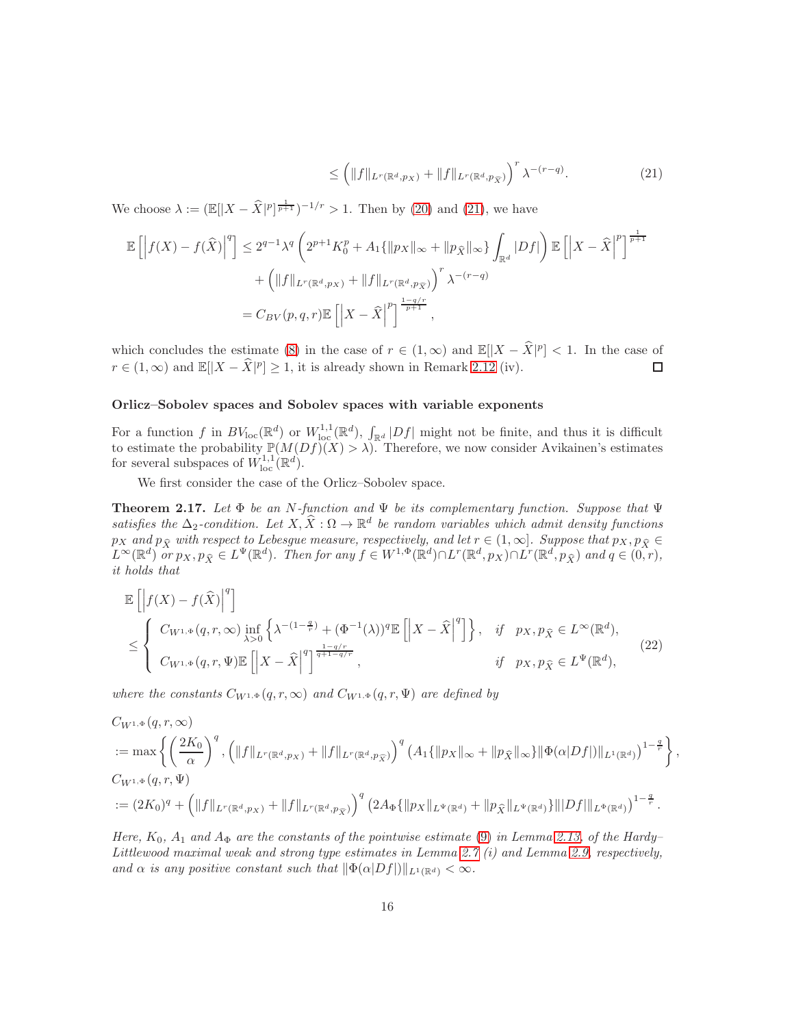$$
\leq \left(\|f\|_{L^r(\mathbb{R}^d,p_X)} + \|f\|_{L^r(\mathbb{R}^d,p_{\widehat{X}})}\right)^r \lambda^{-(r-q)}. \tag{21}
$$

We choose $\lambda := (\mathbb{E}[|X-\widehat{X}|^p]^{\frac{1}{p+1}})^{-1/r} > 1$. Then by (20) and (21), we have

$$
\begin{aligned}
\mathbb{E}\left[\left|f(X)-f(\widehat{X})\right|^q\right] &\leq 2^{q-1}\lambda^q \left(2^{p+1}K_0^p + A_1\{\|p_X\|_\infty + \|p_{\widehat{X}}\|_\infty\}\int_{\mathbb{R}^d}|Df|\right)\mathbb{E}\left[\left|X-\widehat{X}\right|^p\right]^{\frac{1}{p+1}} \\
&\quad + \left(\|f\|_{L^r(\mathbb{R}^d,p_X)} + \|f\|_{L^r(\mathbb{R}^d,p_{\widehat{X}})}\right)^r \lambda^{-(r-q)} \\
&= C_{BV}(p,q,r)\mathbb{E}\left[\left|X-\widehat{X}\right|^p\right]^{\frac{1-q/r}{p+1}},
\end{aligned}
$$

which concludes the estimate (8) in the case of $r \in (1,\infty)$ and $\mathbb{E}[|X-\widehat{X}|^p] < 1$. In the case of $r \in (1,\infty)$ and $\mathbb{E}[|X-\widehat{X}|^p] \geq 1$, it is already shown in Remark 2.12 (iv). $\square$

**Orlicz–Sobolev spaces and Sobolev spaces with variable exponents**

For a function $f$ in $BV_{\mathrm{loc}}(\mathbb{R}^d)$ or $W^{1,1}_{\mathrm{loc}}(\mathbb{R}^d)$, $\int_{\mathbb{R}^d}|Df|$ might not be finite, and thus it is difficult to estimate the probability $\mathbb{P}(M(Df)(X) > \lambda)$. Therefore, we now consider Avikainen's estimates for several subspaces of $W^{1,1}_{\mathrm{loc}}(\mathbb{R}^d)$.

We first consider the case of the Orlicz–Sobolev space.

**Theorem 2.17.** *Let $\Phi$ be an $N$-function and $\Psi$ be its complementary function. Suppose that $\Psi$ satisfies the $\Delta_2$-condition. Let $X, \widehat{X} : \Omega \to \mathbb{R}^d$ be random variables which admit density functions $p_X$ and $p_{\widehat{X}}$ with respect to Lebesgue measure, respectively, and let $r \in (1,\infty]$. Suppose that $p_X, p_{\widehat{X}} \in L^\infty(\mathbb{R}^d)$ or $p_X, p_{\widehat{X}} \in L^\Psi(\mathbb{R}^d)$. Then for any $f \in W^{1,\Phi}(\mathbb{R}^d) \cap L^r(\mathbb{R}^d,p_X) \cap L^r(\mathbb{R}^d,p_{\widehat{X}})$ and $q \in (0,r)$, it holds that*

$$
\begin{aligned}
&\mathbb{E}\left[\left|f(X)-f(\widehat{X})\right|^q\right] \\
&\leq \begin{cases}
C_{W^{1,\Phi}}(q,r,\infty)\inf\limits_{\lambda>0}\left\{\lambda^{-(1-\frac{q}{r})} + (\Phi^{-1}(\lambda))^q \mathbb{E}\left[\left|X-\widehat{X}\right|^q\right]\right\}, & \text{if} \quad p_X, p_{\widehat{X}} \in L^\infty(\mathbb{R}^d), \\
C_{W^{1,\Phi}}(q,r,\Psi)\mathbb{E}\left[\left|X-\widehat{X}\right|^q\right]^{\frac{1-q/r}{q+1-q/r}}, & \text{if} \quad p_X, p_{\widehat{X}} \in L^\Psi(\mathbb{R}^d),
\end{cases}
\end{aligned} \tag{22}
$$

*where the constants $C_{W^{1,\Phi}}(q,r,\infty)$ and $C_{W^{1,\Phi}}(q,r,\Psi)$ are defined by*

$$
\begin{aligned}
&C_{W^{1,\Phi}}(q,r,\infty) \\
&:= \max\left\{\left(\frac{2K_0}{\alpha}\right)^q, \left(\|f\|_{L^r(\mathbb{R}^d,p_X)} + \|f\|_{L^r(\mathbb{R}^d,p_{\widehat{X}})}\right)^q \left(A_1\{\|p_X\|_\infty + \|p_{\widehat{X}}\|_\infty\}\|\Phi(\alpha|Df|)\|_{L^1(\mathbb{R}^d)}\right)^{1-\frac{q}{r}}\right\}, \\
&C_{W^{1,\Phi}}(q,r,\Psi) \\
&:= (2K_0)^q + \left(\|f\|_{L^r(\mathbb{R}^d,p_X)} + \|f\|_{L^r(\mathbb{R}^d,p_{\widehat{X}})}\right)^q \left(2A_\Phi\{\|p_X\|_{L^\Psi(\mathbb{R}^d)} + \|p_{\widehat{X}}\|_{L^\Psi(\mathbb{R}^d)}\}\||Df|\|_{L^\Phi(\mathbb{R}^d)}\right)^{1-\frac{q}{r}}.
\end{aligned}
$$

*Here, $K_0$, $A_1$ and $A_\Phi$ are the constants of the pointwise estimate (9) in Lemma 2.13, of the Hardy–Littlewood maximal weak and strong type estimates in Lemma 2.7 (i) and Lemma 2.9, respectively, and $\alpha$ is any positive constant such that $\|\Phi(\alpha|Df|)\|_{L^1(\mathbb{R}^d)} < \infty$.*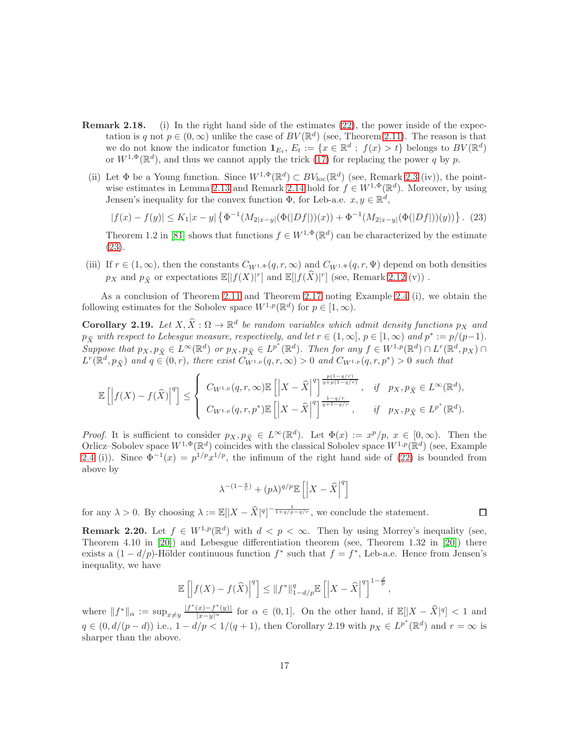**Remark 2.18.** (i) In the right hand side of the estimates (22), the power inside of the expectation is $q$ not $p \in (0, \infty)$ unlike the case of $BV(\mathbb{R}^d)$ (see, Theorem 2.11). The reason is that we do not know the indicator function $\mathbf{1}_{E_t}$, $E_t := \{x \in \mathbb{R}^d \ ; \ f(x) > t\}$ belongs to $BV(\mathbb{R}^d)$ or $W^{1,\Phi}(\mathbb{R}^d)$, and thus we cannot apply the trick (17) for replacing the power $q$ by $p$.

(ii) Let $\Phi$ be a Young function. Since $W^{1,\Phi}(\mathbb{R}^d) \subset BV_{\mathrm{loc}}(\mathbb{R}^d)$ (see, Remark 2.3 (iv)), the pointwise estimates in Lemma 2.13 and Remark 2.14 hold for $f \in W^{1,\Phi}(\mathbb{R}^d)$. Moreover, by using Jensen's inequality for the convex function $\Phi$, for Leb-a.e. $x, y \in \mathbb{R}^d$,

$$|f(x) - f(y)| \leq K_1 |x-y| \left\{ \Phi^{-1}(M_{2|x-y|}(\Phi(|Df|))(x)) + \Phi^{-1}(M_{2|x-y|}(\Phi(|Df|))(y)) \right\}. \quad (23)$$

Theorem 1.2 in [81] shows that functions $f \in W^{1,\Phi}(\mathbb{R}^d)$ can be characterized by the estimate (23).

(iii) If $r \in (1, \infty)$, then the constants $C_{W^{1,\Phi}}(q, r, \infty)$ and $C_{W^{1,\Phi}}(q, r, \Psi)$ depend on both densities $p_X$ and $p_{\widehat{X}}$ or expectations $\mathbb{E}[|f(X)|^r]$ and $\mathbb{E}[|f(\widehat{X})|^r]$ (see, Remark 2.12 (v)) .

As a conclusion of Theorem 2.11 and Theorem 2.17 noting Example 2.4 (i), we obtain the following estimates for the Sobolev space $W^{1,p}(\mathbb{R}^d)$ for $p \in [1, \infty)$.

**Corollary 2.19.** *Let $X, \widehat{X} : \Omega \to \mathbb{R}^d$ be random variables which admit density functions $p_X$ and $p_{\widehat{X}}$ with respect to Lebesgue measure, respectively, and let $r \in (1, \infty]$, $p \in [1, \infty)$ and $p^* := p/(p-1)$. Suppose that $p_X, p_{\widehat{X}} \in L^\infty(\mathbb{R}^d)$ or $p_X, p_{\widehat{X}} \in L^{p^*}(\mathbb{R}^d)$. Then for any $f \in W^{1,p}(\mathbb{R}^d) \cap L^r(\mathbb{R}^d, p_X) \cap L^r(\mathbb{R}^d, p_{\widehat{X}})$ and $q \in (0, r)$, there exist $C_{W^{1,p}}(q, r, \infty) > 0$ and $C_{W^{1,p}}(q, r, p^*) > 0$ such that*

$$\mathbb{E}\left[\left|f(X) - f(\widehat{X})\right|^q\right] \leq \begin{cases} C_{W^{1,p}}(q, r, \infty) \mathbb{E}\left[\left|X - \widehat{X}\right|^q\right]^{\frac{p(1-q/r)}{q+p(1-q/r)}}, & \text{if} \quad p_X, p_{\widehat{X}} \in L^\infty(\mathbb{R}^d), \\ C_{W^{1,p}}(q, r, p^*) \mathbb{E}\left[\left|X - \widehat{X}\right|^q\right]^{\frac{1-q/r}{q+1-q/r}}, & \text{if} \quad p_X, p_{\widehat{X}} \in L^{p^*}(\mathbb{R}^d). \end{cases}$$

*Proof.* It is sufficient to consider $p_X, p_{\widehat{X}} \in L^\infty(\mathbb{R}^d)$. Let $\Phi(x) := x^p/p$, $x \in [0, \infty)$. Then the Orlicz–Sobolev space $W^{1,\Phi}(\mathbb{R}^d)$ coincides with the classical Sobolev space $W^{1,p}(\mathbb{R}^d)$ (see, Example 2.4 (i)). Since $\Phi^{-1}(x) = p^{1/p} x^{1/p}$, the infimum of the right hand side of (22) is bounded from above by

$$\lambda^{-(1-\frac{q}{r})} + (p\lambda)^{q/p} \mathbb{E}\left[\left|X - \widehat{X}\right|^q\right]$$

for any $\lambda > 0$. By choosing $\lambda := \mathbb{E}[|X - \widehat{X}|^q]^{-\frac{1}{1+q/p-q/r}}$, we conclude the statement. $\square$

**Remark 2.20.** Let $f \in W^{1,p}(\mathbb{R}^d)$ with $d < p < \infty$. Then by using Morrey's inequality (see, Theorem 4.10 in [20]) and Lebesgue differentiation theorem (see, Theorem 1.32 in [20]) there exists a $(1 - d/p)$-Hölder continuous function $f^*$ such that $f = f^*$, Leb-a.e. Hence from Jensen's inequality, we have

$$\mathbb{E}\left[\left|f(X) - f(\widehat{X})\right|^q\right] \leq \|f^*\|_{1-d/p}^q \mathbb{E}\left[\left|X - \widehat{X}\right|^q\right]^{1-\frac{d}{p}},$$

where $\|f^*\|_\alpha := \sup_{x \neq y} \frac{|f^*(x) - f^*(y)|}{|x-y|^\alpha}$ for $\alpha \in (0, 1]$. On the other hand, if $\mathbb{E}[|X - \widehat{X}|^q] < 1$ and $q \in (0, d/(p-d))$ i.e., $1 - d/p < 1/(q+1)$, then Corollary 2.19 with $p_X \in L^{p^*}(\mathbb{R}^d)$ and $r = \infty$ is sharper than the above.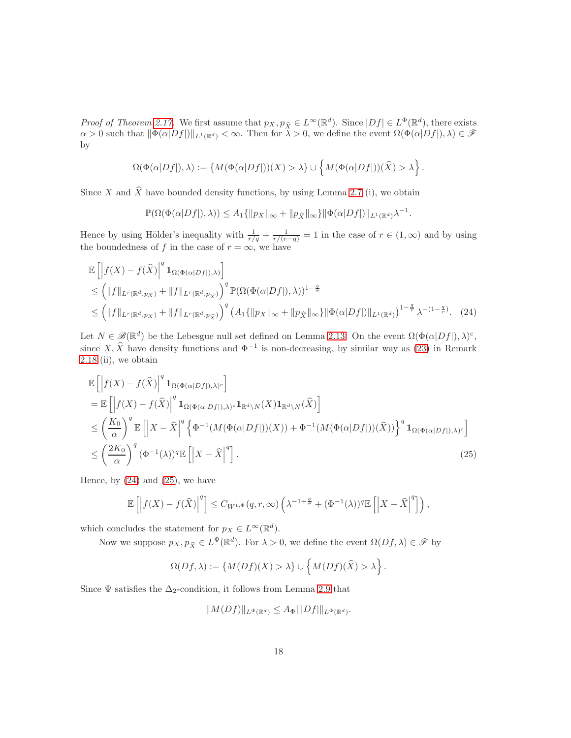*Proof of Theorem 2.17.* We first assume that $p_X, p_{\widehat{X}} \in L^\infty(\mathbb{R}^d)$. Since $|Df| \in L^\Phi(\mathbb{R}^d)$, there exists $\alpha > 0$ such that $\|\Phi(\alpha|Df|)\|_{L^1(\mathbb{R}^d)} < \infty$. Then for $\lambda > 0$, we define the event $\Omega(\Phi(\alpha|Df|), \lambda) \in \mathscr{F}$ by

$$\Omega(\Phi(\alpha|Df|), \lambda) := \{M(\Phi(\alpha|Df|))(X) > \lambda\} \cup \left\{M(\Phi(\alpha|Df|))(\widehat{X}) > \lambda\right\}.$$

Since $X$ and $\widehat{X}$ have bounded density functions, by using Lemma 2.7 (i), we obtain

$$\mathbb{P}(\Omega(\Phi(\alpha|Df|), \lambda)) \leq A_1\{\|p_X\|_\infty + \|p_{\widehat{X}}\|_\infty\}\|\Phi(\alpha|Df|)\|_{L^1(\mathbb{R}^d)}\lambda^{-1}.$$

Hence by using Hölder's inequality with $\frac{1}{r/q} + \frac{1}{r/(r-q)} = 1$ in the case of $r \in (1, \infty)$ and by using the boundedness of $f$ in the case of $r = \infty$, we have

$$\begin{aligned}
&\mathbb{E}\left[\left|f(X) - f(\widehat{X})\right|^q \mathbf{1}_{\Omega(\Phi(\alpha|Df|),\lambda)}\right] \\
&\leq \left(\|f\|_{L^r(\mathbb{R}^d, p_X)} + \|f\|_{L^r(\mathbb{R}^d, p_{\widehat{X}})}\right)^q \mathbb{P}(\Omega(\Phi(\alpha|Df|), \lambda))^{1-\frac{q}{r}} \\
&\leq \left(\|f\|_{L^r(\mathbb{R}^d, p_X)} + \|f\|_{L^r(\mathbb{R}^d, p_{\widehat{X}})}\right)^q \left(A_1\{\|p_X\|_\infty + \|p_{\widehat{X}}\|_\infty\}\|\Phi(\alpha|Df|)\|_{L^1(\mathbb{R}^d)}\right)^{1-\frac{q}{r}} \lambda^{-(1-\frac{q}{r})}. \quad (24)
\end{aligned}$$

Let $N \in \mathscr{B}(\mathbb{R}^d)$ be the Lebesgue null set defined on Lemma 2.13. On the event $\Omega(\Phi(\alpha|Df|), \lambda)^c$, since $X, \widehat{X}$ have density functions and $\Phi^{-1}$ is non-decreasing, by similar way as (23) in Remark 2.18 (ii), we obtain

$$\begin{aligned}
&\mathbb{E}\left[\left|f(X) - f(\widehat{X})\right|^q \mathbf{1}_{\Omega(\Phi(\alpha|Df|),\lambda)^c}\right] \\
&= \mathbb{E}\left[\left|f(X) - f(\widehat{X})\right|^q \mathbf{1}_{\Omega(\Phi(\alpha|Df|),\lambda)^c}\mathbf{1}_{\mathbb{R}^d\setminus N}(X)\mathbf{1}_{\mathbb{R}^d\setminus N}(\widehat{X})\right] \\
&\leq \left(\frac{K_0}{\alpha}\right)^q \mathbb{E}\left[\left|X - \widehat{X}\right|^q \left\{\Phi^{-1}(M(\Phi(\alpha|Df|))(X)) + \Phi^{-1}(M(\Phi(\alpha|Df|))(\widehat{X}))\right\}^q \mathbf{1}_{\Omega(\Phi(\alpha|Df|),\lambda)^c}\right] \\
&\leq \left(\frac{2K_0}{\alpha}\right)^q (\Phi^{-1}(\lambda))^q \mathbb{E}\left[\left|X - \widehat{X}\right|^q\right]. \quad (25)
\end{aligned}$$

Hence, by (24) and (25), we have

$$\mathbb{E}\left[\left|f(X) - f(\widehat{X})\right|^q\right] \leq C_{W^{1,\Phi}}(q, r, \infty)\left(\lambda^{-1+\frac{q}{r}} + (\Phi^{-1}(\lambda))^q \mathbb{E}\left[\left|X - \widehat{X}\right|^q\right]\right),$$

which concludes the statement for $p_X \in L^\infty(\mathbb{R}^d)$.

Now we suppose $p_X, p_{\widehat{X}} \in L^\Psi(\mathbb{R}^d)$. For $\lambda > 0$, we define the event $\Omega(Df, \lambda) \in \mathscr{F}$ by

$$\Omega(Df, \lambda) := \{M(Df)(X) > \lambda\} \cup \left\{M(Df)(\widehat{X}) > \lambda\right\}.$$

Since $\Psi$ satisfies the $\Delta_2$-condition, it follows from Lemma 2.9 that

$$\|M(Df)\|_{L^\Phi(\mathbb{R}^d)} \leq A_\Phi \||Df|\|_{L^\Phi(\mathbb{R}^d)}.$$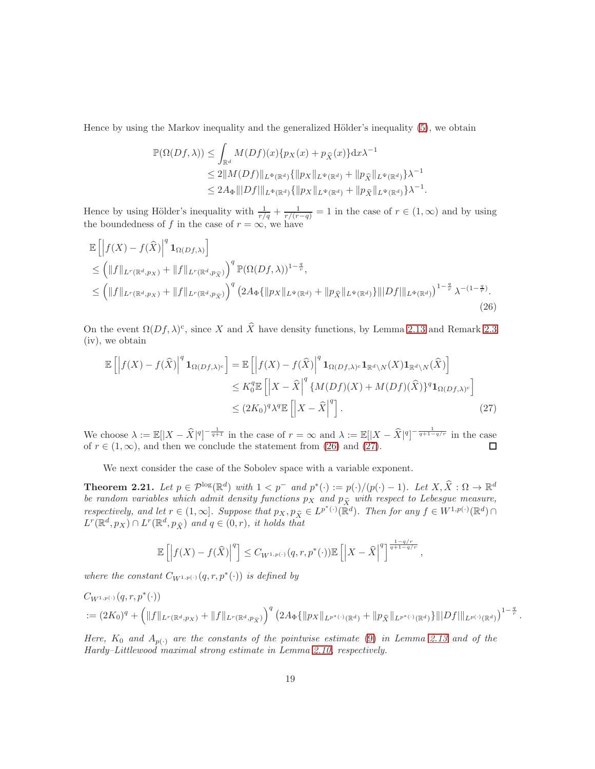Hence by using the Markov inequality and the generalized Hölder's inequality (5), we obtain

$$
\begin{aligned}
\mathbb{P}(\Omega(Df,\lambda)) &\le \int_{\mathbb{R}^d} M(Df)(x)\{p_X(x)+p_{\widehat{X}}(x)\}\mathrm{d}x\lambda^{-1} \\
&\le 2\|M(Df)\|_{L^{\Phi}(\mathbb{R}^d)}\{\|p_X\|_{L^{\Psi}(\mathbb{R}^d)}+\|p_{\widehat{X}}\|_{L^{\Psi}(\mathbb{R}^d)}\}\lambda^{-1} \\
&\le 2A_{\Phi}\||Df|\|_{L^{\Phi}(\mathbb{R}^d)}\{\|p_X\|_{L^{\Psi}(\mathbb{R}^d)}+\|p_{\widehat{X}}\|_{L^{\Psi}(\mathbb{R}^d)}\}\lambda^{-1}.
\end{aligned}
$$

Hence by using Hölder's inequality with $\frac{1}{r/q}+\frac{1}{r/(r-q)}=1$ in the case of $r\in(1,\infty)$ and by using the boundedness of $f$ in the case of $r=\infty$, we have

$$
\begin{aligned}
&\mathbb{E}\left[\left|f(X)-f(\widehat{X})\right|^q \mathbf{1}_{\Omega(Df,\lambda)}\right] \\
&\le \left(\|f\|_{L^r(\mathbb{R}^d,p_X)}+\|f\|_{L^r(\mathbb{R}^d,p_{\widehat{X}})}\right)^q \mathbb{P}(\Omega(Df,\lambda))^{1-\frac{q}{r}}, \\
&\le \left(\|f\|_{L^r(\mathbb{R}^d,p_X)}+\|f\|_{L^r(\mathbb{R}^d,p_{\widehat{X}})}\right)^q \left(2A_{\Phi}\{\|p_X\|_{L^{\Psi}(\mathbb{R}^d)}+\|p_{\widehat{X}}\|_{L^{\Psi}(\mathbb{R}^d)}\}\||Df|\|_{L^{\Phi}(\mathbb{R}^d)}\right)^{1-\frac{q}{r}}\lambda^{-(1-\frac{q}{r})}.
\end{aligned}
\tag{26}
$$

On the event $\Omega(Df,\lambda)^{\mathrm{c}}$, since $X$ and $\widehat{X}$ have density functions, by Lemma 2.13 and Remark 2.3 (iv), we obtain

$$
\begin{aligned}
\mathbb{E}\left[\left|f(X)-f(\widehat{X})\right|^q \mathbf{1}_{\Omega(Df,\lambda)^{\mathrm{c}}}\right] &= \mathbb{E}\left[\left|f(X)-f(\widehat{X})\right|^q \mathbf{1}_{\Omega(Df,\lambda)^{\mathrm{c}}}\mathbf{1}_{\mathbb{R}^d\setminus N}(X)\mathbf{1}_{\mathbb{R}^d\setminus N}(\widehat{X})\right] \\
&\le K_0^q \mathbb{E}\left[\left|X-\widehat{X}\right|^q\{M(Df)(X)+M(Df)(\widehat{X})\}^q\mathbf{1}_{\Omega(Df,\lambda)^{\mathrm{c}}}\right] \\
&\le (2K_0)^q\lambda^q\mathbb{E}\left[\left|X-\widehat{X}\right|^q\right].
\end{aligned}
\tag{27}
$$

We choose $\lambda := \mathbb{E}[|X-\widehat{X}|^q]^{-\frac{1}{q+1}}$ in the case of $r=\infty$ and $\lambda := \mathbb{E}[|X-\widehat{X}|^q]^{-\frac{1}{q+1-q/r}}$ in the case of $r\in(1,\infty)$, and then we conclude the statement from (26) and (27). □

We next consider the case of the Sobolev space with a variable exponent.

**Theorem 2.21.** *Let $p\in\mathcal{P}^{\log}(\mathbb{R}^d)$ with $1<p^-$ and $p^*(\cdot):=p(\cdot)/(p(\cdot)-1)$. Let $X,\widehat{X}:\Omega\to\mathbb{R}^d$ be random variables which admit density functions $p_X$ and $p_{\widehat{X}}$ with respect to Lebesgue measure, respectively, and let $r\in(1,\infty]$. Suppose that $p_X,p_{\widehat{X}}\in L^{p^*(\cdot)}(\mathbb{R}^d)$. Then for any $f\in W^{1,p(\cdot)}(\mathbb{R}^d)\cap L^r(\mathbb{R}^d,p_X)\cap L^r(\mathbb{R}^d,p_{\widehat{X}})$ and $q\in(0,r)$, it holds that*

$$
\mathbb{E}\left[\left|f(X)-f(\widehat{X})\right|^q\right] \le C_{W^{1,p(\cdot)}}(q,r,p^*(\cdot))\mathbb{E}\left[\left|X-\widehat{X}\right|^q\right]^{\frac{1-q/r}{q+1-q/r}},
$$

*where the constant $C_{W^{1,p(\cdot)}}(q,r,p^*(\cdot))$ is defined by*

$$
\begin{aligned}
&C_{W^{1,p(\cdot)}}(q,r,p^*(\cdot)) \\
&:= (2K_0)^q + \left(\|f\|_{L^r(\mathbb{R}^d,p_X)}+\|f\|_{L^r(\mathbb{R}^d,p_{\widehat{X}})}\right)^q \left(2A_{\Phi}\{\|p_X\|_{L^{p^*(\cdot)}(\mathbb{R}^d)}+\|p_{\widehat{X}}\|_{L^{p^*(\cdot)}(\mathbb{R}^d)}\}\||Df|\|_{L^{p(\cdot)}(\mathbb{R}^d)}\right)^{1-\frac{q}{r}}.
\end{aligned}
$$

*Here, $K_0$ and $A_{p(\cdot)}$ are the constants of the pointwise estimate (9) in Lemma 2.13 and of the Hardy–Littlewood maximal strong estimate in Lemma 2.10, respectively.*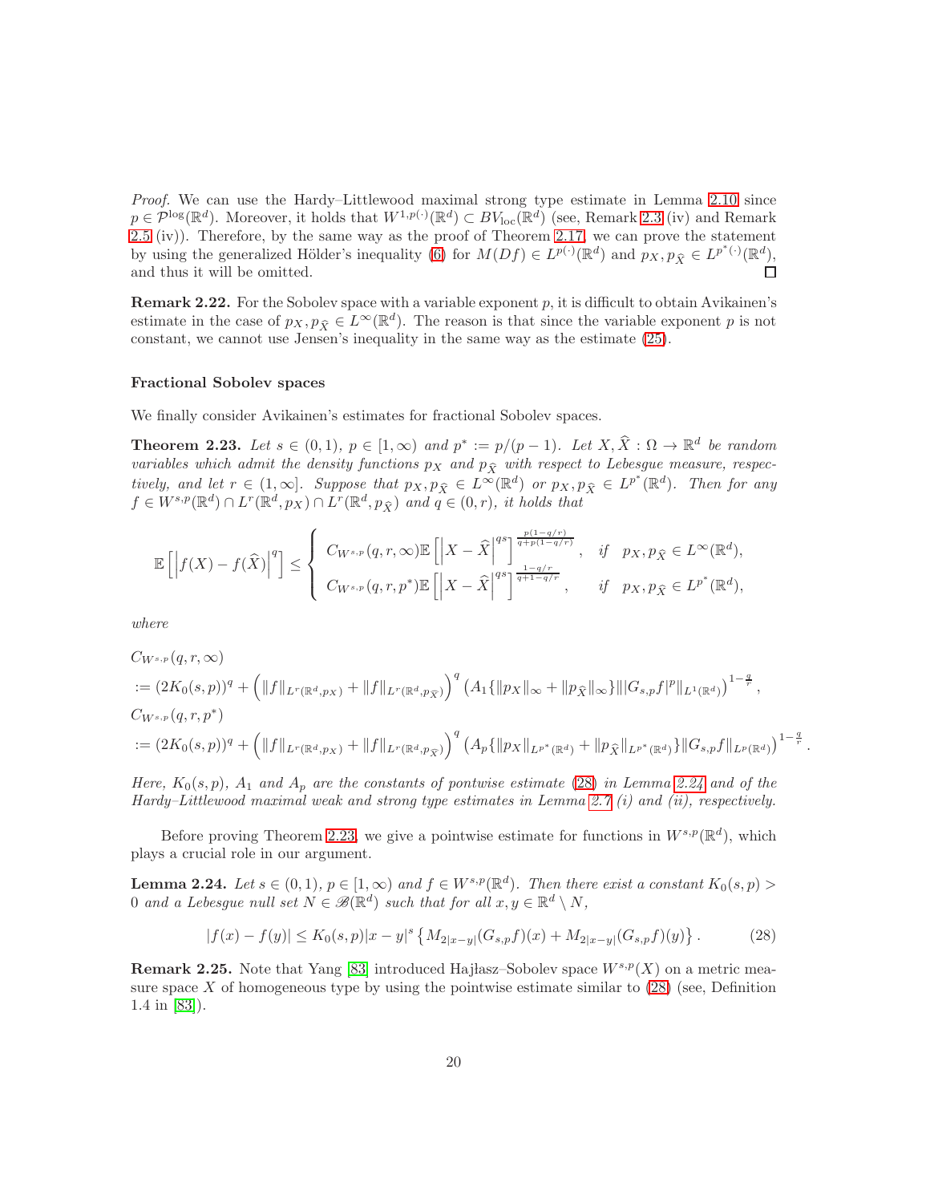*Proof.* We can use the Hardy–Littlewood maximal strong type estimate in Lemma 2.10 since $p \in \mathcal{P}^{\log}(\mathbb{R}^d)$. Moreover, it holds that $W^{1,p(\cdot)}(\mathbb{R}^d) \subset BV_{\mathrm{loc}}(\mathbb{R}^d)$ (see, Remark 2.3 (iv) and Remark 2.5 (iv)). Therefore, by the same way as the proof of Theorem 2.17, we can prove the statement by using the generalized Hölder's inequality (6) for $M(Df) \in L^{p(\cdot)}(\mathbb{R}^d)$ and $p_X, p_{\widehat{X}} \in L^{p^*(\cdot)}(\mathbb{R}^d)$, and thus it will be omitted. $\square$

**Remark 2.22.** For the Sobolev space with a variable exponent $p$, it is difficult to obtain Avikainen's estimate in the case of $p_X, p_{\widehat{X}} \in L^\infty(\mathbb{R}^d)$. The reason is that since the variable exponent $p$ is not constant, we cannot use Jensen's inequality in the same way as the estimate (25).

### Fractional Sobolev spaces

We finally consider Avikainen's estimates for fractional Sobolev spaces.

**Theorem 2.23.** *Let $s \in (0,1)$, $p \in [1,\infty)$ and $p^* := p/(p-1)$. Let $X, \widehat{X} : \Omega \to \mathbb{R}^d$ be random variables which admit the density functions $p_X$ and $p_{\widehat{X}}$ with respect to Lebesgue measure, respectively, and let $r \in (1,\infty]$. Suppose that $p_X, p_{\widehat{X}} \in L^\infty(\mathbb{R}^d)$ or $p_X, p_{\widehat{X}} \in L^{p^*}(\mathbb{R}^d)$. Then for any $f \in W^{s,p}(\mathbb{R}^d) \cap L^r(\mathbb{R}^d, p_X) \cap L^r(\mathbb{R}^d, p_{\widehat{X}})$ and $q \in (0,r)$, it holds that*

$$\mathbb{E}\left[\left|f(X) - f(\widehat{X})\right|^q\right] \leq \begin{cases} C_{W^{s,p}}(q,r,\infty)\mathbb{E}\left[\left|X - \widehat{X}\right|^{qs}\right]^{\frac{p(1-q/r)}{q+p(1-q/r)}}, & \text{if} \quad p_X, p_{\widehat{X}} \in L^\infty(\mathbb{R}^d), \\ C_{W^{s,p}}(q,r,p^*)\mathbb{E}\left[\left|X - \widehat{X}\right|^{qs}\right]^{\frac{1-q/r}{q+1-q/r}}, & \text{if} \quad p_X, p_{\widehat{X}} \in L^{p^*}(\mathbb{R}^d), \end{cases}$$

*where*

$$\begin{aligned}
&C_{W^{s,p}}(q,r,\infty) \\
&:= (2K_0(s,p))^q + \left(\|f\|_{L^r(\mathbb{R}^d,p_X)} + \|f\|_{L^r(\mathbb{R}^d,p_{\widehat{X}})}\right)^q \left(A_1\{\|p_X\|_\infty + \|p_{\widehat{X}}\|_\infty\}\||G_{s,p}f|^p\|_{L^1(\mathbb{R}^d)}\right)^{1-\frac{q}{r}}, \\
&C_{W^{s,p}}(q,r,p^*) \\
&:= (2K_0(s,p))^q + \left(\|f\|_{L^r(\mathbb{R}^d,p_X)} + \|f\|_{L^r(\mathbb{R}^d,p_{\widehat{X}})}\right)^q \left(A_p\{\|p_X\|_{L^{p^*}(\mathbb{R}^d)} + \|p_{\widehat{X}}\|_{L^{p^*}(\mathbb{R}^d)}\}\|G_{s,p}f\|_{L^p(\mathbb{R}^d)}\right)^{1-\frac{q}{r}}.
\end{aligned}$$

*Here, $K_0(s,p)$, $A_1$ and $A_p$ are the constants of pontwise estimate (28) in Lemma 2.24 and of the Hardy–Littlewood maximal weak and strong type estimates in Lemma 2.7 (i) and (ii), respectively.*

Before proving Theorem 2.23, we give a pointwise estimate for functions in $W^{s,p}(\mathbb{R}^d)$, which plays a crucial role in our argument.

**Lemma 2.24.** *Let $s \in (0,1)$, $p \in [1,\infty)$ and $f \in W^{s,p}(\mathbb{R}^d)$. Then there exist a constant $K_0(s,p) > 0$ and a Lebesgue null set $N \in \mathscr{B}(\mathbb{R}^d)$ such that for all $x, y \in \mathbb{R}^d \setminus N$,*

$$|f(x) - f(y)| \leq K_0(s,p)|x-y|^s \left\{M_{2|x-y|}(G_{s,p}f)(x) + M_{2|x-y|}(G_{s,p}f)(y)\right\}. \tag{28}$$

**Remark 2.25.** Note that Yang [83] introduced Hajłasz–Sobolev space $W^{s,p}(X)$ on a metric measure space $X$ of homogeneous type by using the pointwise estimate similar to (28) (see, Definition 1.4 in [83]).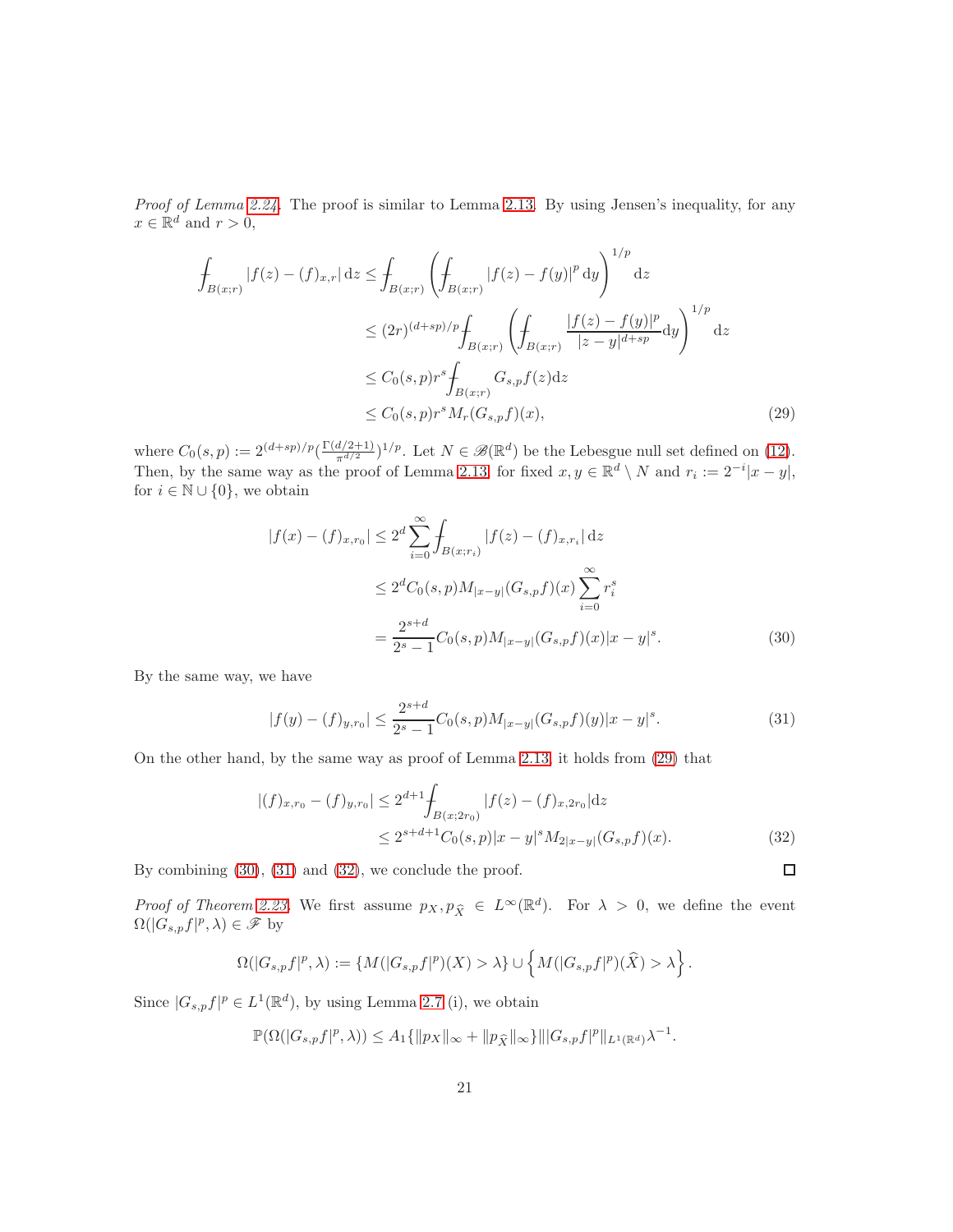*Proof of Lemma 2.24.* The proof is similar to Lemma 2.13. By using Jensen's inequality, for any $x \in \mathbb{R}^d$ and $r > 0$,

$$
\begin{aligned}
⨍_{B(x;r)} |f(z) - (f)_{x,r}| \, \mathrm{d}z &\leq ⨍_{B(x;r)} \left( ⨍_{B(x;r)} |f(z) - f(y)|^p \, \mathrm{d}y \right)^{1/p} \mathrm{d}z \\
&\leq (2r)^{(d+sp)/p} ⨍_{B(x;r)} \left( ⨍_{B(x;r)} \frac{|f(z) - f(y)|^p}{|z-y|^{d+sp}} \mathrm{d}y \right)^{1/p} \mathrm{d}z \\
&\leq C_0(s,p) r^s ⨍_{B(x;r)} G_{s,p} f(z) \mathrm{d}z \\
&\leq C_0(s,p) r^s M_r(G_{s,p} f)(x),
\end{aligned} \tag{29}
$$

where $C_0(s,p) := 2^{(d+sp)/p} (\frac{\Gamma(d/2+1)}{\pi^{d/2}})^{1/p}$. Let $N \in \mathscr{B}(\mathbb{R}^d)$ be the Lebesgue null set defined on (12). Then, by the same way as the proof of Lemma 2.13, for fixed $x, y \in \mathbb{R}^d \setminus N$ and $r_i := 2^{-i}|x-y|$, for $i \in \mathbb{N} \cup \{0\}$, we obtain

$$
\begin{aligned}
|f(x) - (f)_{x,r_0}| &\leq 2^d \sum_{i=0}^{\infty} ⨍_{B(x;r_i)} |f(z) - (f)_{x,r_i}| \, \mathrm{d}z \\
&\leq 2^d C_0(s,p) M_{|x-y|}(G_{s,p} f)(x) \sum_{i=0}^{\infty} r_i^s \\
&= \frac{2^{s+d}}{2^s - 1} C_0(s,p) M_{|x-y|}(G_{s,p} f)(x) |x-y|^s.
\end{aligned} \tag{30}
$$

By the same way, we have

$$
|f(y) - (f)_{y,r_0}| \leq \frac{2^{s+d}}{2^s - 1} C_0(s,p) M_{|x-y|}(G_{s,p} f)(y) |x-y|^s. \tag{31}
$$

On the other hand, by the same way as proof of Lemma 2.13, it holds from (29) that

$$
\begin{aligned}
|(f)_{x,r_0} - (f)_{y,r_0}| &\leq 2^{d+1} ⨍_{B(x;2r_0)} |f(z) - (f)_{x,2r_0}| \mathrm{d}z \\
&\leq 2^{s+d+1} C_0(s,p) |x-y|^s M_{2|x-y|}(G_{s,p} f)(x).
\end{aligned} \tag{32}
$$

By combining (30), (31) and (32), we conclude the proof. $\square$

*Proof of Theorem 2.23.* We first assume $p_X, p_{\widehat{X}} \in L^\infty(\mathbb{R}^d)$. For $\lambda > 0$, we define the event $\Omega(|G_{s,p} f|^p, \lambda) \in \mathscr{F}$ by

$$
\Omega(|G_{s,p} f|^p, \lambda) := \{M(|G_{s,p} f|^p)(X) > \lambda\} \cup \left\{ M(|G_{s,p} f|^p)(\widehat{X}) > \lambda \right\}.
$$

Since $|G_{s,p} f|^p \in L^1(\mathbb{R}^d)$, by using Lemma 2.7 (i), we obtain

$$
\mathbb{P}(\Omega(|G_{s,p} f|^p, \lambda)) \leq A_1 \{ \|p_X\|_\infty + \|p_{\widehat{X}}\|_\infty \} \||G_{s,p} f|^p\|_{L^1(\mathbb{R}^d)} \lambda^{-1}.
$$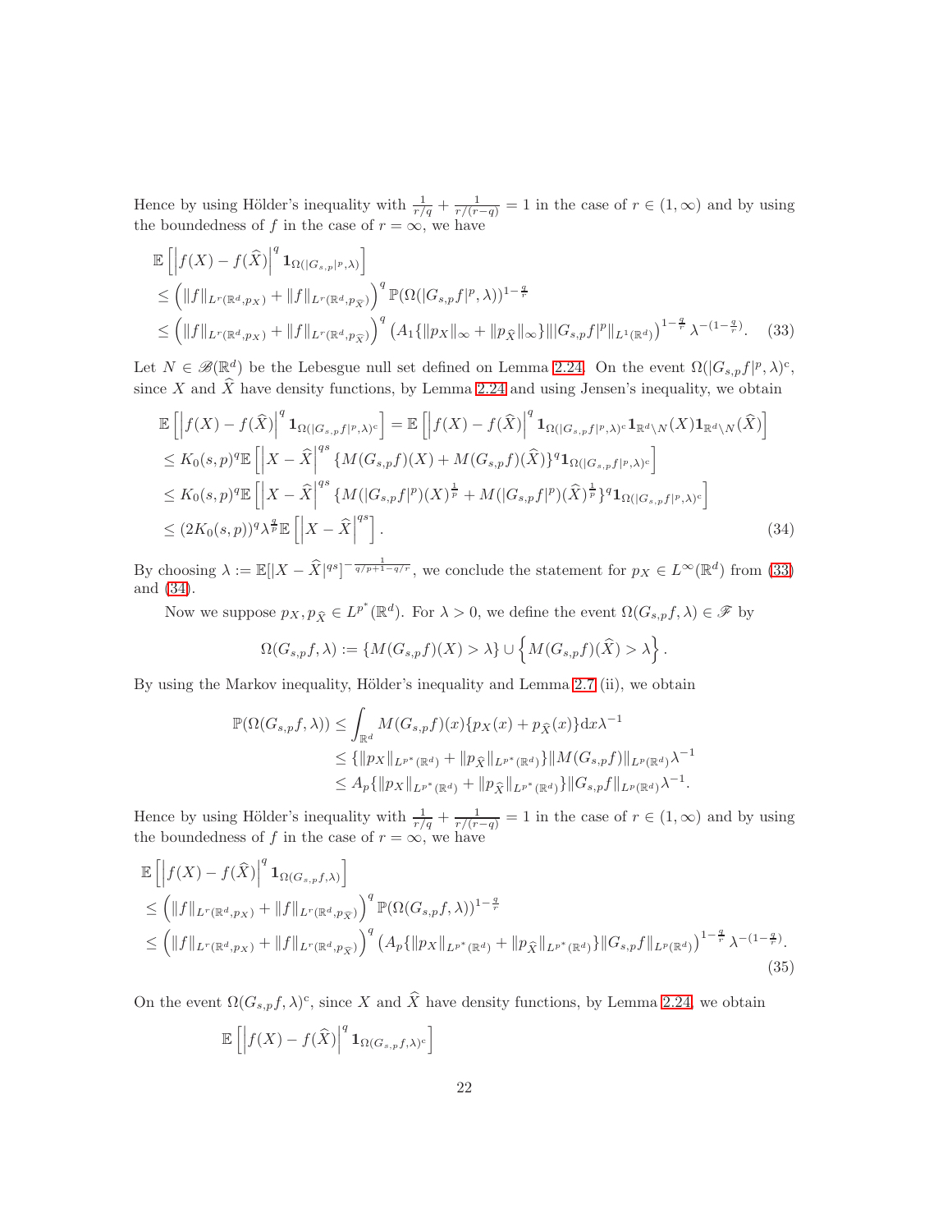Hence by using Hölder's inequality with $\frac{1}{r/q}+\frac{1}{r/(r-q)}=1$ in the case of $r\in(1,\infty)$ and by using the boundedness of $f$ in the case of $r=\infty$, we have

$$
\begin{aligned}
&\mathbb{E}\left[\left|f(X)-f(\widehat{X})\right|^q \mathbf{1}_{\Omega(|G_{s,p}|^p,\lambda)}\right]\\
&\leq \left(\|f\|_{L^r(\mathbb{R}^d,p_X)}+\|f\|_{L^r(\mathbb{R}^d,p_{\widehat{X}})}\right)^q \mathbb{P}(\Omega(|G_{s,p}f|^p,\lambda))^{1-\frac{q}{r}}\\
&\leq \left(\|f\|_{L^r(\mathbb{R}^d,p_X)}+\|f\|_{L^r(\mathbb{R}^d,p_{\widehat{X}})}\right)^q \left(A_1\{\|p_X\|_\infty+\|p_{\widehat{X}}\|_\infty\}\||G_{s,p}f|^p\|_{L^1(\mathbb{R}^d)}\right)^{1-\frac{q}{r}}\lambda^{-(1-\frac{q}{r})}. \qquad (33)
\end{aligned}
$$

Let $N\in\mathscr{B}(\mathbb{R}^d)$ be the Lebesgue null set defined on Lemma 2.24. On the event $\Omega(|G_{s,p}f|^p,\lambda)^{\mathrm{c}}$, since $X$ and $\widehat{X}$ have density functions, by Lemma 2.24 and using Jensen's inequality, we obtain

$$
\begin{aligned}
&\mathbb{E}\left[\left|f(X)-f(\widehat{X})\right|^q \mathbf{1}_{\Omega(|G_{s,p}f|^p,\lambda)^{\mathrm{c}}}\right]=\mathbb{E}\left[\left|f(X)-f(\widehat{X})\right|^q \mathbf{1}_{\Omega(|G_{s,p}f|^p,\lambda)^{\mathrm{c}}}\mathbf{1}_{\mathbb{R}^d\setminus N}(X)\mathbf{1}_{\mathbb{R}^d\setminus N}(\widehat{X})\right]\\
&\leq K_0(s,p)^q\mathbb{E}\left[\left|X-\widehat{X}\right|^{qs}\{M(G_{s,p}f)(X)+M(G_{s,p}f)(\widehat{X})\}^q\mathbf{1}_{\Omega(|G_{s,p}f|^p,\lambda)^{\mathrm{c}}}\right]\\
&\leq K_0(s,p)^q\mathbb{E}\left[\left|X-\widehat{X}\right|^{qs}\{M(|G_{s,p}f|^p)(X)^{\frac{1}{p}}+M(|G_{s,p}f|^p)(\widehat{X})^{\frac{1}{p}}\}^q\mathbf{1}_{\Omega(|G_{s,p}f|^p,\lambda)^{\mathrm{c}}}\right]\\
&\leq (2K_0(s,p))^q\lambda^{\frac{q}{p}}\mathbb{E}\left[\left|X-\widehat{X}\right|^{qs}\right]. \qquad (34)
\end{aligned}
$$

By choosing $\lambda:=\mathbb{E}[|X-\widehat{X}|^{qs}]^{-\frac{1}{q/p+1-q/r}}$, we conclude the statement for $p_X\in L^\infty(\mathbb{R}^d)$ from (33) and (34).

Now we suppose $p_X,p_{\widehat{X}}\in L^{p^*}(\mathbb{R}^d)$. For $\lambda>0$, we define the event $\Omega(G_{s,p}f,\lambda)\in\mathscr{F}$ by

$$
\Omega(G_{s,p}f,\lambda):=\{M(G_{s,p}f)(X)>\lambda\}\cup\left\{M(G_{s,p}f)(\widehat{X})>\lambda\right\}.
$$

By using the Markov inequality, Hölder's inequality and Lemma 2.7 (ii), we obtain

$$
\begin{aligned}
\mathbb{P}(\Omega(G_{s,p}f,\lambda))&\leq\int_{\mathbb{R}^d}M(G_{s,p}f)(x)\{p_X(x)+p_{\widehat{X}}(x)\}\mathrm{d}x\lambda^{-1}\\
&\leq\{\|p_X\|_{L^{p^*}(\mathbb{R}^d)}+\|p_{\widehat{X}}\|_{L^{p^*}(\mathbb{R}^d)}\}\|M(G_{s,p}f)\|_{L^p(\mathbb{R}^d)}\lambda^{-1}\\
&\leq A_p\{\|p_X\|_{L^{p^*}(\mathbb{R}^d)}+\|p_{\widehat{X}}\|_{L^{p^*}(\mathbb{R}^d)}\}\|G_{s,p}f\|_{L^p(\mathbb{R}^d)}\lambda^{-1}.
\end{aligned}
$$

Hence by using Hölder's inequality with $\frac{1}{r/q}+\frac{1}{r/(r-q)}=1$ in the case of $r\in(1,\infty)$ and by using the boundedness of $f$ in the case of $r=\infty$, we have

$$
\begin{aligned}
&\mathbb{E}\left[\left|f(X)-f(\widehat{X})\right|^q \mathbf{1}_{\Omega(G_{s,p}f,\lambda)}\right]\\
&\leq \left(\|f\|_{L^r(\mathbb{R}^d,p_X)}+\|f\|_{L^r(\mathbb{R}^d,p_{\widehat{X}})}\right)^q \mathbb{P}(\Omega(G_{s,p}f,\lambda))^{1-\frac{q}{r}}\\
&\leq \left(\|f\|_{L^r(\mathbb{R}^d,p_X)}+\|f\|_{L^r(\mathbb{R}^d,p_{\widehat{X}})}\right)^q \left(A_p\{\|p_X\|_{L^{p^*}(\mathbb{R}^d)}+\|p_{\widehat{X}}\|_{L^{p^*}(\mathbb{R}^d)}\}\|G_{s,p}f\|_{L^p(\mathbb{R}^d)}\right)^{1-\frac{q}{r}}\lambda^{-(1-\frac{q}{r})}.
\end{aligned}
\qquad (35)
$$

On the event $\Omega(G_{s,p}f,\lambda)^{\mathrm{c}}$, since $X$ and $\widehat{X}$ have density functions, by Lemma 2.24, we obtain

$$
\mathbb{E}\left[\left|f(X)-f(\widehat{X})\right|^q \mathbf{1}_{\Omega(G_{s,p}f,\lambda)^{\mathrm{c}}}\right]
$$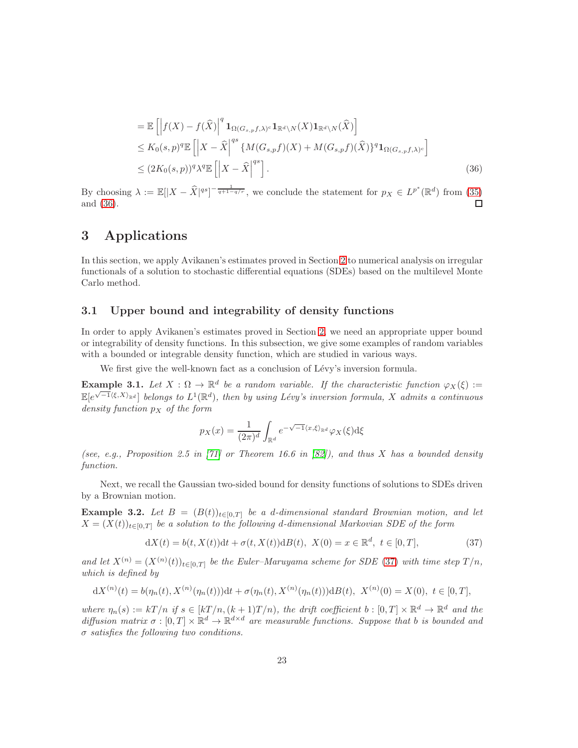$$
\begin{aligned}
&= \mathbb{E}\left[\left|f(X) - f(\widehat{X})\right|^q \mathbf{1}_{\Omega(G_{s,p}f,\lambda)^c} \mathbf{1}_{\mathbb{R}^d \setminus N}(X) \mathbf{1}_{\mathbb{R}^d \setminus N}(\widehat{X})\right] \\
&\leq K_0(s,p)^q \mathbb{E}\left[\left|X - \widehat{X}\right|^{qs} \{M(G_{s,p}f)(X) + M(G_{s,p}f)(\widehat{X})\}^q \mathbf{1}_{\Omega(G_{s,p}f,\lambda)^c}\right] \\
&\leq (2K_0(s,p))^q \lambda^q \mathbb{E}\left[\left|X - \widehat{X}\right|^{qs}\right].
\end{aligned} \tag{36}
$$

By choosing $\lambda := \mathbb{E}[|X - \widehat{X}|^{qs}]^{-\frac{1}{q+1-q/r}}$, we conclude the statement for $p_X \in L^{p^*}(\mathbb{R}^d)$ from (35) and (36). □

# 3 Applications

In this section, we apply Avikanen's estimates proved in Section 2 to numerical analysis on irregular functionals of a solution to stochastic differential equations (SDEs) based on the multilevel Monte Carlo method.

## 3.1 Upper bound and integrability of density functions

In order to apply Avikanen's estimates proved in Section 2, we need an appropriate upper bound or integrability of density functions. In this subsection, we give some examples of random variables with a bounded or integrable density function, which are studied in various ways.

We first give the well-known fact as a conclusion of Lévy's inversion formula.

**Example 3.1.** *Let $X : \Omega \to \mathbb{R}^d$ be a random variable. If the characteristic function $\varphi_X(\xi) := \mathbb{E}[e^{\sqrt{-1}\langle \xi, X\rangle_{\mathbb{R}^d}}]$ belongs to $L^1(\mathbb{R}^d)$, then by using Lévy's inversion formula, $X$ admits a continuous density function $p_X$ of the form*

$$
p_X(x) = \frac{1}{(2\pi)^d} \int_{\mathbb{R}^d} e^{-\sqrt{-1}\langle x, \xi\rangle_{\mathbb{R}^d}} \varphi_X(\xi) \mathrm{d}\xi
$$

*(see, e.g., Proposition 2.5 in [71] or Theorem 16.6 in [82]), and thus $X$ has a bounded density function.*

Next, we recall the Gaussian two-sided bound for density functions of solutions to SDEs driven by a Brownian motion.

**Example 3.2.** *Let $B = (B(t))_{t\in[0,T]}$ be a $d$-dimensional standard Brownian motion, and let $X = (X(t))_{t\in[0,T]}$ be a solution to the following $d$-dimensional Markovian SDE of the form*

$$
\mathrm{d}X(t) = b(t, X(t))\mathrm{d}t + \sigma(t, X(t))\mathrm{d}B(t),\ X(0) = x \in \mathbb{R}^d,\ t \in [0,T], \tag{37}
$$

*and let $X^{(n)} = (X^{(n)}(t))_{t\in[0,T]}$ be the Euler–Maruyama scheme for SDE (37) with time step $T/n$, which is defined by*

$$
\mathrm{d}X^{(n)}(t) = b(\eta_n(t), X^{(n)}(\eta_n(t)))\mathrm{d}t + \sigma(\eta_n(t), X^{(n)}(\eta_n(t)))\mathrm{d}B(t),\ X^{(n)}(0) = X(0),\ t \in [0,T],
$$

*where $\eta_n(s) := kT/n$ if $s \in [kT/n, (k+1)T/n)$, the drift coefficient $b : [0,T] \times \mathbb{R}^d \to \mathbb{R}^d$ and the diffusion matrix $\sigma : [0,T] \times \mathbb{R}^d \to \mathbb{R}^{d\times d}$ are measurable functions. Suppose that $b$ is bounded and $\sigma$ satisfies the following two conditions.*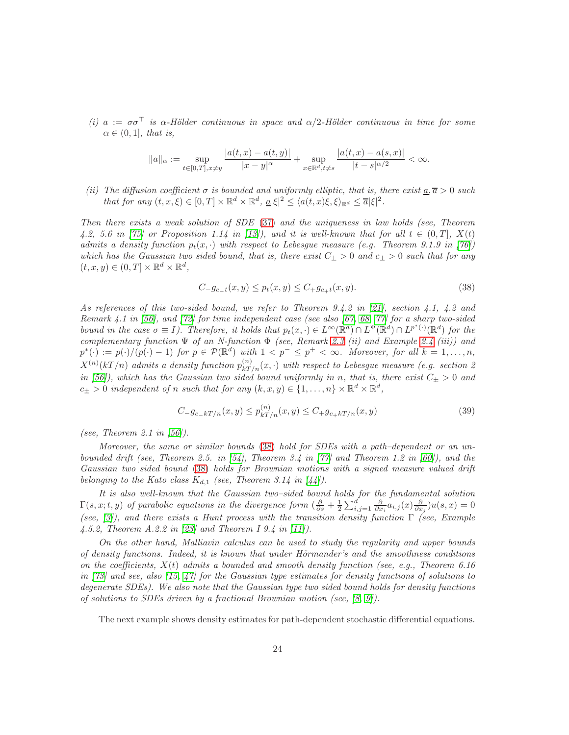*(i)* $a := \sigma\sigma^\top$ *is* $\alpha$*-Hölder continuous in space and* $\alpha/2$*-Hölder continuous in time for some* $\alpha \in (0,1]$*, that is,*

$$\|a\|_\alpha := \sup_{t\in[0,T],x\neq y} \frac{|a(t,x)-a(t,y)|}{|x-y|^\alpha} + \sup_{x\in\mathbb{R}^d,t\neq s} \frac{|a(t,x)-a(s,x)|}{|t-s|^{\alpha/2}} < \infty.$$

*(ii) The diffusion coefficient* $\sigma$ *is bounded and uniformly elliptic, that is, there exist* $\underline{a}, \overline{a} > 0$ *such that for any* $(t,x,\xi) \in [0,T]\times\mathbb{R}^d\times\mathbb{R}^d$*,* $\underline{a}|\xi|^2 \le \langle a(t,x)\xi,\xi\rangle_{\mathbb{R}^d} \le \overline{a}|\xi|^2$*.*

*Then there exists a weak solution of SDE* (37) *and the uniqueness in law holds (see, Theorem 4.2, 5.6 in [75] or Proposition 1.14 in [13]), and it is well-known that for all* $t \in (0,T]$*,* $X(t)$ *admits a density function* $p_t(x,\cdot)$ *with respect to Lebesgue measure (e.g. Theorem 9.1.9 in [76]) which has the Gaussian two sided bound, that is, there exist* $C_\pm > 0$ *and* $c_\pm > 0$ *such that for any* $(t,x,y) \in (0,T]\times\mathbb{R}^d\times\mathbb{R}^d$*,*

$$C_- g_{c_- t}(x,y) \le p_t(x,y) \le C_+ g_{c_+ t}(x,y). \tag{38}$$

*As references of this two-sided bound, we refer to Theorem 9.4.2 in [21], section 4.1, 4.2 and Remark 4.1 in [56], and [72] for time independent case (see also [67, 68, 77] for a sharp two-sided bound in the case* $\sigma \equiv I$*). Therefore, it holds that* $p_t(x,\cdot) \in L^\infty(\mathbb{R}^d)\cap L^\Psi(\mathbb{R}^d)\cap L^{p^*(\cdot)}(\mathbb{R}^d)$ *for the complementary function* $\Psi$ *of an N-function* $\Phi$ *(see, Remark 2.3 (ii) and Example 2.4 (iii)) and* $p^*(\cdot) := p(\cdot)/(p(\cdot)-1)$ *for* $p \in \mathcal{P}(\mathbb{R}^d)$ *with* $1 < p^- \le p^+ < \infty$*. Moreover, for all* $k = 1,\ldots,n$*,* $X^{(n)}(kT/n)$ *admits a density function* $p^{(n)}_{kT/n}(x,\cdot)$ *with respect to Lebesgue measure (e.g. section 2 in [56]), which has the Gaussian two sided bound uniformly in* $n$*, that is, there exist* $C_\pm > 0$ *and* $c_\pm > 0$ *independent of* $n$ *such that for any* $(k,x,y) \in \{1,\ldots,n\}\times\mathbb{R}^d\times\mathbb{R}^d$*,*

$$C_- g_{c_- kT/n}(x,y) \le p^{(n)}_{kT/n}(x,y) \le C_+ g_{c_+ kT/n}(x,y) \tag{39}$$

*(see, Theorem 2.1 in [56]).*

*Moreover, the same or similar bounds* (38) *hold for SDEs with a path–dependent or an unbounded drift (see, Theorem 2.5. in [54], Theorem 3.4 in [77] and Theorem 1.2 in [60]), and the Gaussian two sided bound* (38) *holds for Brownian motions with a signed measure valued drift belonging to the Kato class* $K_{d,1}$ *(see, Theorem 3.14 in [44]).*

*It is also well-known that the Gaussian two–sided bound holds for the fundamental solution* $\Gamma(s,x;t,y)$ *of parabolic equations in the divergence form* $(\frac{\partial}{\partial s} + \frac{1}{2}\sum_{i,j=1}^d \frac{\partial}{\partial x_i} a_{i,j}(x)\frac{\partial}{\partial x_j})u(s,x) = 0$ *(see, [3]), and there exists a Hunt process with the transition density function* $\Gamma$ *(see, Example 4.5.2, Theorem A.2.2 in [23] and Theorem I 9.4 in [11]).*

*On the other hand, Malliavin calculus can be used to study the regularity and upper bounds of density functions. Indeed, it is known that under Hörmander's and the smoothness conditions on the coefficients,* $X(t)$ *admits a bounded and smooth density function (see, e.g., Theorem 6.16 in [73] and see, also [15, 47] for the Gaussian type estimates for density functions of solutions to degenerate SDEs). We also note that the Gaussian type two sided bound holds for density functions of solutions to SDEs driven by a fractional Brownian motion (see, [8, 9]).*

The next example shows density estimates for path-dependent stochastic differential equations.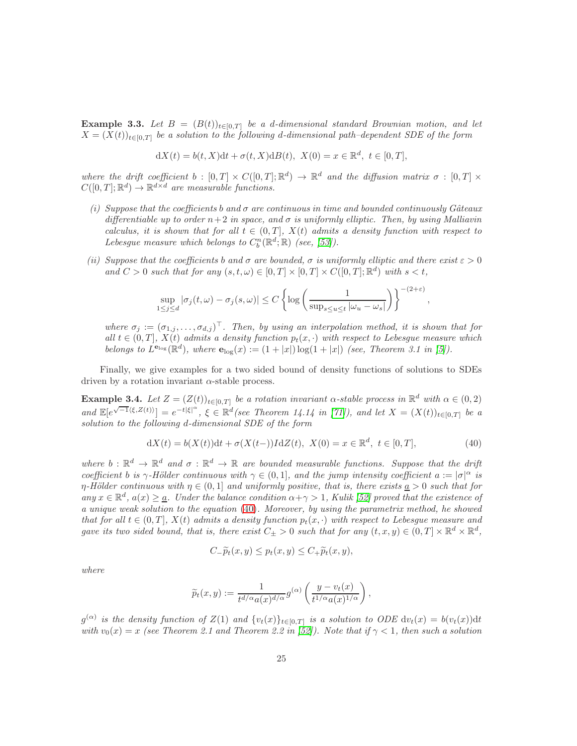**Example 3.3.** *Let $B = (B(t))_{t\in[0,T]}$ be a $d$-dimensional standard Brownian motion, and let $X = (X(t))_{t\in[0,T]}$ be a solution to the following $d$-dimensional path–dependent SDE of the form*

$$\mathrm{d}X(t) = b(t,X)\mathrm{d}t + \sigma(t,X)\mathrm{d}B(t),\ X(0) = x \in \mathbb{R}^d,\ t \in [0,T],$$

*where the drift coefficient $b : [0,T] \times C([0,T];\mathbb{R}^d) \to \mathbb{R}^d$ and the diffusion matrix $\sigma : [0,T] \times C([0,T];\mathbb{R}^d) \to \mathbb{R}^{d\times d}$ are measurable functions.*

- *(i) Suppose that the coefficients $b$ and $\sigma$ are continuous in time and bounded continuously Gâteaux differentiable up to order $n+2$ in space, and $\sigma$ is uniformly elliptic. Then, by using Malliavin calculus, it is shown that for all $t \in (0,T]$, $X(t)$ admits a density function with respect to Lebesgue measure which belongs to $C_b^n(\mathbb{R}^d;\mathbb{R})$ (see, [53]).*

- *(ii) Suppose that the coefficients $b$ and $\sigma$ are bounded, $\sigma$ is uniformly elliptic and there exist $\varepsilon > 0$ and $C > 0$ such that for any $(s,t,\omega) \in [0,T]\times[0,T]\times C([0,T];\mathbb{R}^d)$ with $s < t$,*

$$\sup_{1\leq j\leq d} |\sigma_j(t,\omega) - \sigma_j(s,\omega)| \leq C\left\{\log\left(\frac{1}{\sup_{s\leq u\leq t}|\omega_u - \omega_s|}\right)\right\}^{-(2+\varepsilon)},$$

  *where $\sigma_j := (\sigma_{1,j},\ldots,\sigma_{d,j})^\top$. Then, by using an interpolation method, it is shown that for all $t \in (0,T]$, $X(t)$ admits a density function $p_t(x,\cdot)$ with respect to Lebesgue measure which belongs to $L^{\mathbf{e}_{\log}}(\mathbb{R}^d)$, where $\mathbf{e}_{\log}(x) := (1+|x|)\log(1+|x|)$ (see, Theorem 3.1 in [5]).*

Finally, we give examples for a two sided bound of density functions of solutions to SDEs driven by a rotation invariant $\alpha$-stable process.

**Example 3.4.** *Let $Z = (Z(t))_{t\in[0,T]}$ be a rotation invariant $\alpha$-stable process in $\mathbb{R}^d$ with $\alpha \in (0,2)$ and $\mathbb{E}[e^{\sqrt{-1}\langle\xi,Z(t)\rangle}] = e^{-t|\xi|^\alpha}$, $\xi \in \mathbb{R}^d$ (see Theorem 14.14 in [71]), and let $X = (X(t))_{t\in[0,T]}$ be a solution to the following $d$-dimensional SDE of the form*

$$\mathrm{d}X(t) = b(X(t))\mathrm{d}t + \sigma(X(t-))I\mathrm{d}Z(t),\ X(0) = x \in \mathbb{R}^d,\ t \in [0,T], \tag{40}$$

*where $b : \mathbb{R}^d \to \mathbb{R}^d$ and $\sigma : \mathbb{R}^d \to \mathbb{R}$ are bounded measurable functions. Suppose that the drift coefficient $b$ is $\gamma$-Hölder continuous with $\gamma \in (0,1]$, and the jump intensity coefficient $a := |\sigma|^\alpha$ is $\eta$-Hölder continuous with $\eta \in (0,1]$ and uniformly positive, that is, there exists $\underline{a} > 0$ such that for any $x \in \mathbb{R}^d$, $a(x) \geq \underline{a}$. Under the balance condition $\alpha+\gamma > 1$, Kulik [52] proved that the existence of a unique weak solution to the equation (40). Moreover, by using the parametrix method, he showed that for all $t \in (0,T]$, $X(t)$ admits a density function $p_t(x,\cdot)$ with respect to Lebesgue measure and gave its two sided bound, that is, there exist $C_\pm > 0$ such that for any $(t,x,y) \in (0,T]\times\mathbb{R}^d\times\mathbb{R}^d$,*

$$C_-\widetilde{p}_t(x,y) \leq p_t(x,y) \leq C_+\widetilde{p}_t(x,y),$$

*where*

$$\widetilde{p}_t(x,y) := \frac{1}{t^{d/\alpha}a(x)^{d/\alpha}} g^{(\alpha)}\left(\frac{y - v_t(x)}{t^{1/\alpha}a(x)^{1/\alpha}}\right),$$

*$g^{(\alpha)}$ is the density function of $Z(1)$ and $\{v_t(x)\}_{t\in[0,T]}$ is a solution to ODE $\mathrm{d}v_t(x) = b(v_t(x))\mathrm{d}t$ with $v_0(x) = x$ (see Theorem 2.1 and Theorem 2.2 in [52]). Note that if $\gamma < 1$, then such a solution*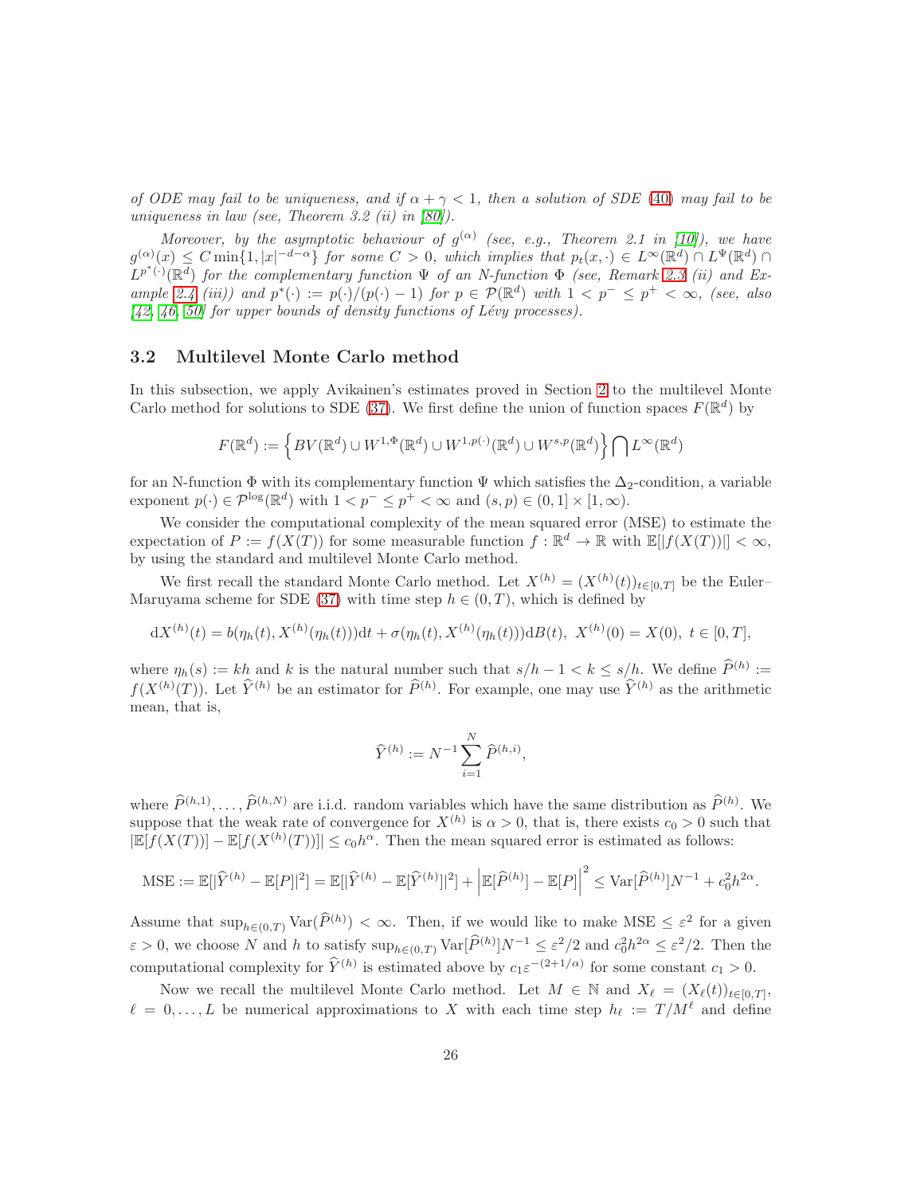*of ODE may fail to be uniqueness, and if $\alpha + \gamma < 1$, then a solution of SDE (40) may fail to be uniqueness in law (see, Theorem 3.2 (ii) in [80]).*

*Moreover, by the asymptotic behaviour of $g^{(\alpha)}$ (see, e.g., Theorem 2.1 in [10]), we have $g^{(\alpha)}(x) \leq C \min\{1, |x|^{-d-\alpha}\}$ for some $C > 0$, which implies that $p_t(x, \cdot) \in L^\infty(\mathbb{R}^d) \cap L^\Psi(\mathbb{R}^d) \cap L^{p^*(\cdot)}(\mathbb{R}^d)$ for the complementary function $\Psi$ of an N-function $\Phi$ (see, Remark 2.3 (ii) and Example 2.4 (iii)) and $p^*(\cdot) := p(\cdot)/(p(\cdot) - 1)$ for $p \in \mathcal{P}(\mathbb{R}^d)$ with $1 < p^- \leq p^+ < \infty$, (see, also [42, 46, 50] for upper bounds of density functions of Lévy processes).*

### 3.2 Multilevel Monte Carlo method

In this subsection, we apply Avikainen's estimates proved in Section 2 to the multilevel Monte Carlo method for solutions to SDE (37). We first define the union of function spaces $F(\mathbb{R}^d)$ by

$$F(\mathbb{R}^d) := \left\{ BV(\mathbb{R}^d) \cup W^{1,\Phi}(\mathbb{R}^d) \cup W^{1,p(\cdot)}(\mathbb{R}^d) \cup W^{s,p}(\mathbb{R}^d) \right\} \bigcap L^\infty(\mathbb{R}^d)$$

for an N-function $\Phi$ with its complementary function $\Psi$ which satisfies the $\Delta_2$-condition, a variable exponent $p(\cdot) \in \mathcal{P}^{\log}(\mathbb{R}^d)$ with $1 < p^- \leq p^+ < \infty$ and $(s, p) \in (0, 1] \times [1, \infty)$.

We consider the computational complexity of the mean squared error (MSE) to estimate the expectation of $P := f(X(T))$ for some measurable function $f : \mathbb{R}^d \to \mathbb{R}$ with $\mathbb{E}[|f(X(T))|] < \infty$, by using the standard and multilevel Monte Carlo method.

We first recall the standard Monte Carlo method. Let $X^{(h)} = (X^{(h)}(t))_{t \in [0,T]}$ be the Euler–Maruyama scheme for SDE (37) with time step $h \in (0, T)$, which is defined by

$$\mathrm{d}X^{(h)}(t) = b(\eta_h(t), X^{(h)}(\eta_h(t)))\mathrm{d}t + \sigma(\eta_h(t), X^{(h)}(\eta_h(t)))\mathrm{d}B(t), \ X^{(h)}(0) = X(0), \ t \in [0, T],$$

where $\eta_h(s) := kh$ and $k$ is the natural number such that $s/h - 1 < k \leq s/h$. We define $\widehat{P}^{(h)} := f(X^{(h)}(T))$. Let $\widehat{Y}^{(h)}$ be an estimator for $\widehat{P}^{(h)}$. For example, one may use $\widehat{Y}^{(h)}$ as the arithmetic mean, that is,

$$\widehat{Y}^{(h)} := N^{-1} \sum_{i=1}^{N} \widehat{P}^{(h,i)},$$

where $\widehat{P}^{(h,1)}, \ldots, \widehat{P}^{(h,N)}$ are i.i.d. random variables which have the same distribution as $\widehat{P}^{(h)}$. We suppose that the weak rate of convergence for $X^{(h)}$ is $\alpha > 0$, that is, there exists $c_0 > 0$ such that $|\mathbb{E}[f(X(T))] - \mathbb{E}[f(X^{(h)}(T))]| \leq c_0 h^\alpha$. Then the mean squared error is estimated as follows:

$$\mathrm{MSE} := \mathbb{E}[|\widehat{Y}^{(h)} - \mathbb{E}[P]|^2] = \mathbb{E}[|\widehat{Y}^{(h)} - \mathbb{E}[\widehat{Y}^{(h)}]|^2] + \left|\mathbb{E}[\widehat{P}^{(h)}] - \mathbb{E}[P]\right|^2 \leq \mathrm{Var}[\widehat{P}^{(h)}]N^{-1} + c_0^2 h^{2\alpha}.$$

Assume that $\sup_{h \in (0,T)} \mathrm{Var}(\widehat{P}^{(h)}) < \infty$. Then, if we would like to make $\mathrm{MSE} \leq \varepsilon^2$ for a given $\varepsilon > 0$, we choose $N$ and $h$ to satisfy $\sup_{h \in (0,T)} \mathrm{Var}[\widehat{P}^{(h)}]N^{-1} \leq \varepsilon^2/2$ and $c_0^2 h^{2\alpha} \leq \varepsilon^2/2$. Then the computational complexity for $\widehat{Y}^{(h)}$ is estimated above by $c_1 \varepsilon^{-(2+1/\alpha)}$ for some constant $c_1 > 0$.

Now we recall the multilevel Monte Carlo method. Let $M \in \mathbb{N}$ and $X_\ell = (X_\ell(t))_{t \in [0,T]}$, $\ell = 0, \ldots, L$ be numerical approximations to $X$ with each time step $h_\ell := T/M^\ell$ and define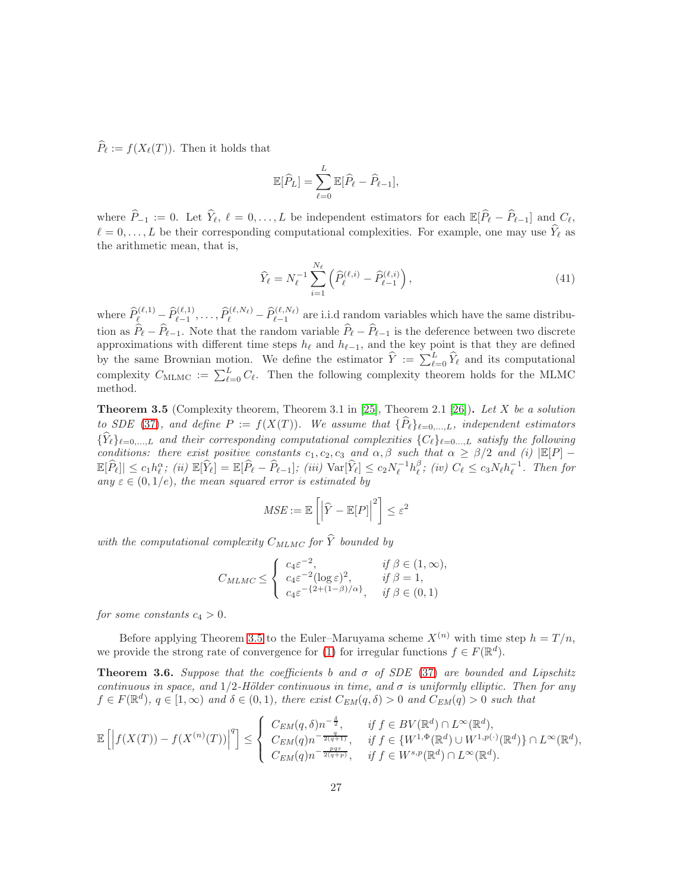$\widehat{P}_\ell := f(X_\ell(T))$. Then it holds that

$$\mathbb{E}[\widehat{P}_L] = \sum_{\ell=0}^{L} \mathbb{E}[\widehat{P}_\ell - \widehat{P}_{\ell-1}],$$

where $\widehat{P}_{-1} := 0$. Let $\widehat{Y}_\ell$, $\ell = 0, \ldots, L$ be independent estimators for each $\mathbb{E}[\widehat{P}_\ell - \widehat{P}_{\ell-1}]$ and $C_\ell$, $\ell = 0, \ldots, L$ be their corresponding computational complexities. For example, one may use $\widehat{Y}_\ell$ as the arithmetic mean, that is,

$$\widehat{Y}_\ell = N_\ell^{-1} \sum_{i=1}^{N_\ell} \left( \widehat{P}_\ell^{(\ell,i)} - \widehat{P}_{\ell-1}^{(\ell,i)} \right), \tag{41}$$

where $\widehat{P}_\ell^{(\ell,1)} - \widehat{P}_{\ell-1}^{(\ell,1)}, \ldots, \widehat{P}_\ell^{(\ell,N_\ell)} - \widehat{P}_{\ell-1}^{(\ell,N_\ell)}$ are i.i.d random variables which have the same distribution as $\widehat{P}_\ell - \widehat{P}_{\ell-1}$. Note that the random variable $\widehat{P}_\ell - \widehat{P}_{\ell-1}$ is the deference between two discrete approximations with different time steps $h_\ell$ and $h_{\ell-1}$, and the key point is that they are defined by the same Brownian motion. We define the estimator $\widehat{Y} := \sum_{\ell=0}^{L} \widehat{Y}_\ell$ and its computational complexity $C_{\mathrm{MLMC}} := \sum_{\ell=0}^{L} C_\ell$. Then the following complexity theorem holds for the MLMC method.

**Theorem 3.5** (Complexity theorem, Theorem 3.1 in [25], Theorem 2.1 [26])**.** *Let $X$ be a solution to SDE (37), and define $P := f(X(T))$. We assume that $\{\widehat{P}_\ell\}_{\ell=0,\ldots,L}$, independent estimators $\{\widehat{Y}_\ell\}_{\ell=0,\ldots,L}$ and their corresponding computational complexities $\{C_\ell\}_{\ell=0\ldots,L}$ satisfy the following conditions: there exist positive constants $c_1, c_2, c_3$ and $\alpha, \beta$ such that $\alpha \geq \beta/2$ and (i) $|\mathbb{E}[P] - \mathbb{E}[\widehat{P}_\ell]| \leq c_1 h_\ell^\alpha$; (ii) $\mathbb{E}[\widehat{Y}_\ell] = \mathbb{E}[\widehat{P}_\ell - \widehat{P}_{\ell-1}]$; (iii) $\mathrm{Var}[\widehat{Y}_\ell] \leq c_2 N_\ell^{-1} h_\ell^\beta$; (iv) $C_\ell \leq c_3 N_\ell h_\ell^{-1}$. Then for any $\varepsilon \in (0, 1/e)$, the mean squared error is estimated by*

$$MSE := \mathbb{E}\left[ \left| \widehat{Y} - \mathbb{E}[P] \right|^2 \right] \leq \varepsilon^2$$

*with the computational complexity $C_{MLMC}$ for $\widehat{Y}$ bounded by*

$$C_{MLMC} \leq \begin{cases} c_4 \varepsilon^{-2}, & \text{if } \beta \in (1, \infty), \\ c_4 \varepsilon^{-2} (\log \varepsilon)^2, & \text{if } \beta = 1, \\ c_4 \varepsilon^{-\{2 + (1-\beta)/\alpha\}}, & \text{if } \beta \in (0, 1) \end{cases}$$

*for some constants $c_4 > 0$.*

Before applying Theorem 3.5 to the Euler–Maruyama scheme $X^{(n)}$ with time step $h = T/n$, we provide the strong rate of convergence for (1) for irregular functions $f \in F(\mathbb{R}^d)$.

**Theorem 3.6.** *Suppose that the coefficients $b$ and $\sigma$ of SDE (37) are bounded and Lipschitz continuous in space, and $1/2$-Hölder continuous in time, and $\sigma$ is uniformly elliptic. Then for any $f \in F(\mathbb{R}^d)$, $q \in [1, \infty)$ and $\delta \in (0, 1)$, there exist $C_{EM}(q, \delta) > 0$ and $C_{EM}(q) > 0$ such that*

$$\mathbb{E}\left[ \left| f(X(T)) - f(X^{(n)}(T)) \right|^q \right] \leq \begin{cases} C_{EM}(q, \delta) n^{-\frac{\delta}{2}}, & \text{if } f \in BV(\mathbb{R}^d) \cap L^\infty(\mathbb{R}^d), \\ C_{EM}(q) n^{-\frac{q}{2(q+1)}}, & \text{if } f \in \{W^{1,\Phi}(\mathbb{R}^d) \cup W^{1,p(\cdot)}(\mathbb{R}^d)\} \cap L^\infty(\mathbb{R}^d), \\ C_{EM}(q) n^{-\frac{pqs}{2(q+p)}}, & \text{if } f \in W^{s,p}(\mathbb{R}^d) \cap L^\infty(\mathbb{R}^d). \end{cases}$$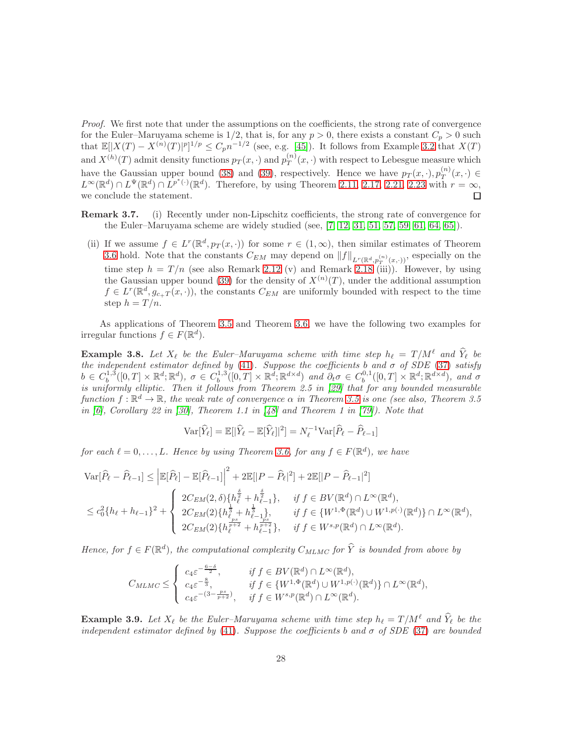*Proof.* We first note that under the assumptions on the coefficients, the strong rate of convergence for the Euler–Maruyama scheme is $1/2$, that is, for any $p > 0$, there exists a constant $C_p > 0$ such that $\mathbb{E}[|X(T) - X^{(n)}(T)|^p]^{1/p} \leq C_p n^{-1/2}$ (see, e.g. [45]). It follows from Example 3.2 that $X(T)$ and $X^{(h)}(T)$ admit density functions $p_T(x,\cdot)$ and $p_T^{(n)}(x,\cdot)$ with respect to Lebesgue measure which have the Gaussian upper bound (38) and (39), respectively. Hence we have $p_T(x,\cdot), p_T^{(n)}(x,\cdot) \in L^\infty(\mathbb{R}^d) \cap L^\Psi(\mathbb{R}^d) \cap L^{p^*(\cdot)}(\mathbb{R}^d)$. Therefore, by using Theorem 2.11, 2.17, 2.21, 2.23 with $r = \infty$, we conclude the statement. $\square$

**Remark 3.7.** (i) Recently under non-Lipschitz coefficients, the strong rate of convergence for the Euler–Maruyama scheme are widely studied (see, [7, 12, 31, 51, 57, 59, 61, 64, 65]).

(ii) If we assume $f \in L^r(\mathbb{R}^d, p_T(x,\cdot))$ for some $r \in (1,\infty)$, then similar estimates of Theorem 3.6 hold. Note that the constants $C_{EM}$ may depend on $\|f\|_{L^r(\mathbb{R}^d, p_T^{(n)}(x,\cdot))}$, especially on the time step $h = T/n$ (see also Remark 2.12 (v) and Remark 2.18 (iii)). However, by using the Gaussian upper bound (39) for the density of $X^{(n)}(T)$, under the additional assumption $f \in L^r(\mathbb{R}^d, g_{c_+T}(x,\cdot))$, the constants $C_{EM}$ are uniformly bounded with respect to the time step $h = T/n$.

As applications of Theorem 3.5 and Theorem 3.6, we have the following two examples for irregular functions $f \in F(\mathbb{R}^d)$.

**Example 3.8.** *Let $X_\ell$ be the Euler–Maruyama scheme with time step $h_\ell = T/M^\ell$ and $\widehat{Y}_\ell$ be the independent estimator defined by (41). Suppose the coefficients $b$ and $\sigma$ of SDE (37) satisfy $b \in C_b^{1,3}([0,T]\times\mathbb{R}^d;\mathbb{R}^d)$, $\sigma \in C_b^{1,3}([0,T]\times\mathbb{R}^d;\mathbb{R}^{d\times d})$ and $\partial_t\sigma \in C_b^{0,1}([0,T]\times\mathbb{R}^d;\mathbb{R}^{d\times d})$, and $\sigma$ is uniformly elliptic. Then it follows from Theorem 2.5 in [29] that for any bounded measurable function $f:\mathbb{R}^d\to\mathbb{R}$, the weak rate of convergence $\alpha$ in Theorem 3.5 is one (see also, Theorem 3.5 in [6], Corollary 22 in [30], Theorem 1.1 in [48] and Theorem 1 in [79]). Note that*

$$
\mathrm{Var}[\widehat{Y}_\ell] = \mathbb{E}[|\widehat{Y}_\ell - \mathbb{E}[\widehat{Y}_\ell]|^2] = N_\ell^{-1}\mathrm{Var}[\widehat{P}_\ell - \widehat{P}_{\ell-1}]
$$

*for each $\ell = 0,\ldots,L$. Hence by using Theorem 3.6, for any $f \in F(\mathbb{R}^d)$, we have*

$$
\begin{aligned}
&\mathrm{Var}[\widehat{P}_\ell - \widehat{P}_{\ell-1}] \leq \left|\mathbb{E}[\widehat{P}_\ell] - \mathbb{E}[\widehat{P}_{\ell-1}]\right|^2 + 2\mathbb{E}[|P - \widehat{P}_\ell|^2] + 2\mathbb{E}[|P - \widehat{P}_{\ell-1}|^2] \\
&\leq c_0^2\{h_\ell + h_{\ell-1}\}^2 + \begin{cases} 2C_{EM}(2,\delta)\{h_\ell^{\frac{\delta}{2}} + h_{\ell-1}^{\frac{\delta}{2}}\}, & \text{if } f \in BV(\mathbb{R}^d)\cap L^\infty(\mathbb{R}^d), \\ 2C_{EM}(2)\{h_\ell^{\frac{1}{3}} + h_{\ell-1}^{\frac{1}{3}}\}, & \text{if } f \in \{W^{1,\Phi}(\mathbb{R}^d)\cup W^{1,p(\cdot)}(\mathbb{R}^d)\}\cap L^\infty(\mathbb{R}^d), \\ 2C_{EM}(2)\{h_\ell^{\frac{ps}{p+2}} + h_{\ell-1}^{\frac{ps}{p+2}}\}, & \text{if } f \in W^{s,p}(\mathbb{R}^d)\cap L^\infty(\mathbb{R}^d). \end{cases}
\end{aligned}
$$

*Hence, for $f \in F(\mathbb{R}^d)$, the computational complexity $C_{MLMC}$ for $\widehat{Y}$ is bounded from above by*

$$
C_{MLMC} \leq \begin{cases} c_4\varepsilon^{-\frac{6-\delta}{2}}, & \text{if } f \in BV(\mathbb{R}^d)\cap L^\infty(\mathbb{R}^d), \\ c_4\varepsilon^{-\frac{8}{3}}, & \text{if } f \in \{W^{1,\Phi}(\mathbb{R}^d)\cup W^{1,p(\cdot)}(\mathbb{R}^d)\}\cap L^\infty(\mathbb{R}^d), \\ c_4\varepsilon^{-(3-\frac{ps}{p+2})}, & \text{if } f \in W^{s,p}(\mathbb{R}^d)\cap L^\infty(\mathbb{R}^d). \end{cases}
$$

**Example 3.9.** *Let $X_\ell$ be the Euler–Maruyama scheme with time step $h_\ell = T/M^\ell$ and $\widehat{Y}_\ell$ be the independent estimator defined by (41). Suppose the coefficients $b$ and $\sigma$ of SDE (37) are bounded*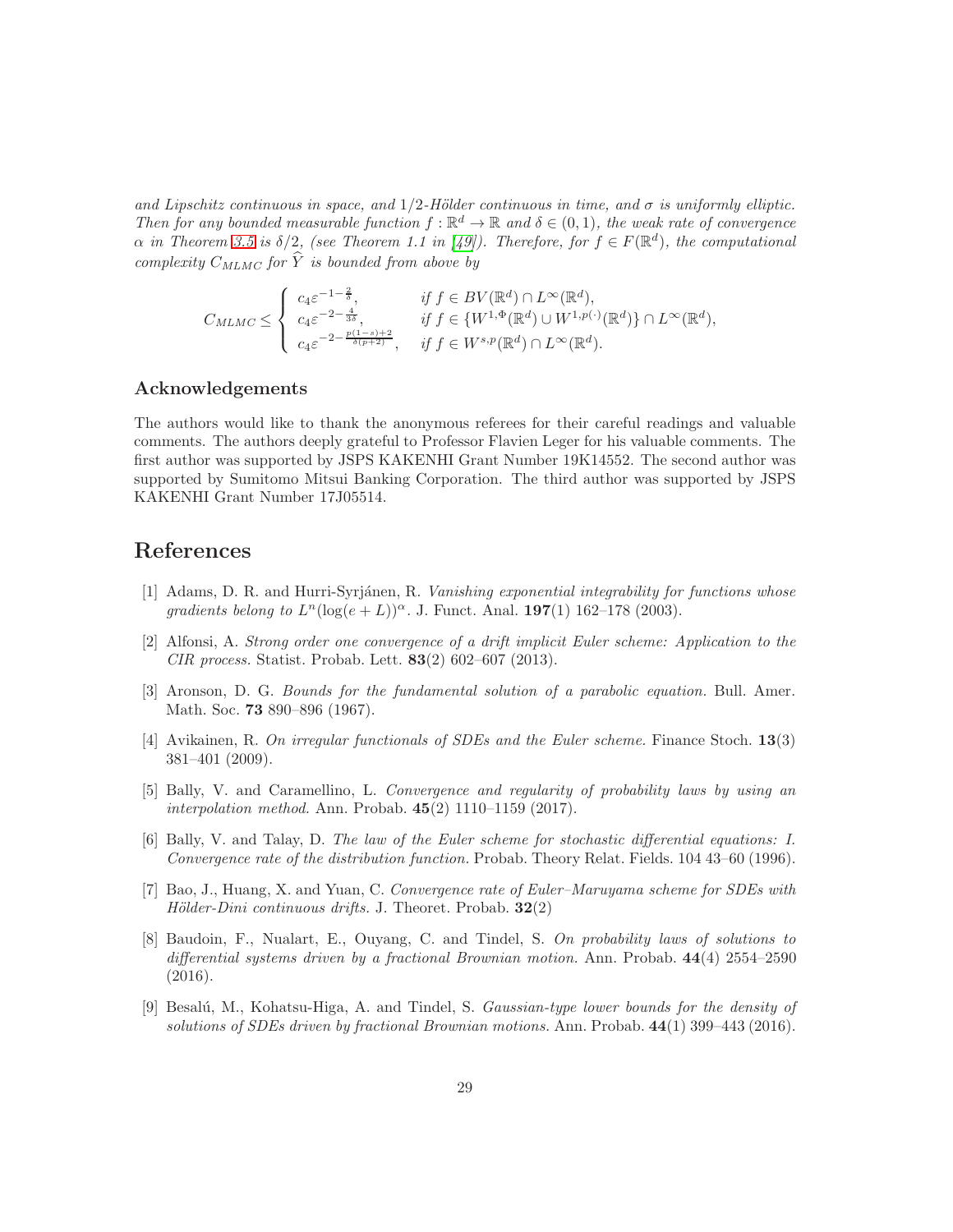*and Lipschitz continuous in space, and 1/2-Hölder continuous in time, and $\sigma$ is uniformly elliptic. Then for any bounded measurable function $f : \mathbb{R}^d \to \mathbb{R}$ and $\delta \in (0,1)$, the weak rate of convergence $\alpha$ in Theorem 3.5 is $\delta/2$, (see Theorem 1.1 in [49]). Therefore, for $f \in F(\mathbb{R}^d)$, the computational complexity $C_{MLMC}$ for $\widehat{Y}$ is bounded from above by*

$$C_{MLMC} \leq \begin{cases} c_4 \varepsilon^{-1-\frac{2}{\delta}}, & \text{if } f \in BV(\mathbb{R}^d) \cap L^\infty(\mathbb{R}^d), \\ c_4 \varepsilon^{-2-\frac{4}{3\delta}}, & \text{if } f \in \{W^{1,\Phi}(\mathbb{R}^d) \cup W^{1,p(\cdot)}(\mathbb{R}^d)\} \cap L^\infty(\mathbb{R}^d), \\ c_4 \varepsilon^{-2-\frac{p(1-s)+2}{\delta(p+2)}}, & \text{if } f \in W^{s,p}(\mathbb{R}^d) \cap L^\infty(\mathbb{R}^d). \end{cases}$$

## Acknowledgements

The authors would like to thank the anonymous referees for their careful readings and valuable comments. The authors deeply grateful to Professor Flavien Leger for his valuable comments. The first author was supported by JSPS KAKENHI Grant Number 19K14552. The second author was supported by Sumitomo Mitsui Banking Corporation. The third author was supported by JSPS KAKENHI Grant Number 17J05514.

# References

[1] Adams, D. R. and Hurri-Syrjánen, R. *Vanishing exponential integrability for functions whose gradients belong to $L^n(\log(e+L))^\alpha$.* J. Funct. Anal. **197**(1) 162–178 (2003).

[2] Alfonsi, A. *Strong order one convergence of a drift implicit Euler scheme: Application to the CIR process.* Statist. Probab. Lett. **83**(2) 602–607 (2013).

[3] Aronson, D. G. *Bounds for the fundamental solution of a parabolic equation.* Bull. Amer. Math. Soc. **73** 890–896 (1967).

[4] Avikainen, R. *On irregular functionals of SDEs and the Euler scheme.* Finance Stoch. **13**(3) 381–401 (2009).

[5] Bally, V. and Caramellino, L. *Convergence and regularity of probability laws by using an interpolation method.* Ann. Probab. **45**(2) 1110–1159 (2017).

[6] Bally, V. and Talay, D. *The law of the Euler scheme for stochastic differential equations: I. Convergence rate of the distribution function.* Probab. Theory Relat. Fields. 104 43–60 (1996).

[7] Bao, J., Huang, X. and Yuan, C. *Convergence rate of Euler–Maruyama scheme for SDEs with Hölder-Dini continuous drifts.* J. Theoret. Probab. **32**(2)

[8] Baudoin, F., Nualart, E., Ouyang, C. and Tindel, S. *On probability laws of solutions to differential systems driven by a fractional Brownian motion.* Ann. Probab. **44**(4) 2554–2590 (2016).

[9] Besalú, M., Kohatsu-Higa, A. and Tindel, S. *Gaussian-type lower bounds for the density of solutions of SDEs driven by fractional Brownian motions.* Ann. Probab. **44**(1) 399–443 (2016).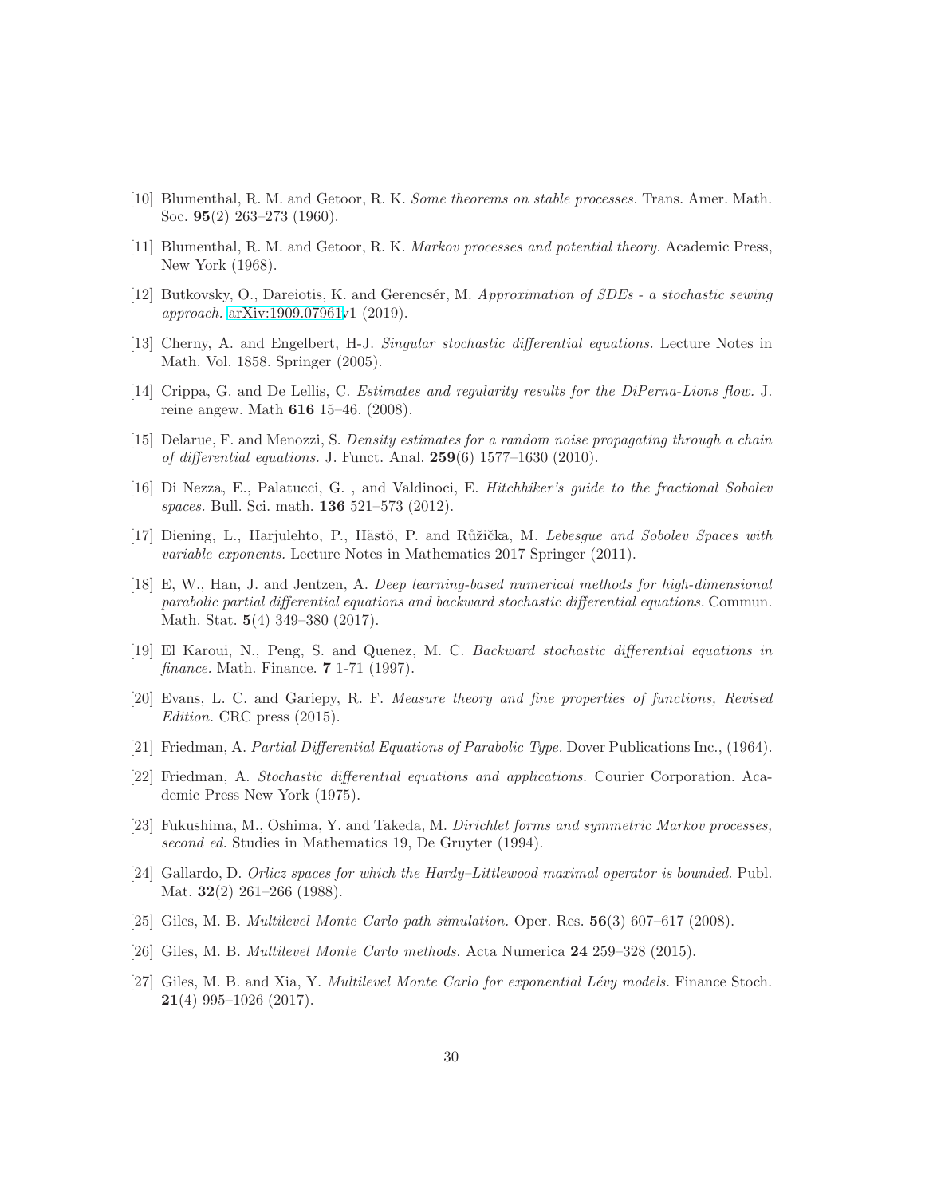[10] Blumenthal, R. M. and Getoor, R. K. *Some theorems on stable processes.* Trans. Amer. Math. Soc. **95**(2) 263–273 (1960).

[11] Blumenthal, R. M. and Getoor, R. K. *Markov processes and potential theory.* Academic Press, New York (1968).

[12] Butkovsky, O., Dareiotis, K. and Gerencsér, M. *Approximation of SDEs - a stochastic sewing approach.* arXiv:1909.07961v1 (2019).

[13] Cherny, A. and Engelbert, H-J. *Singular stochastic differential equations.* Lecture Notes in Math. Vol. 1858. Springer (2005).

[14] Crippa, G. and De Lellis, C. *Estimates and regularity results for the DiPerna-Lions flow.* J. reine angew. Math **616** 15–46. (2008).

[15] Delarue, F. and Menozzi, S. *Density estimates for a random noise propagating through a chain of differential equations.* J. Funct. Anal. **259**(6) 1577–1630 (2010).

[16] Di Nezza, E., Palatucci, G. , and Valdinoci, E. *Hitchhiker's guide to the fractional Sobolev spaces.* Bull. Sci. math. **136** 521–573 (2012).

[17] Diening, L., Harjulehto, P., Hästö, P. and Růžička, M. *Lebesgue and Sobolev Spaces with variable exponents.* Lecture Notes in Mathematics 2017 Springer (2011).

[18] E, W., Han, J. and Jentzen, A. *Deep learning-based numerical methods for high-dimensional parabolic partial differential equations and backward stochastic differential equations.* Commun. Math. Stat. **5**(4) 349–380 (2017).

[19] El Karoui, N., Peng, S. and Quenez, M. C. *Backward stochastic differential equations in finance.* Math. Finance. **7** 1-71 (1997).

[20] Evans, L. C. and Gariepy, R. F. *Measure theory and fine properties of functions, Revised Edition.* CRC press (2015).

[21] Friedman, A. *Partial Differential Equations of Parabolic Type.* Dover Publications Inc., (1964).

[22] Friedman, A. *Stochastic differential equations and applications.* Courier Corporation. Academic Press New York (1975).

[23] Fukushima, M., Oshima, Y. and Takeda, M. *Dirichlet forms and symmetric Markov processes, second ed.* Studies in Mathematics 19, De Gruyter (1994).

[24] Gallardo, D. *Orlicz spaces for which the Hardy–Littlewood maximal operator is bounded*. Publ. Mat. **32**(2) 261–266 (1988).

[25] Giles, M. B. *Multilevel Monte Carlo path simulation.* Oper. Res. **56**(3) 607–617 (2008).

[26] Giles, M. B. *Multilevel Monte Carlo methods.* Acta Numerica **24** 259–328 (2015).

[27] Giles, M. B. and Xia, Y. *Multilevel Monte Carlo for exponential Lévy models.* Finance Stoch. **21**(4) 995–1026 (2017).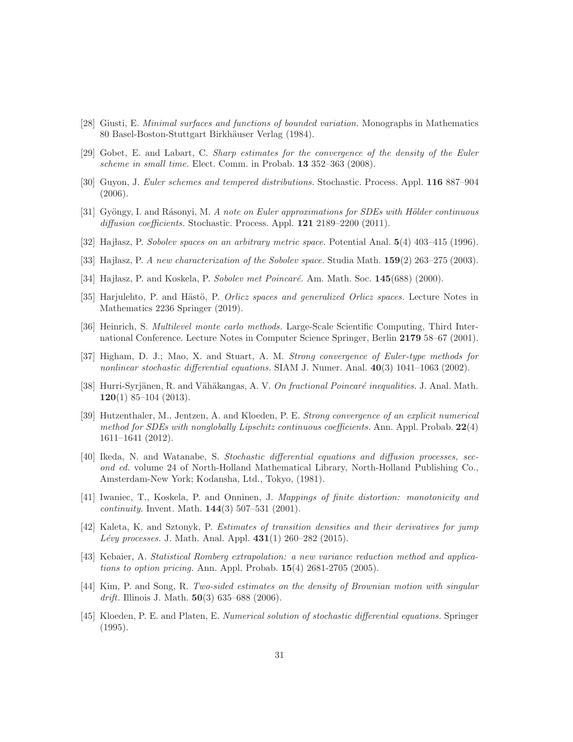[28] Giusti, E. *Minimal surfaces and functions of bounded variation.* Monographs in Mathematics 80 Basel-Boston-Stuttgart Birkhäuser Verlag (1984).

[29] Gobet, E. and Labart, C. *Sharp estimates for the convergence of the density of the Euler scheme in small time.* Elect. Comm. in Probab. **13** 352–363 (2008).

[30] Guyon, J. *Euler schemes and tempered distributions.* Stochastic. Process. Appl. **116** 887–904 (2006).

[31] Gyöngy, I. and Rásonyi, M. *A note on Euler approximations for SDEs with Hölder continuous diffusion coefficients.* Stochastic. Process. Appl. **121** 2189–2200 (2011).

[32] Hajłasz, P. *Sobolev spaces on an arbitrary metric space.* Potential Anal. **5**(4) 403–415 (1996).

[33] Hajłasz, P. *A new characterization of the Sobolev space.* Studia Math. **159**(2) 263–275 (2003).

[34] Hajłasz, P. and Koskela, P. *Sobolev met Poincaré.* Am. Math. Soc. **145**(688) (2000).

[35] Harjulehto, P. and Hästö, P. *Orlicz spaces and generalized Orlicz spaces.* Lecture Notes in Mathematics 2236 Springer (2019).

[36] Heinrich, S. *Multilevel monte carlo methods.* Large-Scale Scientific Computing, Third International Conference. Lecture Notes in Computer Science Springer, Berlin **2179** 58–67 (2001).

[37] Higham, D. J.; Mao, X. and Stuart, A. M. *Strong convergence of Euler-type methods for nonlinear stochastic differential equations.* SIAM J. Numer. Anal. **40**(3) 1041–1063 (2002).

[38] Hurri-Syrjänen, R. and Vähäkangas, A. V. *On fractional Poincaré inequalities.* J. Anal. Math. **120**(1) 85–104 (2013).

[39] Hutzenthaler, M., Jentzen, A. and Kloeden, P. E. *Strong convergence of an explicit numerical method for SDEs with nonglobally Lipschitz continuous coefficients.* Ann. Appl. Probab. **22**(4) 1611–1641 (2012).

[40] Ikeda, N. and Watanabe, S. *Stochastic differential equations and diffusion processes, second ed.* volume 24 of North-Holland Mathematical Library, North-Holland Publishing Co., Amsterdam-New York; Kodansha, Ltd., Tokyo, (1981).

[41] Iwaniec, T., Koskela, P. and Onninen, J. *Mappings of finite distortion: monotonicity and continuity.* Invent. Math. **144**(3) 507–531 (2001).

[42] Kaleta, K. and Sztonyk, P. *Estimates of transition densities and their derivatives for jump Lévy processes.* J. Math. Anal. Appl. **431**(1) 260–282 (2015).

[43] Kebaier, A. *Statistical Romberg extrapolation: a new variance reduction method and applications to option pricing.* Ann. Appl. Probab. **15**(4) 2681-2705 (2005).

[44] Kim, P. and Song, R. *Two-sided estimates on the density of Brownian motion with singular drift.* Illinois J. Math. **50**(3) 635–688 (2006).

[45] Kloeden, P. E. and Platen, E. *Numerical solution of stochastic differential equations.* Springer (1995).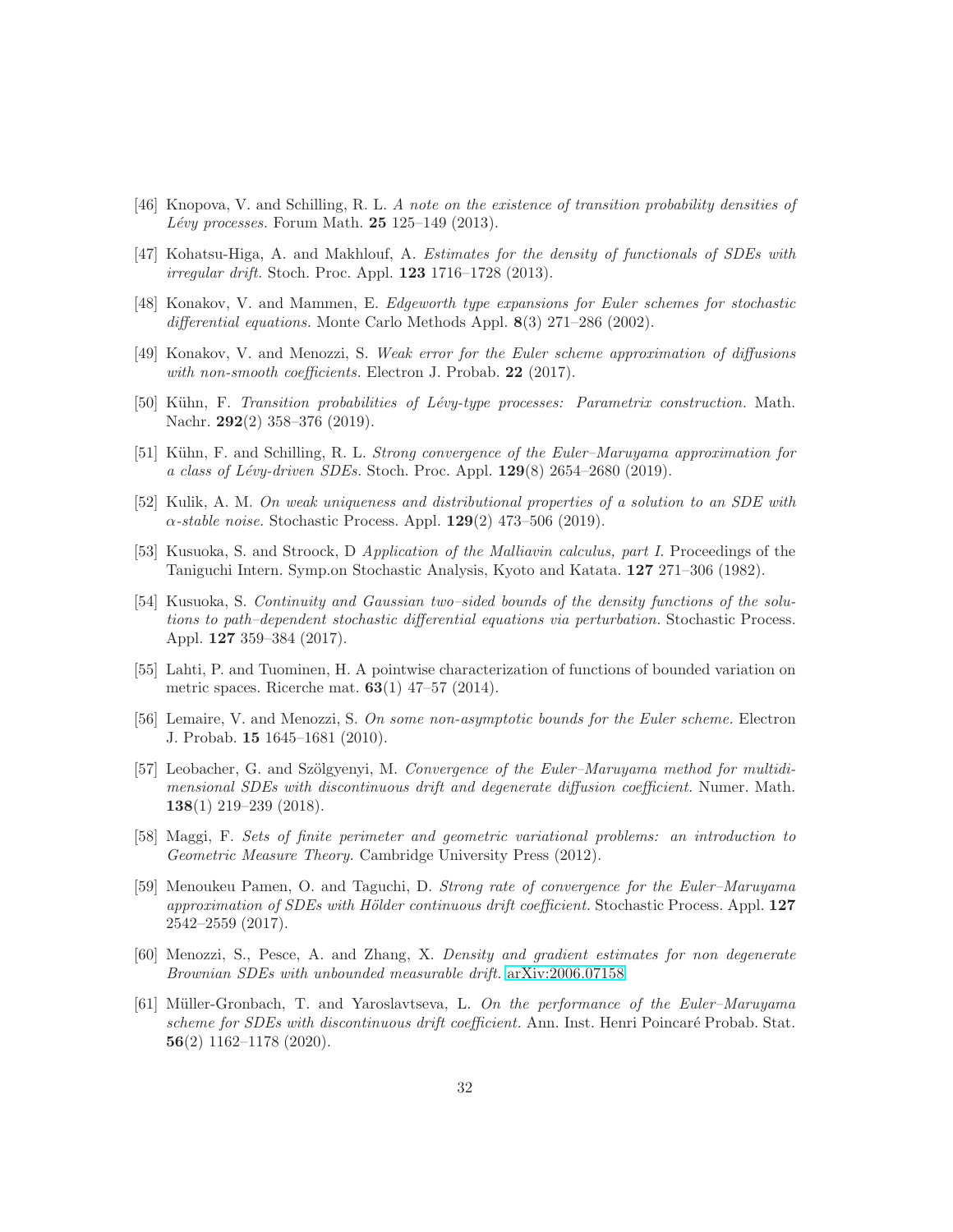[46] Knopova, V. and Schilling, R. L. *A note on the existence of transition probability densities of Lévy processes.* Forum Math. **25** 125–149 (2013).

[47] Kohatsu-Higa, A. and Makhlouf, A. *Estimates for the density of functionals of SDEs with irregular drift.* Stoch. Proc. Appl. **123** 1716–1728 (2013).

[48] Konakov, V. and Mammen, E. *Edgeworth type expansions for Euler schemes for stochastic differential equations.* Monte Carlo Methods Appl. **8**(3) 271–286 (2002).

[49] Konakov, V. and Menozzi, S. *Weak error for the Euler scheme approximation of diffusions with non-smooth coefficients.* Electron J. Probab. **22** (2017).

[50] Kühn, F. *Transition probabilities of Lévy-type processes: Parametrix construction.* Math. Nachr. **292**(2) 358–376 (2019).

[51] Kühn, F. and Schilling, R. L. *Strong convergence of the Euler–Maruyama approximation for a class of Lévy-driven SDEs.* Stoch. Proc. Appl. **129**(8) 2654–2680 (2019).

[52] Kulik, A. M. *On weak uniqueness and distributional properties of a solution to an SDE with $\alpha$-stable noise.* Stochastic Process. Appl. **129**(2) 473–506 (2019).

[53] Kusuoka, S. and Stroock, D *Application of the Malliavin calculus, part I.* Proceedings of the Taniguchi Intern. Symp.on Stochastic Analysis, Kyoto and Katata. **127** 271–306 (1982).

[54] Kusuoka, S. *Continuity and Gaussian two–sided bounds of the density functions of the solutions to path–dependent stochastic differential equations via perturbation.* Stochastic Process. Appl. **127** 359–384 (2017).

[55] Lahti, P. and Tuominen, H. A pointwise characterization of functions of bounded variation on metric spaces. Ricerche mat. **63**(1) 47–57 (2014).

[56] Lemaire, V. and Menozzi, S. *On some non-asymptotic bounds for the Euler scheme.* Electron J. Probab. **15** 1645–1681 (2010).

[57] Leobacher, G. and Szölgyenyi, M. *Convergence of the Euler–Maruyama method for multidimensional SDEs with discontinuous drift and degenerate diffusion coefficient.* Numer. Math. **138**(1) 219–239 (2018).

[58] Maggi, F. *Sets of finite perimeter and geometric variational problems: an introduction to Geometric Measure Theory.* Cambridge University Press (2012).

[59] Menoukeu Pamen, O. and Taguchi, D. *Strong rate of convergence for the Euler–Maruyama approximation of SDEs with Hölder continuous drift coefficient.* Stochastic Process. Appl. **127** 2542–2559 (2017).

[60] Menozzi, S., Pesce, A. and Zhang, X. *Density and gradient estimates for non degenerate Brownian SDEs with unbounded measurable drift.* arXiv:2006.07158

[61] Müller-Gronbach, T. and Yaroslavtseva, L. *On the performance of the Euler–Maruyama scheme for SDEs with discontinuous drift coefficient.* Ann. Inst. Henri Poincaré Probab. Stat. **56**(2) 1162–1178 (2020).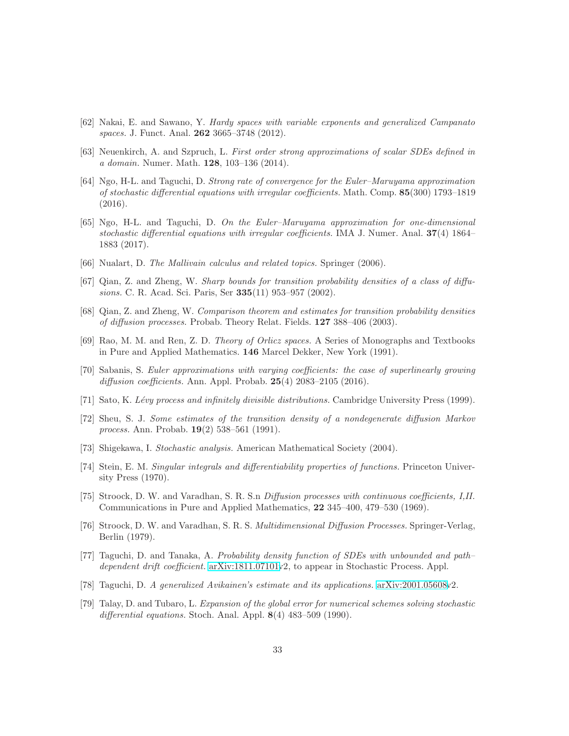[62] Nakai, E. and Sawano, Y. *Hardy spaces with variable exponents and generalized Campanato spaces.* J. Funct. Anal. **262** 3665–3748 (2012).

[63] Neuenkirch, A. and Szpruch, L. *First order strong approximations of scalar SDEs defined in a domain.* Numer. Math. **128**, 103–136 (2014).

[64] Ngo, H-L. and Taguchi, D. *Strong rate of convergence for the Euler–Maruyama approximation of stochastic differential equations with irregular coefficients.* Math. Comp. **85**(300) 1793–1819 (2016).

[65] Ngo, H-L. and Taguchi, D. *On the Euler–Maruyama approximation for one-dimensional stochastic differential equations with irregular coefficients.* IMA J. Numer. Anal. **37**(4) 1864–1883 (2017).

[66] Nualart, D. *The Mallivain calculus and related topics.* Springer (2006).

[67] Qian, Z. and Zheng, W. *Sharp bounds for transition probability densities of a class of diffusions.* C. R. Acad. Sci. Paris, Ser **335**(11) 953–957 (2002).

[68] Qian, Z. and Zheng, W. *Comparison theorem and estimates for transition probability densities of diffusion processes.* Probab. Theory Relat. Fields. **127** 388–406 (2003).

[69] Rao, M. M. and Ren, Z. D. *Theory of Orlicz spaces.* A Series of Monographs and Textbooks in Pure and Applied Mathematics. **146** Marcel Dekker, New York (1991).

[70] Sabanis, S. *Euler approximations with varying coefficients: the case of superlinearly growing diffusion coefficients.* Ann. Appl. Probab. **25**(4) 2083–2105 (2016).

[71] Sato, K. *Lévy process and infinitely divisible distributions.* Cambridge University Press (1999).

[72] Sheu, S. J. *Some estimates of the transition density of a nondegenerate diffusion Markov process.* Ann. Probab. **19**(2) 538–561 (1991).

[73] Shigekawa, I. *Stochastic analysis.* American Mathematical Society (2004).

[74] Stein, E. M. *Singular integrals and differentiability properties of functions.* Princeton University Press (1970).

[75] Stroock, D. W. and Varadhan, S. R. S.n *Diffusion processes with continuous coefficients, I,II.* Communications in Pure and Applied Mathematics, **22** 345–400, 479–530 (1969).

[76] Stroock, D. W. and Varadhan, S. R. S. *Multidimensional Diffusion Processes.* Springer-Verlag, Berlin (1979).

[77] Taguchi, D. and Tanaka, A. *Probability density function of SDEs with unbounded and path–dependent drift coefficient.* arXiv:1811.07101v2, to appear in Stochastic Process. Appl.

[78] Taguchi, D. *A generalized Avikainen's estimate and its applications.* arXiv:2001.05608v2.

[79] Talay, D. and Tubaro, L. *Expansion of the global error for numerical schemes solving stochastic differential equations.* Stoch. Anal. Appl. **8**(4) 483–509 (1990).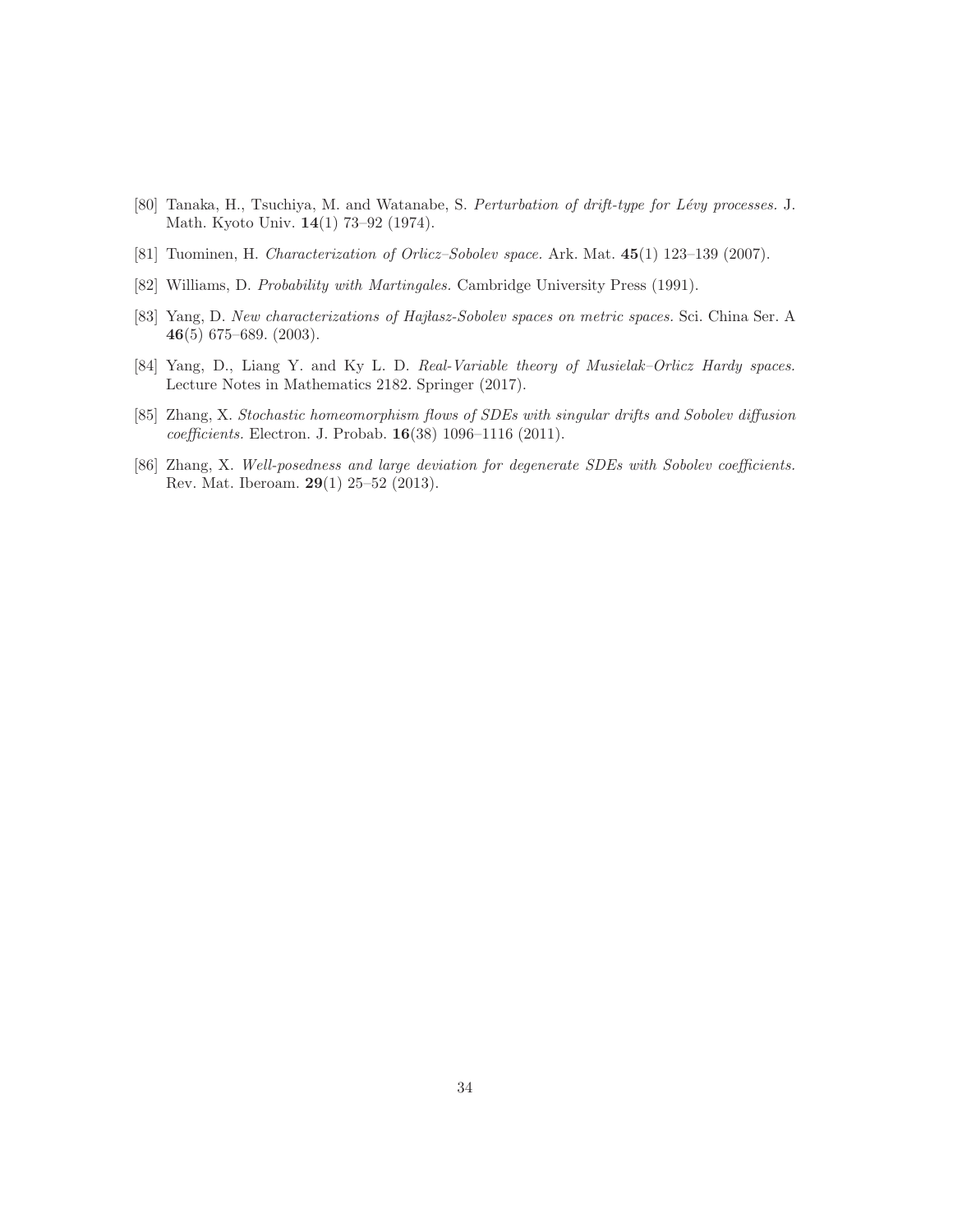[80] Tanaka, H., Tsuchiya, M. and Watanabe, S. *Perturbation of drift-type for Lévy processes.* J. Math. Kyoto Univ. **14**(1) 73–92 (1974).

[81] Tuominen, H. *Characterization of Orlicz–Sobolev space.* Ark. Mat. **45**(1) 123–139 (2007).

[82] Williams, D. *Probability with Martingales.* Cambridge University Press (1991).

[83] Yang, D. *New characterizations of Hajłasz-Sobolev spaces on metric spaces.* Sci. China Ser. A **46**(5) 675–689. (2003).

[84] Yang, D., Liang Y. and Ky L. D. *Real-Variable theory of Musielak–Orlicz Hardy spaces.* Lecture Notes in Mathematics 2182. Springer (2017).

[85] Zhang, X. *Stochastic homeomorphism flows of SDEs with singular drifts and Sobolev diffusion coefficients.* Electron. J. Probab. **16**(38) 1096–1116 (2011).

[86] Zhang, X. *Well-posedness and large deviation for degenerate SDEs with Sobolev coefficients.* Rev. Mat. Iberoam. **29**(1) 25–52 (2013).